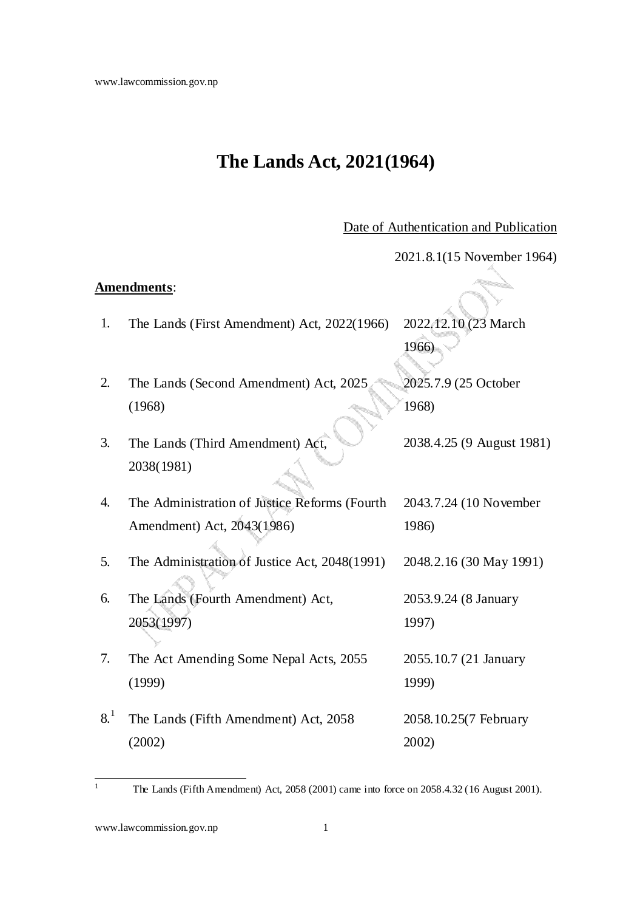# The Lands Act, 2021(1964)

Date of Authentication and Publication

2021.8.1(15 November 1964)

**Amendments**:

| | | |
|---|---|---|
| 1. | The Lands (First Amendment) Act, 2022(1966) | 2022.12.10 (23 March 1966) |
| 2. | The Lands (Second Amendment) Act, 2025 (1968) | 2025.7.9 (25 October 1968) |
| 3. | The Lands (Third Amendment) Act, 2038(1981) | 2038.4.25 (9 August 1981) |
| 4. | The Administration of Justice Reforms (Fourth Amendment) Act, 2043(1986) | 2043.7.24 (10 November 1986) |
| 5. | The Administration of Justice Act, 2048(1991) | 2048.2.16 (30 May 1991) |
| 6. | The Lands (Fourth Amendment) Act, 2053(1997) | 2053.9.24 (8 January 1997) |
| 7. | The Act Amending Some Nepal Acts, 2055 (1999) | 2055.10.7 (21 January 1999) |
| 8.[1] | The Lands (Fifth Amendment) Act, 2058 (2002) | 2058.10.25(7 February 2002) |

[1] The Lands (Fifth Amendment) Act, 2058 (2001) came into force on 2058.4.32 (16 August 2001).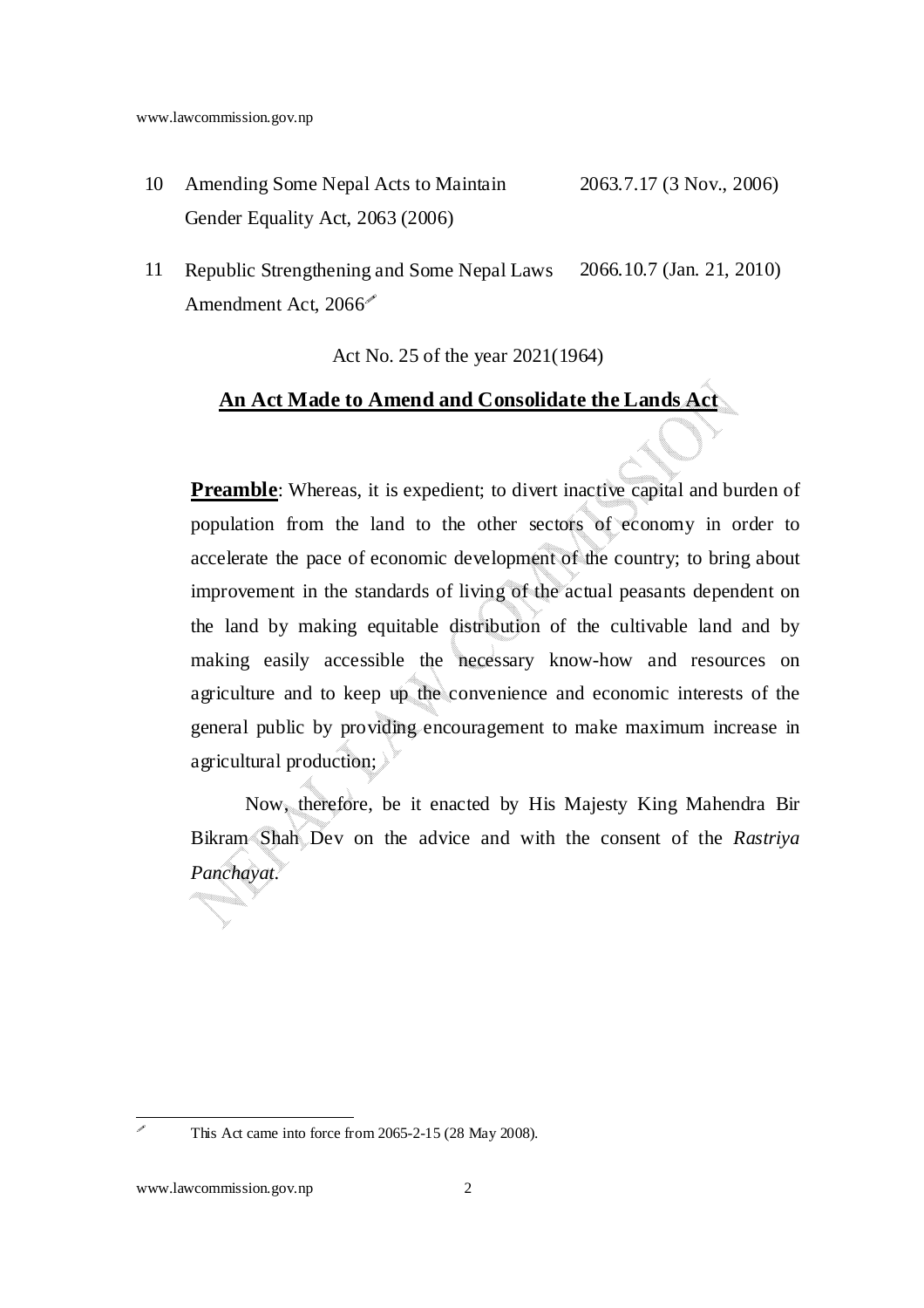| | | |
|---|---|---|
| 10 | Amending Some Nepal Acts to Maintain Gender Equality Act, 2063 (2006) | 2063.7.17 (3 Nov., 2006) |
| 11 | Republic Strengthening and Some Nepal Laws Amendment Act, 2066[*] | 2066.10.7 (Jan. 21, 2010) |

Act No. 25 of the year 2021(1964)

## An Act Made to Amend and Consolidate the Lands Act

**Preamble**: Whereas, it is expedient; to divert inactive capital and burden of population from the land to the other sectors of economy in order to accelerate the pace of economic development of the country; to bring about improvement in the standards of living of the actual peasants dependent on the land by making equitable distribution of the cultivable land and by making easily accessible the necessary know-how and resources on agriculture and to keep up the convenience and economic interests of the general public by providing encouragement to make maximum increase in agricultural production;

Now, therefore, be it enacted by His Majesty King Mahendra Bir Bikram Shah Dev on the advice and with the consent of the *Rastriya Panchayat*.

---

[*] This Act came into force from 2065-2-15 (28 May 2008).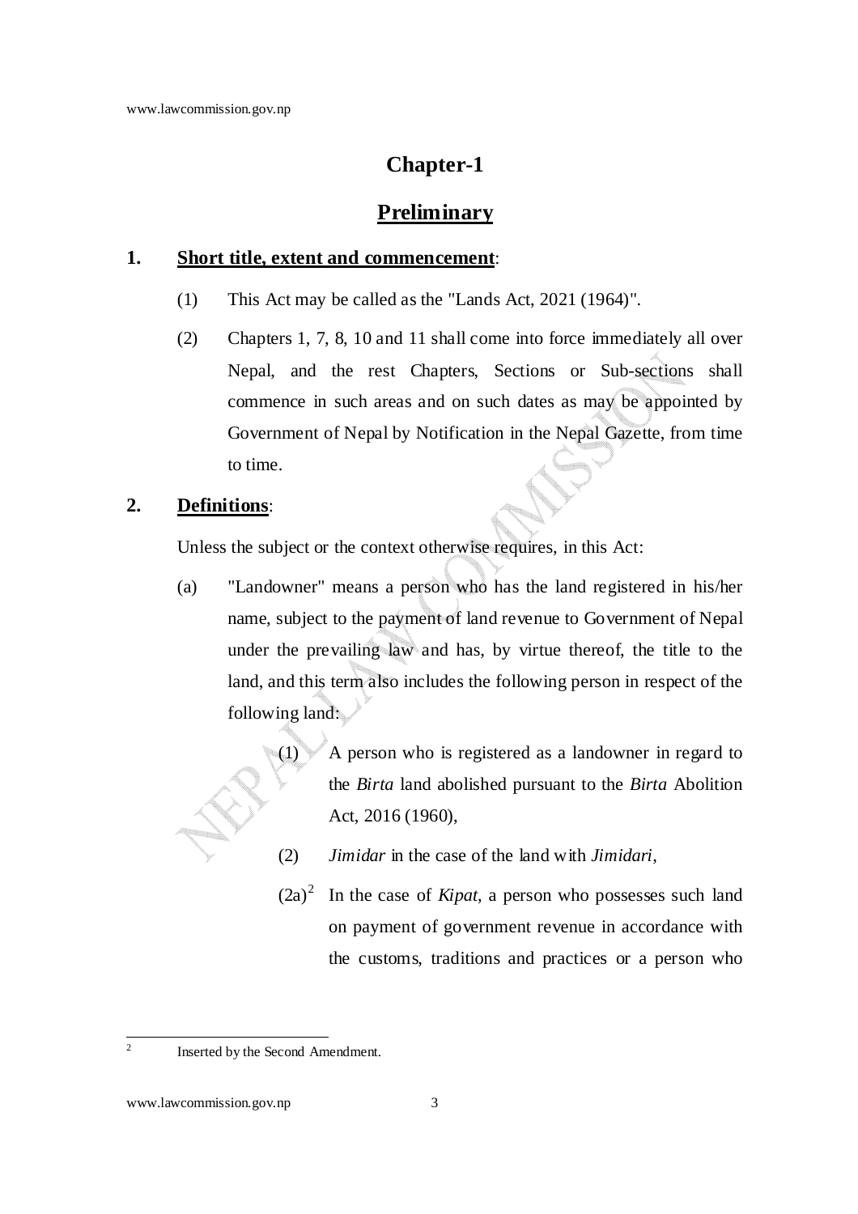# Chapter-1

## Preliminary

### 1. Short title, extent and commencement:

(1) This Act may be called as the "Lands Act, 2021 (1964)".

(2) Chapters 1, 7, 8, 10 and 11 shall come into force immediately all over Nepal, and the rest Chapters, Sections or Sub-sections shall commence in such areas and on such dates as may be appointed by Government of Nepal by Notification in the Nepal Gazette, from time to time.

### 2. Definitions:

Unless the subject or the context otherwise requires, in this Act:

(a) "Landowner" means a person who has the land registered in his/her name, subject to the payment of land revenue to Government of Nepal under the prevailing law and has, by virtue thereof, the title to the land, and this term also includes the following person in respect of the following land:

> (1) A person who is registered as a landowner in regard to the *Birta* land abolished pursuant to the *Birta* Abolition Act, 2016 (1960),
>
> (2) *Jimidar* in the case of the land with *Jimidari*,
>
> (2a)[2] In the case of *Kipat*, a person who possesses such land on payment of government revenue in accordance with the customs, traditions and practices or a person who

---

[2] Inserted by the Second Amendment.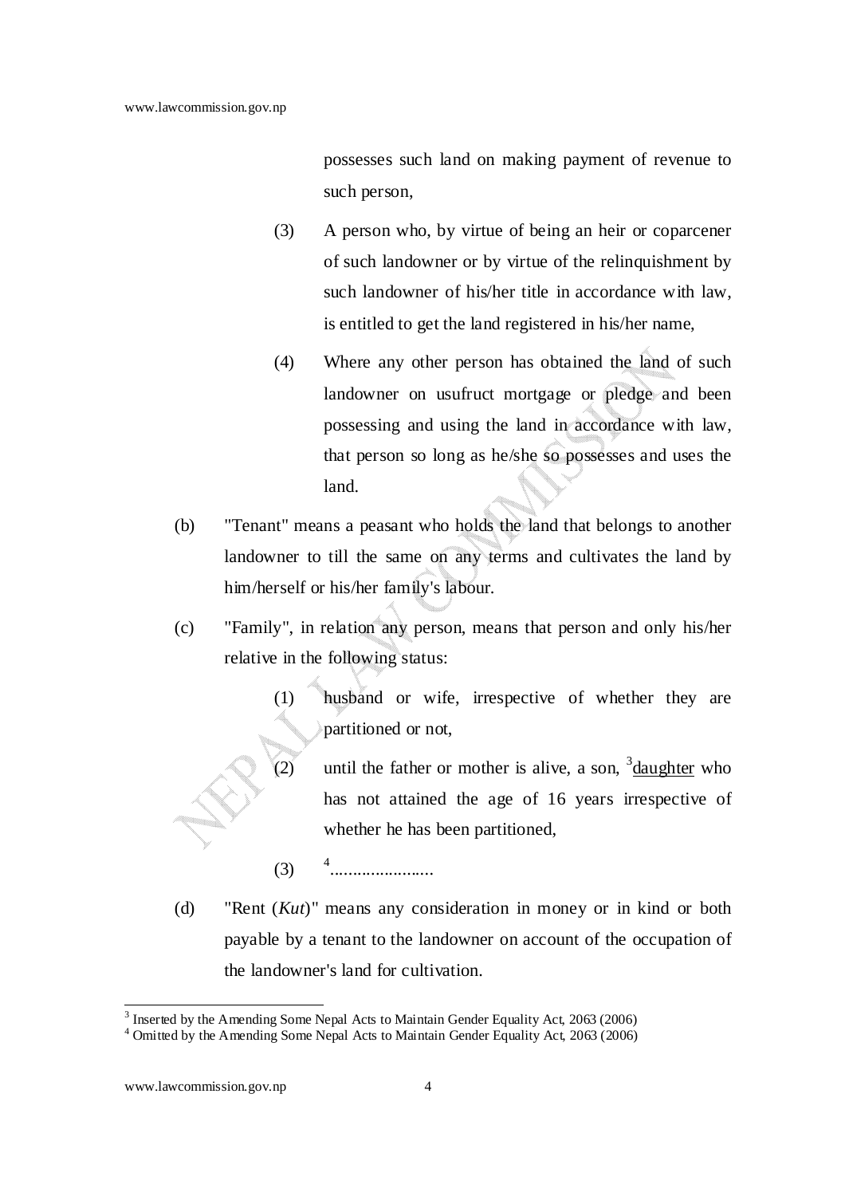possesses such land on making payment of revenue to such person,

(3) A person who, by virtue of being an heir or coparcener of such landowner or by virtue of the relinquishment by such landowner of his/her title in accordance with law, is entitled to get the land registered in his/her name,

(4) Where any other person has obtained the land of such landowner on usufruct mortgage or pledge and been possessing and using the land in accordance with law, that person so long as he/she so possesses and uses the land.

(b) "Tenant" means a peasant who holds the land that belongs to another landowner to till the same on any terms and cultivates the land by him/herself or his/her family's labour.

(c) "Family", in relation any person, means that person and only his/her relative in the following status:

(1) husband or wife, irrespective of whether they are partitioned or not,

(2) until the father or mother is alive, a son, [3]daughter who has not attained the age of 16 years irrespective of whether he has been partitioned,

(3) [4]......................

(d) "Rent (*Kut*)" means any consideration in money or in kind or both payable by a tenant to the landowner on account of the occupation of the landowner's land for cultivation.

---

[3] Inserted by the Amending Some Nepal Acts to Maintain Gender Equality Act, 2063 (2006)

[4] Omitted by the Amending Some Nepal Acts to Maintain Gender Equality Act, 2063 (2006)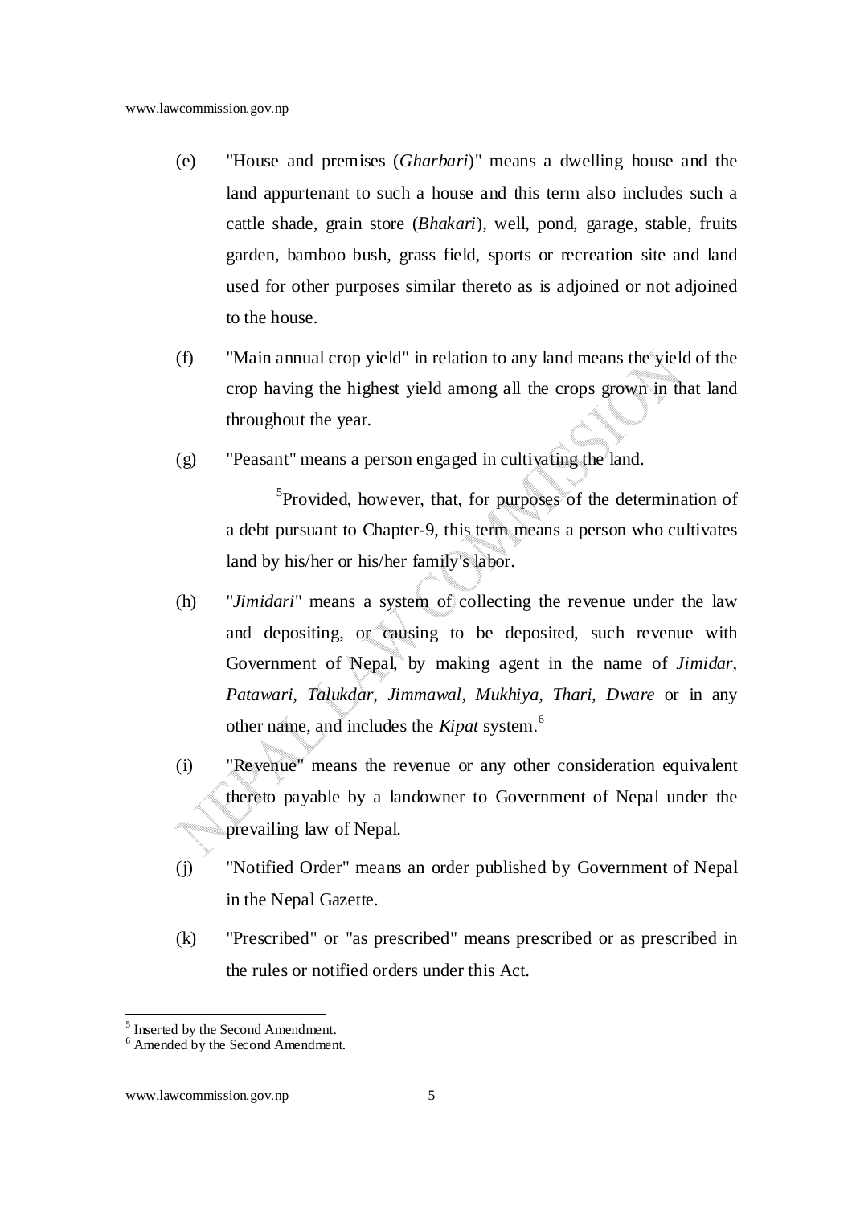(e) "House and premises (*Gharbari*)" means a dwelling house and the land appurtenant to such a house and this term also includes such a cattle shade, grain store (*Bhakari*), well, pond, garage, stable, fruits garden, bamboo bush, grass field, sports or recreation site and land used for other purposes similar thereto as is adjoined or not adjoined to the house.

(f) "Main annual crop yield" in relation to any land means the yield of the crop having the highest yield among all the crops grown in that land throughout the year.

(g) "Peasant" means a person engaged in cultivating the land.

[5]Provided, however, that, for purposes of the determination of a debt pursuant to Chapter-9, this term means a person who cultivates land by his/her or his/her family's labor.

(h) "*Jimidari*" means a system of collecting the revenue under the law and depositing, or causing to be deposited, such revenue with Government of Nepal, by making agent in the name of *Jimidar*, *Patawari*, *Talukdar*, *Jimmawal*, *Mukhiya*, *Thari*, *Dware* or in any other name, and includes the *Kipat* system.[6]

(i) "Revenue" means the revenue or any other consideration equivalent thereto payable by a landowner to Government of Nepal under the prevailing law of Nepal.

(j) "Notified Order" means an order published by Government of Nepal in the Nepal Gazette.

(k) "Prescribed" or "as prescribed" means prescribed or as prescribed in the rules or notified orders under this Act.

---

[5] Inserted by the Second Amendment.

[6] Amended by the Second Amendment.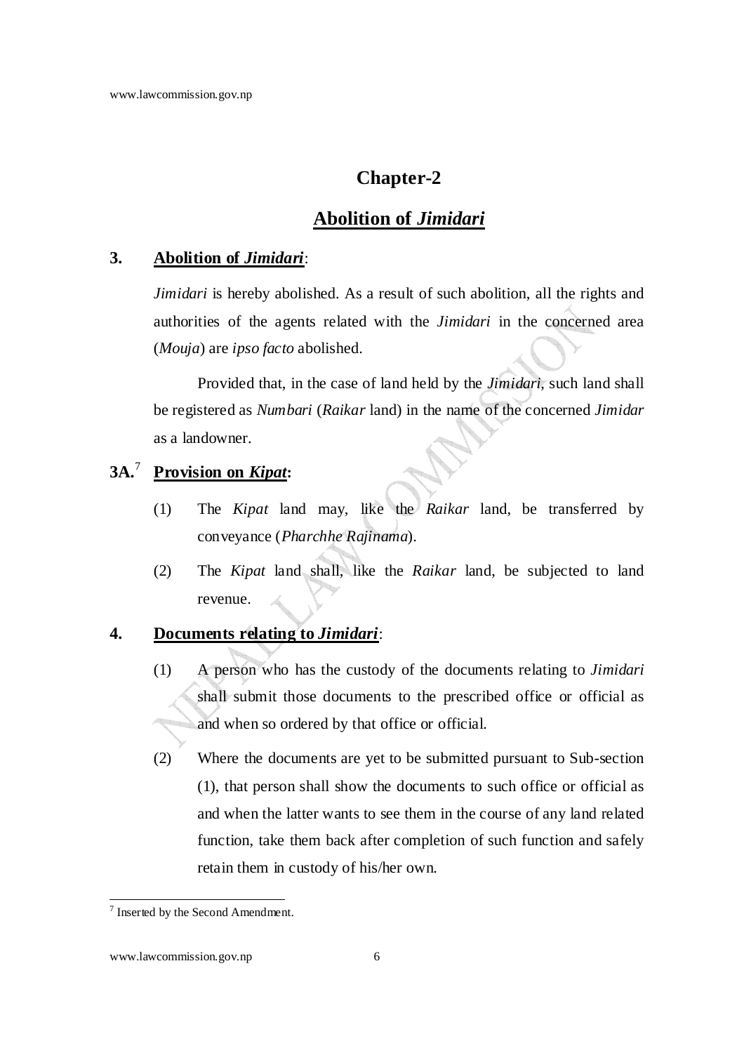# Chapter-2

## Abolition of *Jimidari*

**3. Abolition of *Jimidari*:**

*Jimidari* is hereby abolished. As a result of such abolition, all the rights and authorities of the agents related with the *Jimidari* in the concerned area (*Mouja*) are *ipso facto* abolished.

Provided that, in the case of land held by the *Jimidari*, such land shall be registered as *Numbari* (*Raikar* land) in the name of the concerned *Jimidar* as a landowner.

**3A.[7] Provision on *Kipat*:**

(1) The *Kipat* land may, like the *Raikar* land, be transferred by conveyance (*Pharchhe Rajinama*).

(2) The *Kipat* land shall, like the *Raikar* land, be subjected to land revenue.

**4. Documents relating to *Jimidari*:**

(1) A person who has the custody of the documents relating to *Jimidari* shall submit those documents to the prescribed office or official as and when so ordered by that office or official.

(2) Where the documents are yet to be submitted pursuant to Sub-section (1), that person shall show the documents to such office or official as and when the latter wants to see them in the course of any land related function, take them back after completion of such function and safely retain them in custody of his/her own.

---

[7] Inserted by the Second Amendment.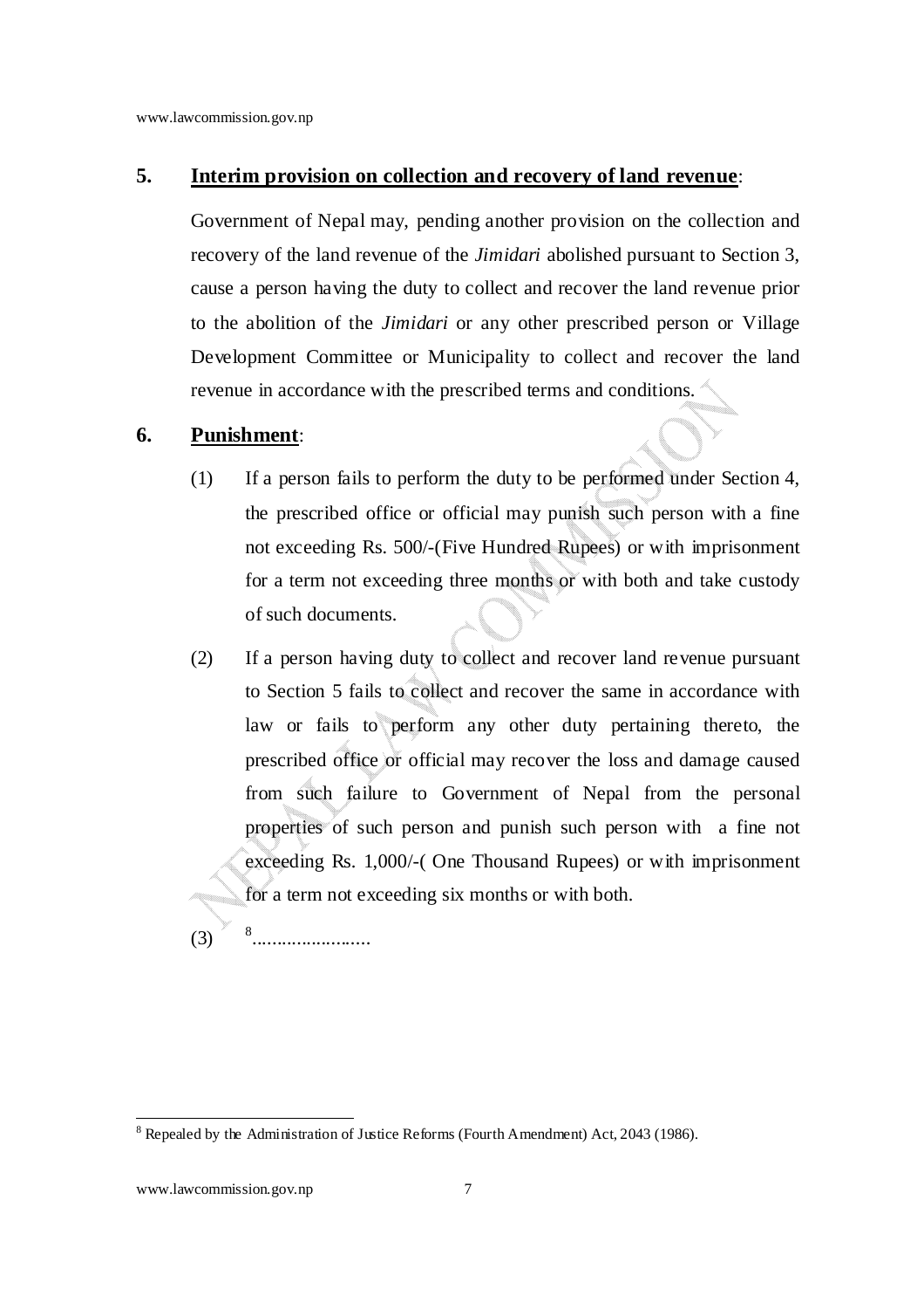**5. Interim provision on collection and recovery of land revenue**:

Government of Nepal may, pending another provision on the collection and recovery of the land revenue of the *Jimidari* abolished pursuant to Section 3, cause a person having the duty to collect and recover the land revenue prior to the abolition of the *Jimidari* or any other prescribed person or Village Development Committee or Municipality to collect and recover the land revenue in accordance with the prescribed terms and conditions.

**6. Punishment**:

(1) If a person fails to perform the duty to be performed under Section 4, the prescribed office or official may punish such person with a fine not exceeding Rs. 500/-(Five Hundred Rupees) or with imprisonment for a term not exceeding three months or with both and take custody of such documents.

(2) If a person having duty to collect and recover land revenue pursuant to Section 5 fails to collect and recover the same in accordance with law or fails to perform any other duty pertaining thereto, the prescribed office or official may recover the loss and damage caused from such failure to Government of Nepal from the personal properties of such person and punish such person with a fine not exceeding Rs. 1,000/-( One Thousand Rupees) or with imprisonment for a term not exceeding six months or with both.

(3) [8]........................

---

[8] Repealed by the Administration of Justice Reforms (Fourth Amendment) Act, 2043 (1986).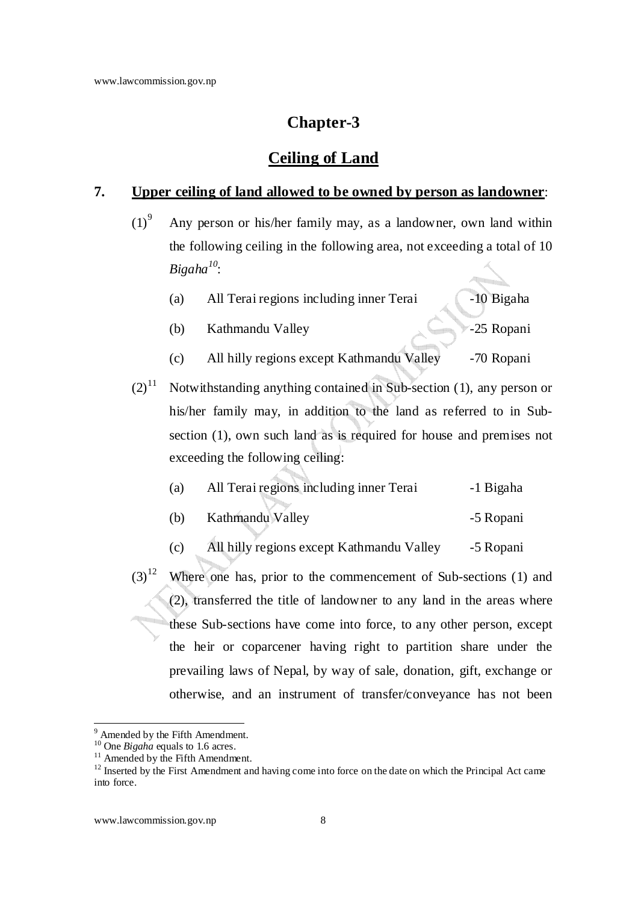## Chapter-3

## Ceiling of Land

**7. Upper ceiling of land allowed to be owned by person as landowner:**

(1)[9] Any person or his/her family may, as a landowner, own land within the following ceiling in the following area, not exceeding a total of 10 *Bigaha*[10]:

(a) All Terai regions including inner Terai -10 Bigaha

(b) Kathmandu Valley -25 Ropani

(c) All hilly regions except Kathmandu Valley -70 Ropani

(2)[11] Notwithstanding anything contained in Sub-section (1), any person or his/her family may, in addition to the land as referred to in Sub-section (1), own such land as is required for house and premises not exceeding the following ceiling:

(a) All Terai regions including inner Terai -1 Bigaha

(b) Kathmandu Valley -5 Ropani

(c) All hilly regions except Kathmandu Valley -5 Ropani

(3)[12] Where one has, prior to the commencement of Sub-sections (1) and (2), transferred the title of landowner to any land in the areas where these Sub-sections have come into force, to any other person, except the heir or coparcener having right to partition share under the prevailing laws of Nepal, by way of sale, donation, gift, exchange or otherwise, and an instrument of transfer/conveyance has not been

---

[9] Amended by the Fifth Amendment.

[10] One *Bigaha* equals to 1.6 acres.

[11] Amended by the Fifth Amendment.

[12] Inserted by the First Amendment and having come into force on the date on which the Principal Act came into force.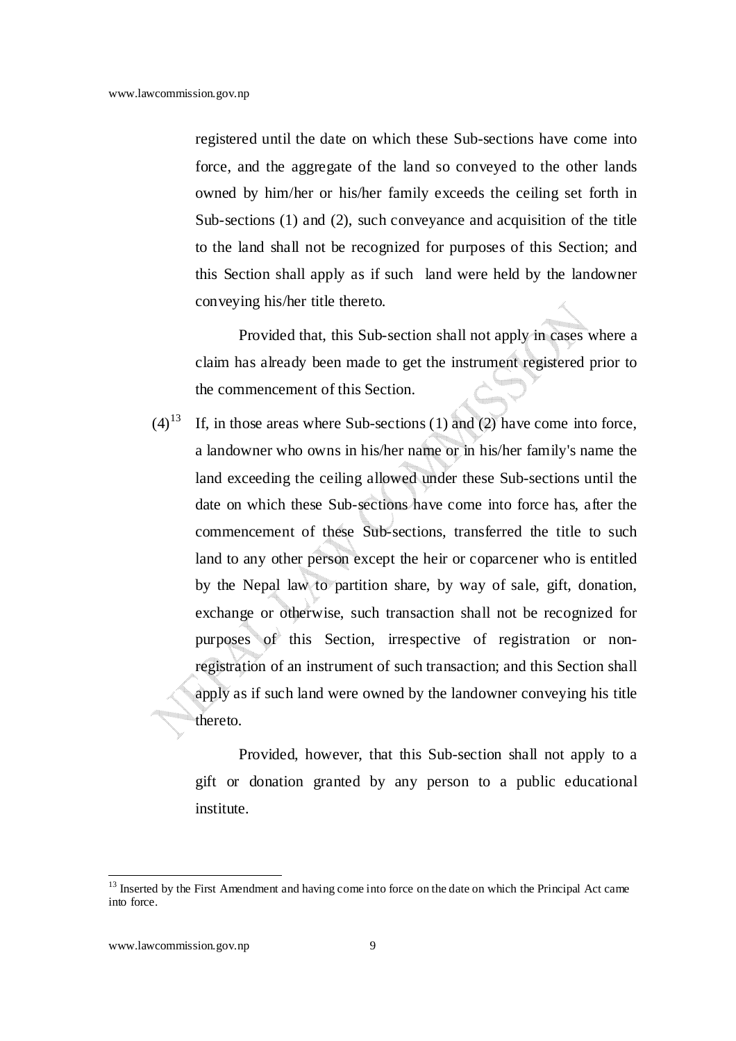registered until the date on which these Sub-sections have come into force, and the aggregate of the land so conveyed to the other lands owned by him/her or his/her family exceeds the ceiling set forth in Sub-sections (1) and (2), such conveyance and acquisition of the title to the land shall not be recognized for purposes of this Section; and this Section shall apply as if such land were held by the landowner conveying his/her title thereto.

Provided that, this Sub-section shall not apply in cases where a claim has already been made to get the instrument registered prior to the commencement of this Section.

(4)[13] If, in those areas where Sub-sections (1) and (2) have come into force, a landowner who owns in his/her name or in his/her family's name the land exceeding the ceiling allowed under these Sub-sections until the date on which these Sub-sections have come into force has, after the commencement of these Sub-sections, transferred the title to such land to any other person except the heir or coparcener who is entitled by the Nepal law to partition share, by way of sale, gift, donation, exchange or otherwise, such transaction shall not be recognized for purposes of this Section, irrespective of registration or non-registration of an instrument of such transaction; and this Section shall apply as if such land were owned by the landowner conveying his title thereto.

Provided, however, that this Sub-section shall not apply to a gift or donation granted by any person to a public educational institute.

---

[13] Inserted by the First Amendment and having come into force on the date on which the Principal Act came into force.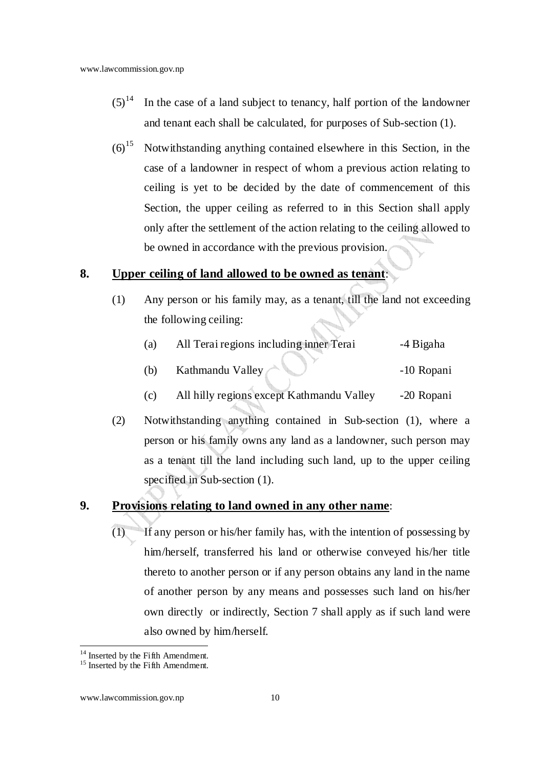(5)[14] In the case of a land subject to tenancy, half portion of the landowner and tenant each shall be calculated, for purposes of Sub-section (1).

(6)[15] Notwithstanding anything contained elsewhere in this Section, in the case of a landowner in respect of whom a previous action relating to ceiling is yet to be decided by the date of commencement of this Section, the upper ceiling as referred to in this Section shall apply only after the settlement of the action relating to the ceiling allowed to be owned in accordance with the previous provision.

## 8. <u>Upper ceiling of land allowed to be owned as tenant</u>:

(1) Any person or his family may, as a tenant, till the land not exceeding the following ceiling:

| | | |
|---|---|---|
| (a) | All Terai regions including inner Terai | -4 Bigaha |
| (b) | Kathmandu Valley | -10 Ropani |
| (c) | All hilly regions except Kathmandu Valley | -20 Ropani |

(2) Notwithstanding anything contained in Sub-section (1), where a person or his family owns any land as a landowner, such person may as a tenant till the land including such land, up to the upper ceiling specified in Sub-section (1).

## 9. <u>Provisions relating to land owned in any other name</u>:

(1) If any person or his/her family has, with the intention of possessing by him/herself, transferred his land or otherwise conveyed his/her title thereto to another person or if any person obtains any land in the name of another person by any means and possesses such land on his/her own directly or indirectly, Section 7 shall apply as if such land were also owned by him/herself.

---

[14] Inserted by the Fifth Amendment.

[15] Inserted by the Fifth Amendment.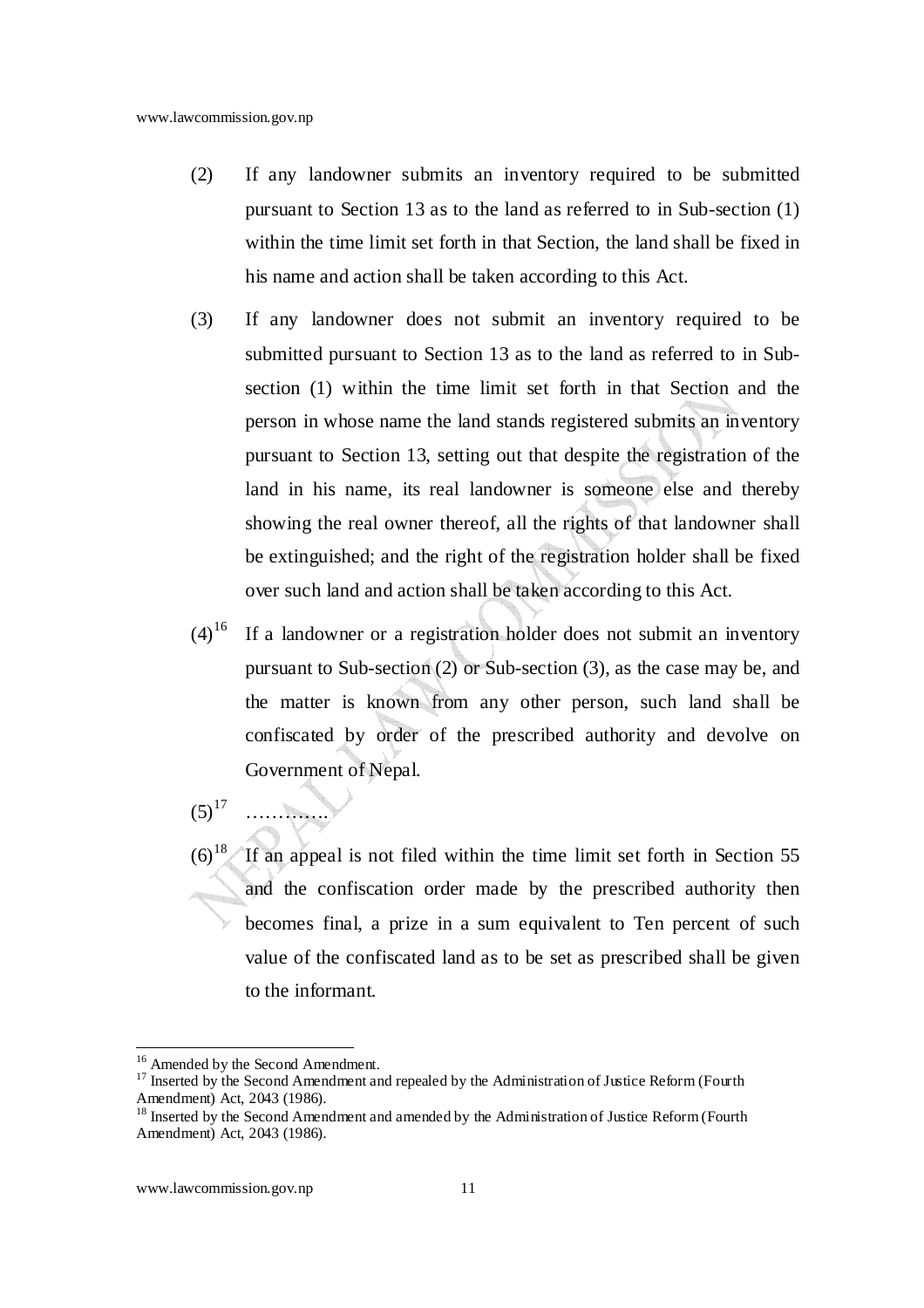(2) If any landowner submits an inventory required to be submitted pursuant to Section 13 as to the land as referred to in Sub-section (1) within the time limit set forth in that Section, the land shall be fixed in his name and action shall be taken according to this Act.

(3) If any landowner does not submit an inventory required to be submitted pursuant to Section 13 as to the land as referred to in Sub-section (1) within the time limit set forth in that Section and the person in whose name the land stands registered submits an inventory pursuant to Section 13, setting out that despite the registration of the land in his name, its real landowner is someone else and thereby showing the real owner thereof, all the rights of that landowner shall be extinguished; and the right of the registration holder shall be fixed over such land and action shall be taken according to this Act.

(4)[16] If a landowner or a registration holder does not submit an inventory pursuant to Sub-section (2) or Sub-section (3), as the case may be, and the matter is known from any other person, such land shall be confiscated by order of the prescribed authority and devolve on Government of Nepal.

(5)[17] ………….

(6)[18] If an appeal is not filed within the time limit set forth in Section 55 and the confiscation order made by the prescribed authority then becomes final, a prize in a sum equivalent to Ten percent of such value of the confiscated land as to be set as prescribed shall be given to the informant.

---

[16] Amended by the Second Amendment.

[17] Inserted by the Second Amendment and repealed by the Administration of Justice Reform (Fourth Amendment) Act, 2043 (1986).

[18] Inserted by the Second Amendment and amended by the Administration of Justice Reform (Fourth Amendment) Act, 2043 (1986).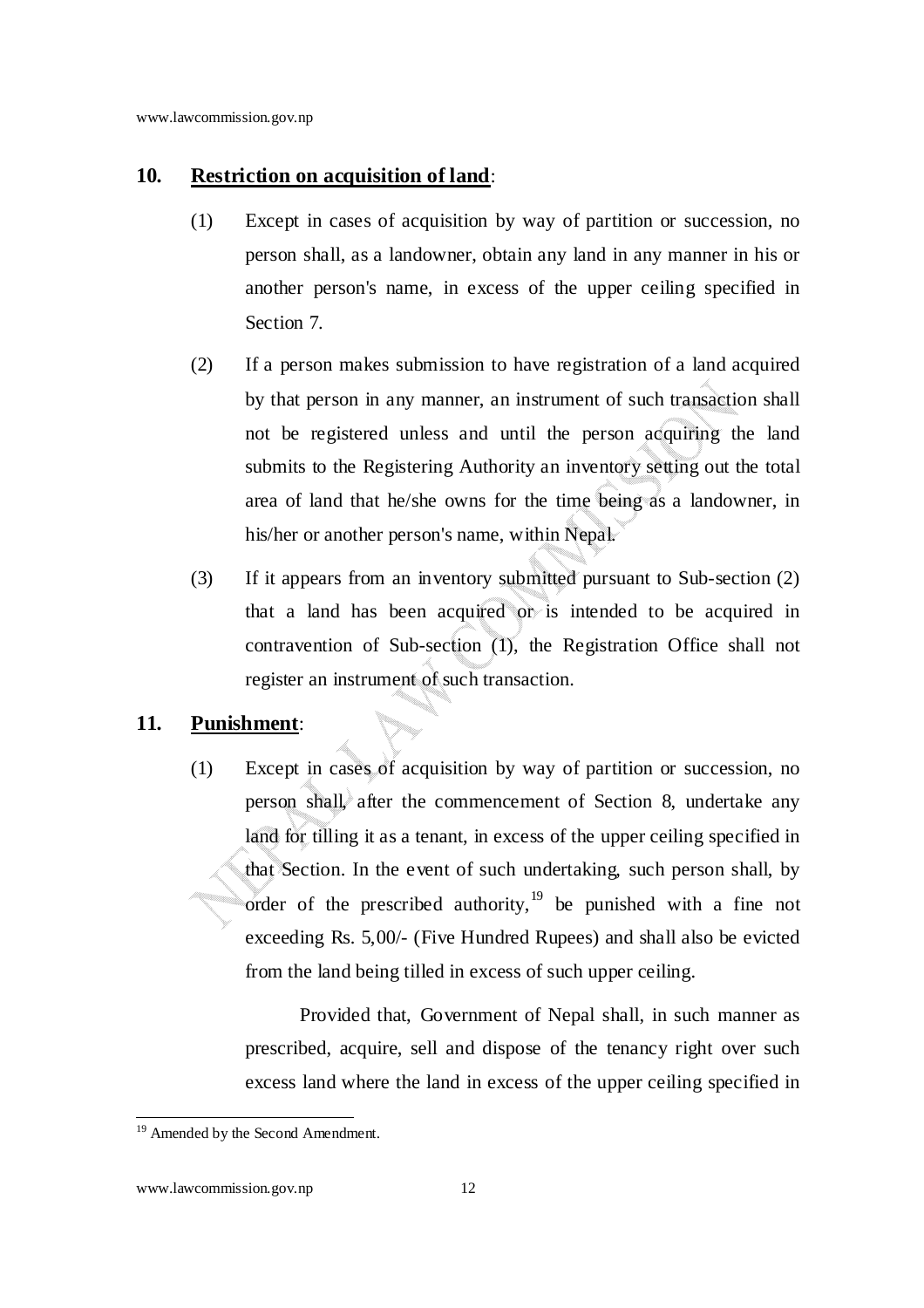**10. Restriction on acquisition of land**:

(1) Except in cases of acquisition by way of partition or succession, no person shall, as a landowner, obtain any land in any manner in his or another person's name, in excess of the upper ceiling specified in Section 7.

(2) If a person makes submission to have registration of a land acquired by that person in any manner, an instrument of such transaction shall not be registered unless and until the person acquiring the land submits to the Registering Authority an inventory setting out the total area of land that he/she owns for the time being as a landowner, in his/her or another person's name, within Nepal.

(3) If it appears from an inventory submitted pursuant to Sub-section (2) that a land has been acquired or is intended to be acquired in contravention of Sub-section (1), the Registration Office shall not register an instrument of such transaction.

**11. Punishment**:

(1) Except in cases of acquisition by way of partition or succession, no person shall, after the commencement of Section 8, undertake any land for tilling it as a tenant, in excess of the upper ceiling specified in that Section. In the event of such undertaking, such person shall, by order of the prescribed authority,[19] be punished with a fine not exceeding Rs. 5,00/- (Five Hundred Rupees) and shall also be evicted from the land being tilled in excess of such upper ceiling.

Provided that, Government of Nepal shall, in such manner as prescribed, acquire, sell and dispose of the tenancy right over such excess land where the land in excess of the upper ceiling specified in

---

[19] Amended by the Second Amendment.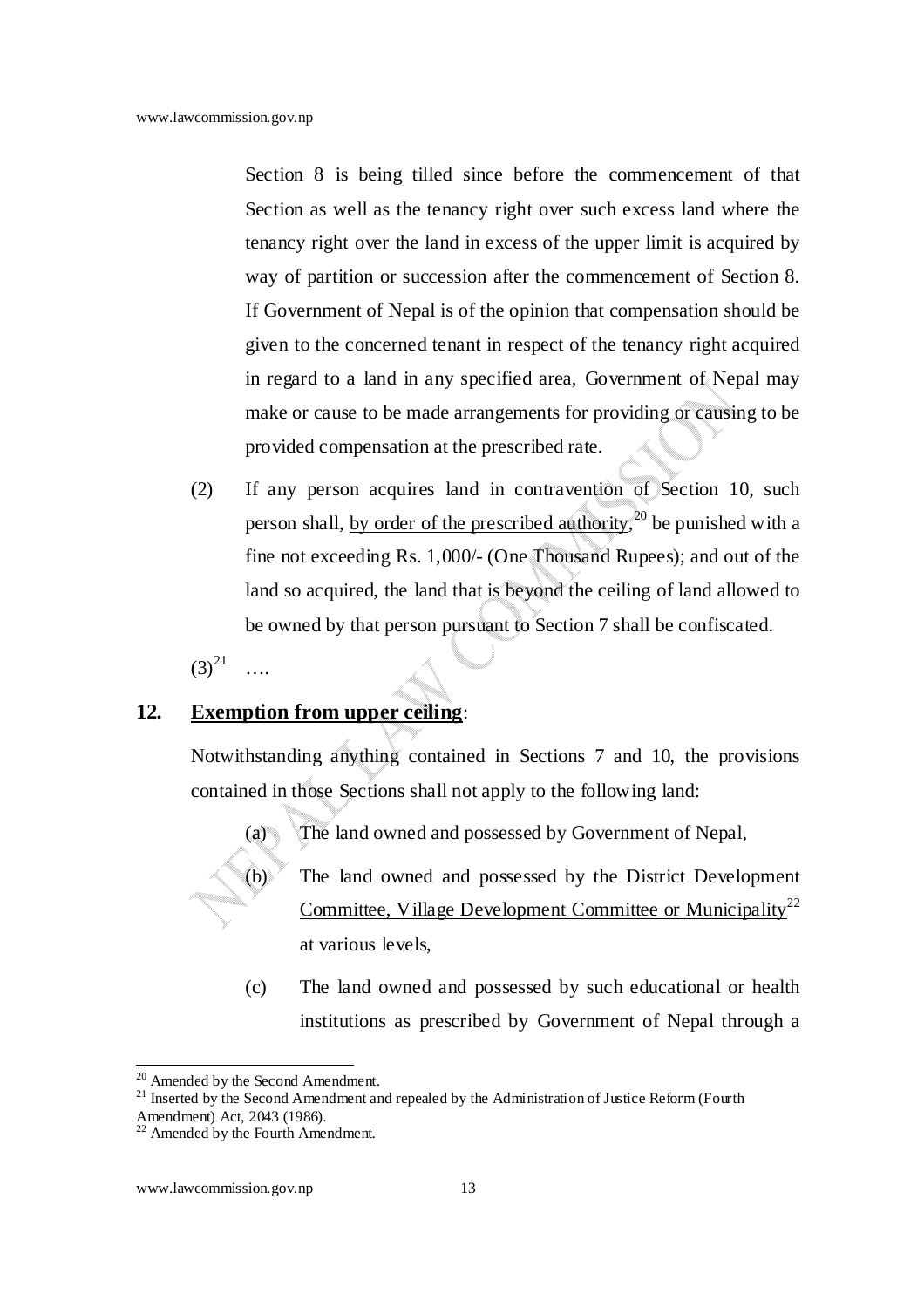Section 8 is being tilled since before the commencement of that Section as well as the tenancy right over such excess land where the tenancy right over the land in excess of the upper limit is acquired by way of partition or succession after the commencement of Section 8. If Government of Nepal is of the opinion that compensation should be given to the concerned tenant in respect of the tenancy right acquired in regard to a land in any specified area, Government of Nepal may make or cause to be made arrangements for providing or causing to be provided compensation at the prescribed rate.

(2) If any person acquires land in contravention of Section 10, such person shall, by order of the prescribed authority,[20] be punished with a fine not exceeding Rs. 1,000/- (One Thousand Rupees); and out of the land so acquired, the land that is beyond the ceiling of land allowed to be owned by that person pursuant to Section 7 shall be confiscated.

(3)[21] ….

## 12. Exemption from upper ceiling:

Notwithstanding anything contained in Sections 7 and 10, the provisions contained in those Sections shall not apply to the following land:

(a) The land owned and possessed by Government of Nepal,

(b) The land owned and possessed by the District Development Committee, Village Development Committee or Municipality[22] at various levels,

(c) The land owned and possessed by such educational or health institutions as prescribed by Government of Nepal through a

---

[20] Amended by the Second Amendment.

[21] Inserted by the Second Amendment and repealed by the Administration of Justice Reform (Fourth Amendment) Act, 2043 (1986).

[22] Amended by the Fourth Amendment.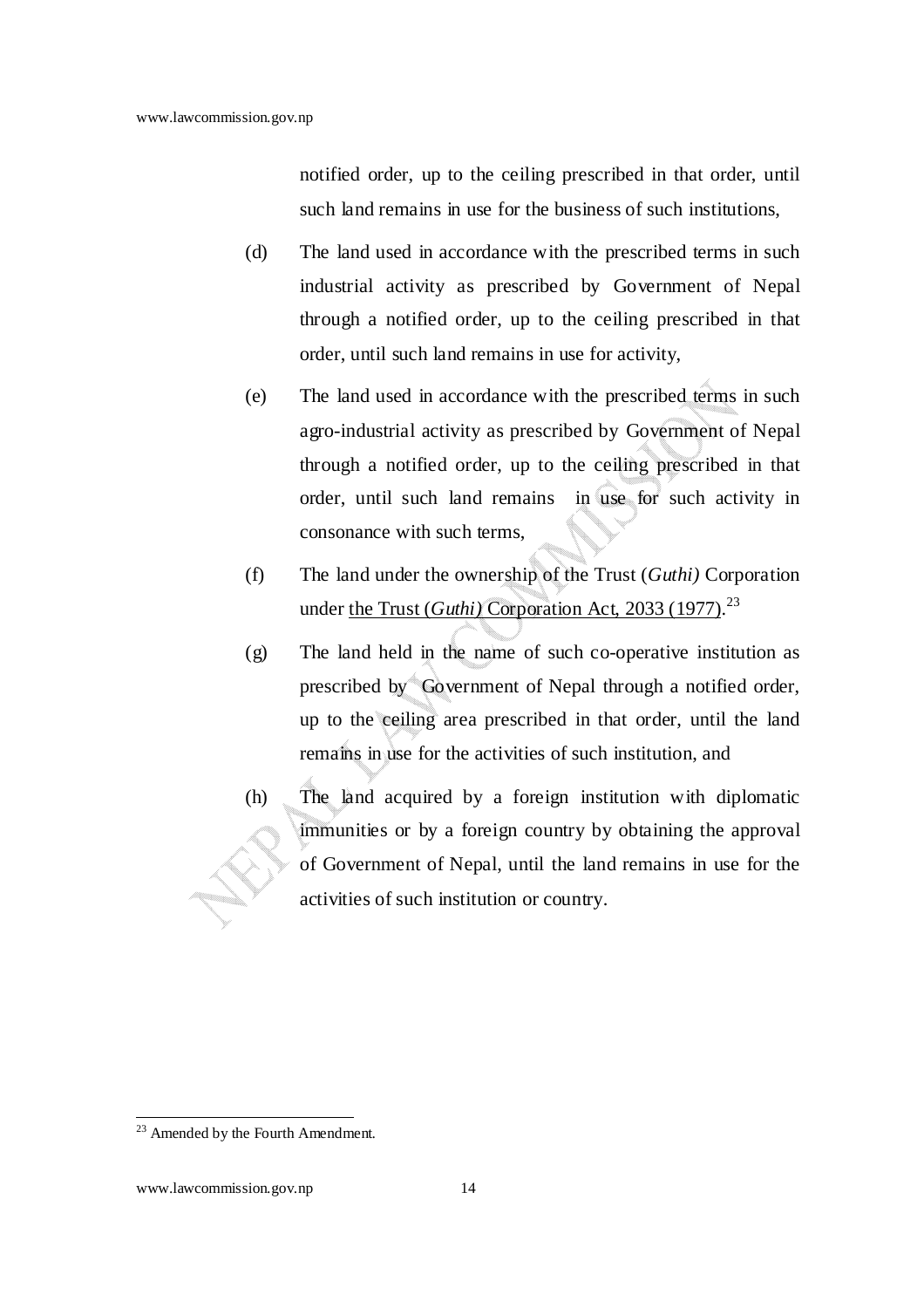notified order, up to the ceiling prescribed in that order, until such land remains in use for the business of such institutions,

(d) The land used in accordance with the prescribed terms in such industrial activity as prescribed by Government of Nepal through a notified order, up to the ceiling prescribed in that order, until such land remains in use for activity,

(e) The land used in accordance with the prescribed terms in such agro-industrial activity as prescribed by Government of Nepal through a notified order, up to the ceiling prescribed in that order, until such land remains in use for such activity in consonance with such terms,

(f) The land under the ownership of the Trust (*Guthi)* Corporation under the Trust (*Guthi)* Corporation Act, 2033 (1977).[23]

(g) The land held in the name of such co-operative institution as prescribed by Government of Nepal through a notified order, up to the ceiling area prescribed in that order, until the land remains in use for the activities of such institution, and

(h) The land acquired by a foreign institution with diplomatic immunities or by a foreign country by obtaining the approval of Government of Nepal, until the land remains in use for the activities of such institution or country.

[23] Amended by the Fourth Amendment.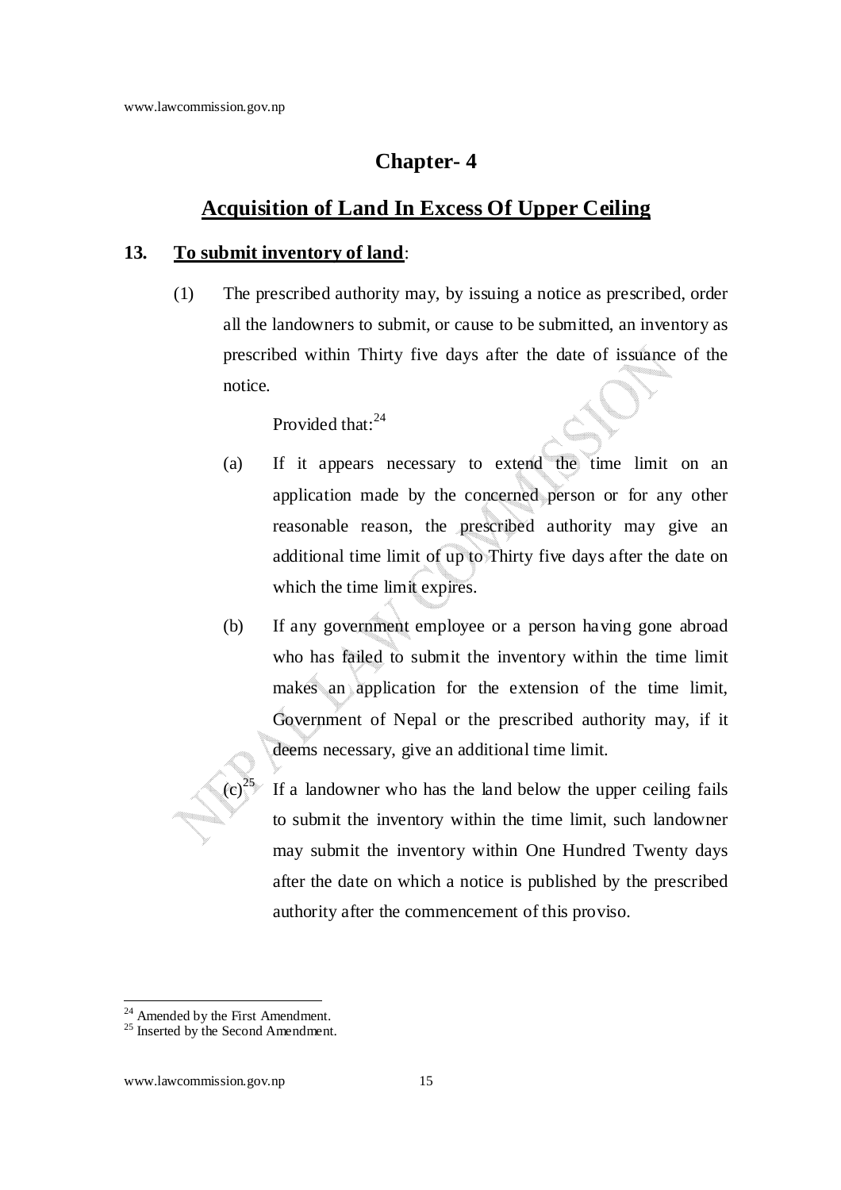## Chapter- 4

## Acquisition of Land In Excess Of Upper Ceiling

**13. To submit inventory of land:**

(1) The prescribed authority may, by issuing a notice as prescribed, order all the landowners to submit, or cause to be submitted, an inventory as prescribed within Thirty five days after the date of issuance of the notice.

Provided that:[24]

(a) If it appears necessary to extend the time limit on an application made by the concerned person or for any other reasonable reason, the prescribed authority may give an additional time limit of up to Thirty five days after the date on which the time limit expires.

(b) If any government employee or a person having gone abroad who has failed to submit the inventory within the time limit makes an application for the extension of the time limit, Government of Nepal or the prescribed authority may, if it deems necessary, give an additional time limit.

(c)[25] If a landowner who has the land below the upper ceiling fails to submit the inventory within the time limit, such landowner may submit the inventory within One Hundred Twenty days after the date on which a notice is published by the prescribed authority after the commencement of this proviso.

---

[24] Amended by the First Amendment.

[25] Inserted by the Second Amendment.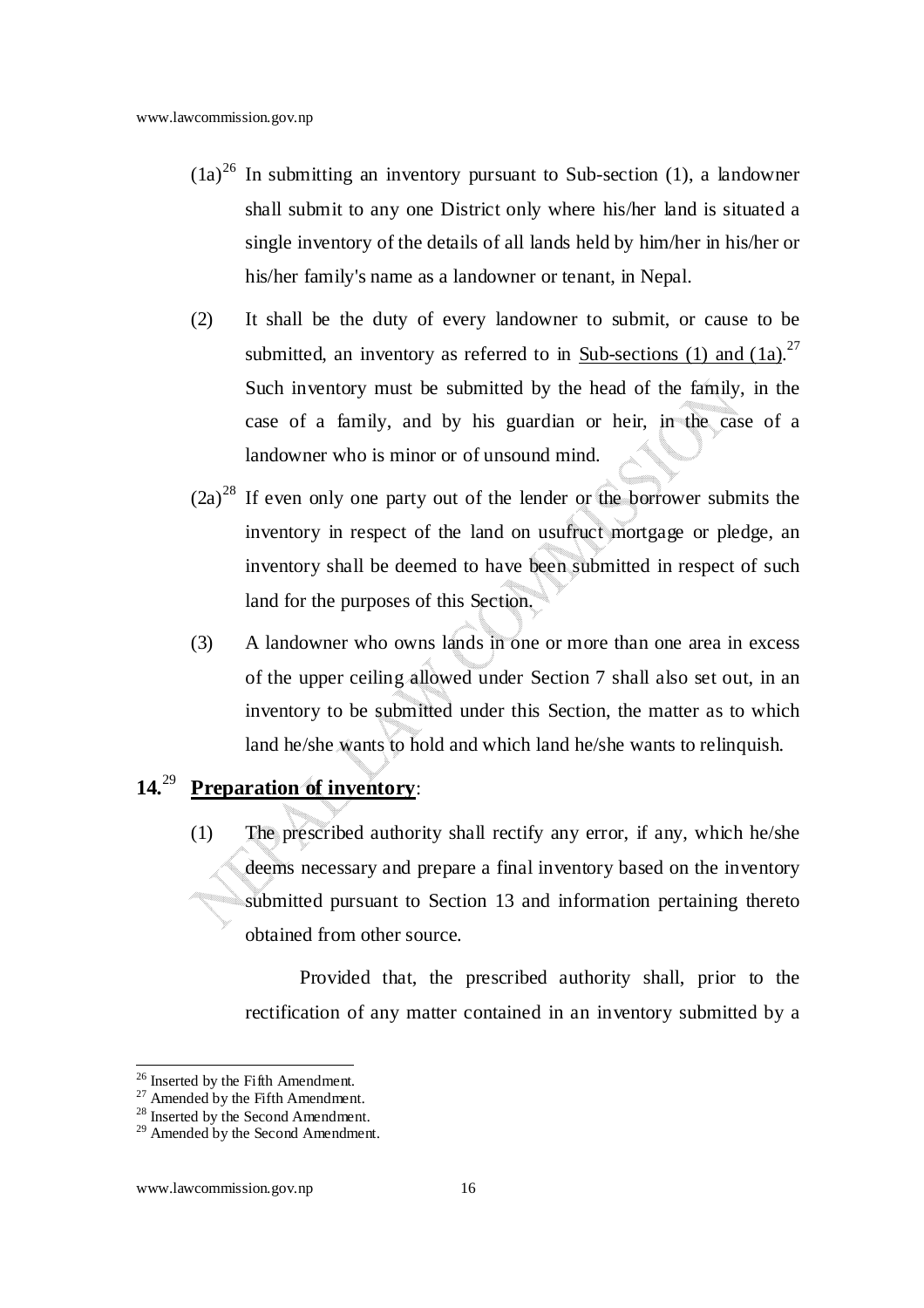(1a)[26] In submitting an inventory pursuant to Sub-section (1), a landowner shall submit to any one District only where his/her land is situated a single inventory of the details of all lands held by him/her in his/her or his/her family's name as a landowner or tenant, in Nepal.

(2) It shall be the duty of every landowner to submit, or cause to be submitted, an inventory as referred to in Sub-sections (1) and (1a).[27] Such inventory must be submitted by the head of the family, in the case of a family, and by his guardian or heir, in the case of a landowner who is minor or of unsound mind.

(2a)[28] If even only one party out of the lender or the borrower submits the inventory in respect of the land on usufruct mortgage or pledge, an inventory shall be deemed to have been submitted in respect of such land for the purposes of this Section.

(3) A landowner who owns lands in one or more than one area in excess of the upper ceiling allowed under Section 7 shall also set out, in an inventory to be submitted under this Section, the matter as to which land he/she wants to hold and which land he/she wants to relinquish.

## 14.[29] Preparation of inventory:

(1) The prescribed authority shall rectify any error, if any, which he/she deems necessary and prepare a final inventory based on the inventory submitted pursuant to Section 13 and information pertaining thereto obtained from other source.

Provided that, the prescribed authority shall, prior to the rectification of any matter contained in an inventory submitted by a

---

[26] Inserted by the Fifth Amendment.

[27] Amended by the Fifth Amendment.

[28] Inserted by the Second Amendment.

[29] Amended by the Second Amendment.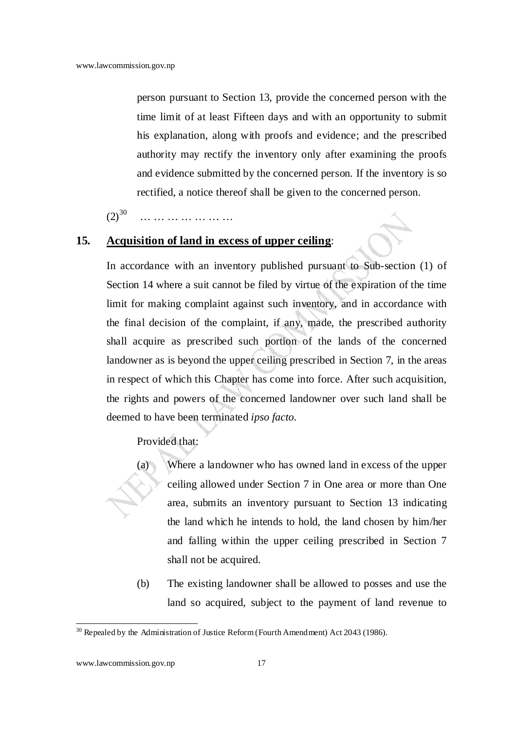person pursuant to Section 13, provide the concerned person with the time limit of at least Fifteen days and with an opportunity to submit his explanation, along with proofs and evidence; and the prescribed authority may rectify the inventory only after examining the proofs and evidence submitted by the concerned person. If the inventory is so rectified, a notice thereof shall be given to the concerned person.

(2)[30] … … … … … …

**15. Acquisition of land in excess of upper ceiling:**

In accordance with an inventory published pursuant to Sub-section (1) of Section 14 where a suit cannot be filed by virtue of the expiration of the time limit for making complaint against such inventory, and in accordance with the final decision of the complaint, if any, made, the prescribed authority shall acquire as prescribed such portion of the lands of the concerned landowner as is beyond the upper ceiling prescribed in Section 7, in the areas in respect of which this Chapter has come into force. After such acquisition, the rights and powers of the concerned landowner over such land shall be deemed to have been terminated *ipso facto*.

Provided that:

(a) Where a landowner who has owned land in excess of the upper ceiling allowed under Section 7 in One area or more than One area, submits an inventory pursuant to Section 13 indicating the land which he intends to hold, the land chosen by him/her and falling within the upper ceiling prescribed in Section 7 shall not be acquired.

(b) The existing landowner shall be allowed to posses and use the land so acquired, subject to the payment of land revenue to

---

[30] Repealed by the Administration of Justice Reform (Fourth Amendment) Act 2043 (1986).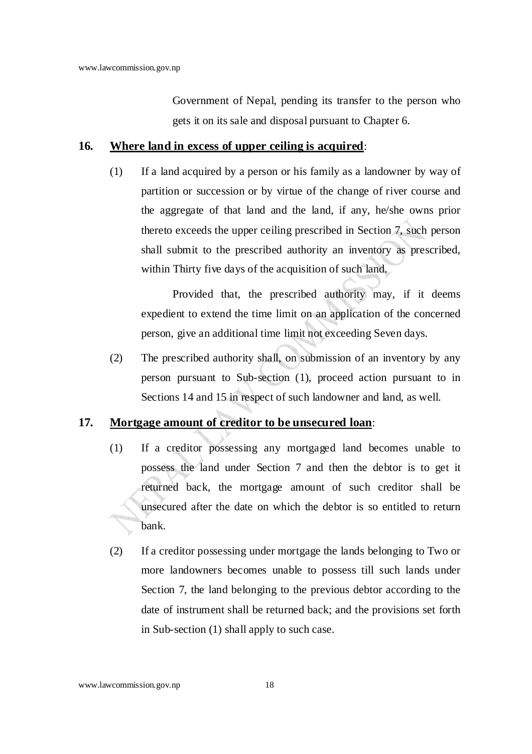Government of Nepal, pending its transfer to the person who gets it on its sale and disposal pursuant to Chapter 6.

**16. Where land in excess of upper ceiling is acquired:**

(1) If a land acquired by a person or his family as a landowner by way of partition or succession or by virtue of the change of river course and the aggregate of that land and the land, if any, he/she owns prior thereto exceeds the upper ceiling prescribed in Section 7, such person shall submit to the prescribed authority an inventory as prescribed, within Thirty five days of the acquisition of such land.

Provided that, the prescribed authority may, if it deems expedient to extend the time limit on an application of the concerned person, give an additional time limit not exceeding Seven days.

(2) The prescribed authority shall, on submission of an inventory by any person pursuant to Sub-section (1), proceed action pursuant to in Sections 14 and 15 in respect of such landowner and land, as well.

**17. Mortgage amount of creditor to be unsecured loan:**

(1) If a creditor possessing any mortgaged land becomes unable to possess the land under Section 7 and then the debtor is to get it returned back, the mortgage amount of such creditor shall be unsecured after the date on which the debtor is so entitled to return bank.

(2) If a creditor possessing under mortgage the lands belonging to Two or more landowners becomes unable to possess till such lands under Section 7, the land belonging to the previous debtor according to the date of instrument shall be returned back; and the provisions set forth in Sub-section (1) shall apply to such case.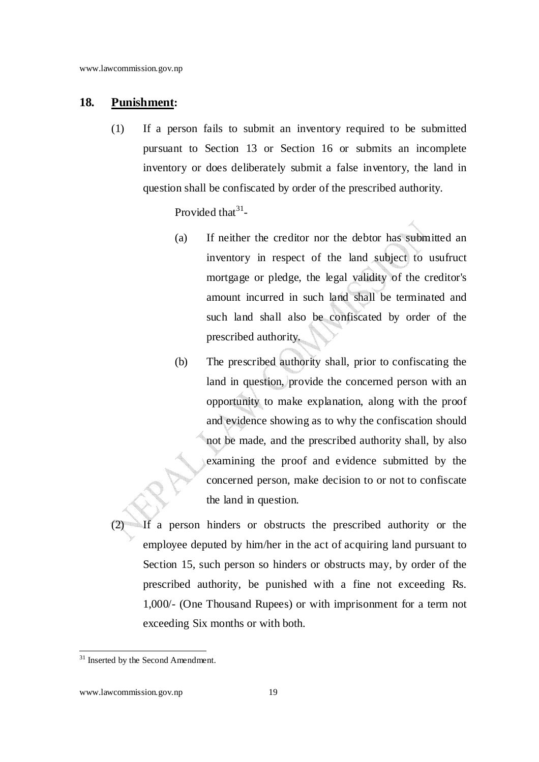## 18. Punishment:

(1) If a person fails to submit an inventory required to be submitted pursuant to Section 13 or Section 16 or submits an incomplete inventory or does deliberately submit a false inventory, the land in question shall be confiscated by order of the prescribed authority.

Provided that[31]-

(a) If neither the creditor nor the debtor has submitted an inventory in respect of the land subject to usufruct mortgage or pledge, the legal validity of the creditor's amount incurred in such land shall be terminated and such land shall also be confiscated by order of the prescribed authority.

(b) The prescribed authority shall, prior to confiscating the land in question, provide the concerned person with an opportunity to make explanation, along with the proof and evidence showing as to why the confiscation should not be made, and the prescribed authority shall, by also examining the proof and evidence submitted by the concerned person, make decision to or not to confiscate the land in question.

(2) If a person hinders or obstructs the prescribed authority or the employee deputed by him/her in the act of acquiring land pursuant to Section 15, such person so hinders or obstructs may, by order of the prescribed authority, be punished with a fine not exceeding Rs. 1,000/- (One Thousand Rupees) or with imprisonment for a term not exceeding Six months or with both.

---

[31] Inserted by the Second Amendment.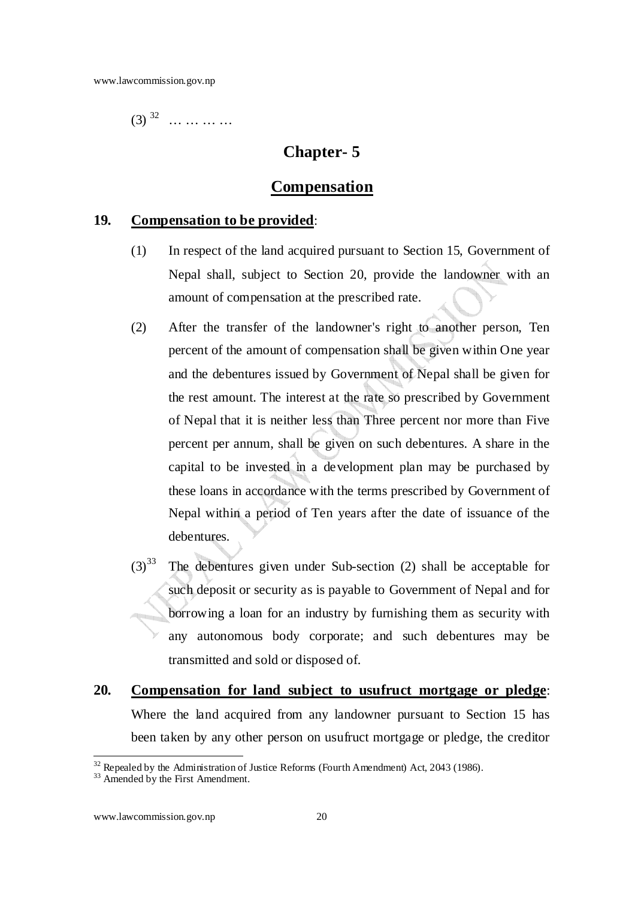(3) [32] … … … …

## Chapter- 5

## Compensation

**19. Compensation to be provided:**

(1) In respect of the land acquired pursuant to Section 15, Government of Nepal shall, subject to Section 20, provide the landowner with an amount of compensation at the prescribed rate.

(2) After the transfer of the landowner's right to another person, Ten percent of the amount of compensation shall be given within One year and the debentures issued by Government of Nepal shall be given for the rest amount. The interest at the rate so prescribed by Government of Nepal that it is neither less than Three percent nor more than Five percent per annum, shall be given on such debentures. A share in the capital to be invested in a development plan may be purchased by these loans in accordance with the terms prescribed by Government of Nepal within a period of Ten years after the date of issuance of the debentures.

(3)[33] The debentures given under Sub-section (2) shall be acceptable for such deposit or security as is payable to Government of Nepal and for borrowing a loan for an industry by furnishing them as security with any autonomous body corporate; and such debentures may be transmitted and sold or disposed of.

**20. Compensation for land subject to usufruct mortgage or pledge:** Where the land acquired from any landowner pursuant to Section 15 has been taken by any other person on usufruct mortgage or pledge, the creditor

---

[32] Repealed by the Administration of Justice Reforms (Fourth Amendment) Act, 2043 (1986).

[33] Amended by the First Amendment.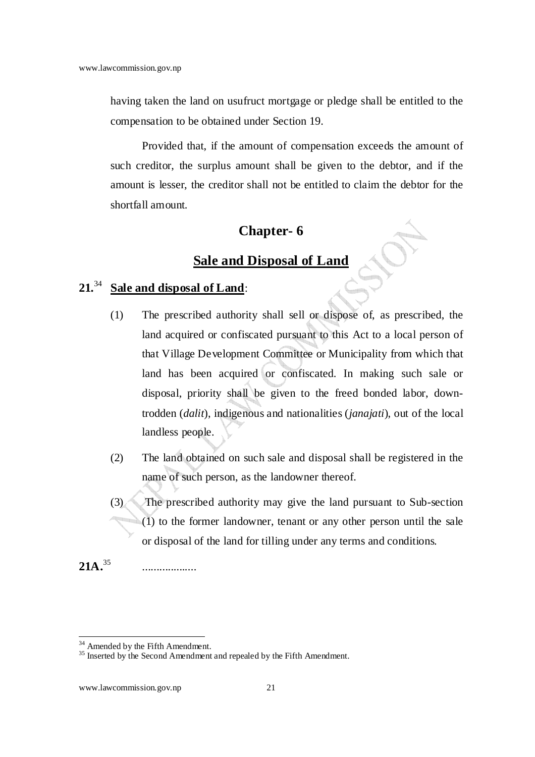having taken the land on usufruct mortgage or pledge shall be entitled to the compensation to be obtained under Section 19.

Provided that, if the amount of compensation exceeds the amount of such creditor, the surplus amount shall be given to the debtor, and if the amount is lesser, the creditor shall not be entitled to claim the debtor for the shortfall amount.

## Chapter- 6

## Sale and Disposal of Land

**21.**[34] **Sale and disposal of Land**:

(1) The prescribed authority shall sell or dispose of, as prescribed, the land acquired or confiscated pursuant to this Act to a local person of that Village Development Committee or Municipality from which that land has been acquired or confiscated. In making such sale or disposal, priority shall be given to the freed bonded labor, down-trodden (*dalit*), indigenous and nationalities (*janajati*), out of the local landless people.

(2) The land obtained on such sale and disposal shall be registered in the name of such person, as the landowner thereof.

(3) The prescribed authority may give the land pursuant to Sub-section (1) to the former landowner, tenant or any other person until the sale or disposal of the land for tilling under any terms and conditions.

**21A.**[35] ..................

---

[34] Amended by the Fifth Amendment.

[35] Inserted by the Second Amendment and repealed by the Fifth Amendment.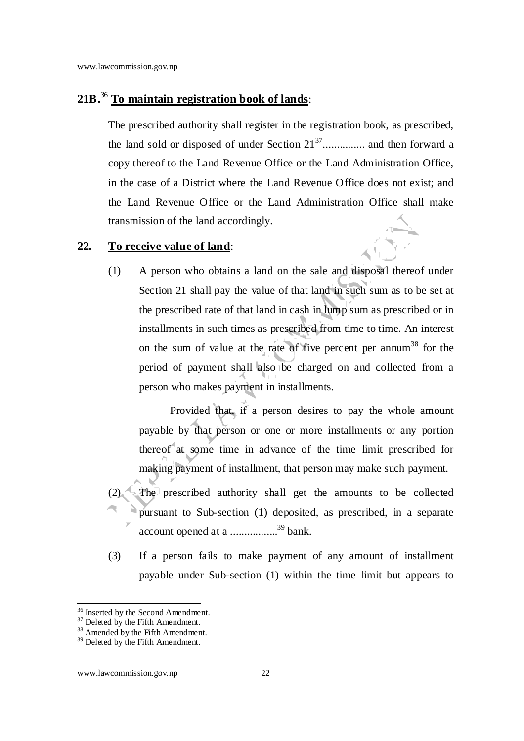## 21B.[36] To maintain registration book of lands:

The prescribed authority shall register in the registration book, as prescribed, the land sold or disposed of under Section 21[37]............... and then forward a copy thereof to the Land Revenue Office or the Land Administration Office, in the case of a District where the Land Revenue Office does not exist; and the Land Revenue Office or the Land Administration Office shall make transmission of the land accordingly.

## 22. To receive value of land:

(1) A person who obtains a land on the sale and disposal thereof under Section 21 shall pay the value of that land in such sum as to be set at the prescribed rate of that land in cash in lump sum as prescribed or in installments in such times as prescribed from time to time. An interest on the sum of value at the rate of five percent per annum[38] for the period of payment shall also be charged on and collected from a person who makes payment in installments.

Provided that, if a person desires to pay the whole amount payable by that person or one or more installments or any portion thereof at some time in advance of the time limit prescribed for making payment of installment, that person may make such payment.

(2) The prescribed authority shall get the amounts to be collected pursuant to Sub-section (1) deposited, as prescribed, in a separate account opened at a ................[39] bank.

(3) If a person fails to make payment of any amount of installment payable under Sub-section (1) within the time limit but appears to

---

[36] Inserted by the Second Amendment.
[37] Deleted by the Fifth Amendment.
[38] Amended by the Fifth Amendment.
[39] Deleted by the Fifth Amendment.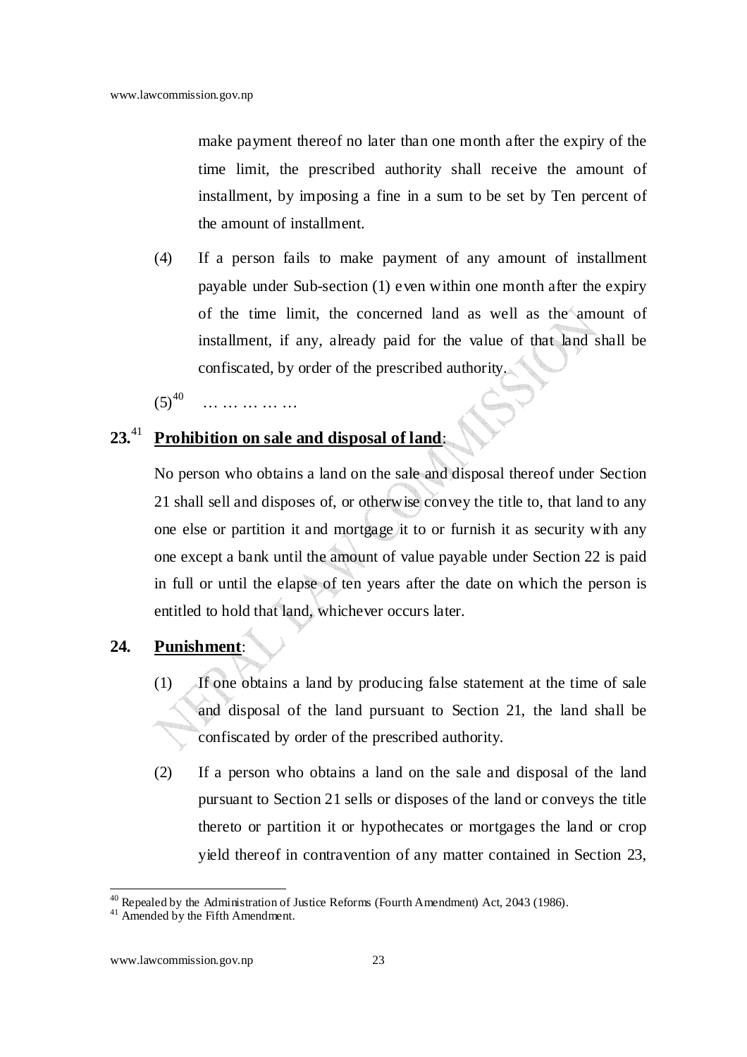make payment thereof no later than one month after the expiry of the time limit, the prescribed authority shall receive the amount of installment, by imposing a fine in a sum to be set by Ten percent of the amount of installment.

(4) If a person fails to make payment of any amount of installment payable under Sub-section (1) even within one month after the expiry of the time limit, the concerned land as well as the amount of installment, if any, already paid for the value of that land shall be confiscated, by order of the prescribed authority.

(5)[40] … … … … …

**23.**[41] **Prohibition on sale and disposal of land**:

No person who obtains a land on the sale and disposal thereof under Section 21 shall sell and disposes of, or otherwise convey the title to, that land to any one else or partition it and mortgage it to or furnish it as security with any one except a bank until the amount of value payable under Section 22 is paid in full or until the elapse of ten years after the date on which the person is entitled to hold that land, whichever occurs later.

**24. Punishment**:

(1) If one obtains a land by producing false statement at the time of sale and disposal of the land pursuant to Section 21, the land shall be confiscated by order of the prescribed authority.

(2) If a person who obtains a land on the sale and disposal of the land pursuant to Section 21 sells or disposes of the land or conveys the title thereto or partition it or hypothecates or mortgages the land or crop yield thereof in contravention of any matter contained in Section 23,

---

[40] Repealed by the Administration of Justice Reforms (Fourth Amendment) Act, 2043 (1986).

[41] Amended by the Fifth Amendment.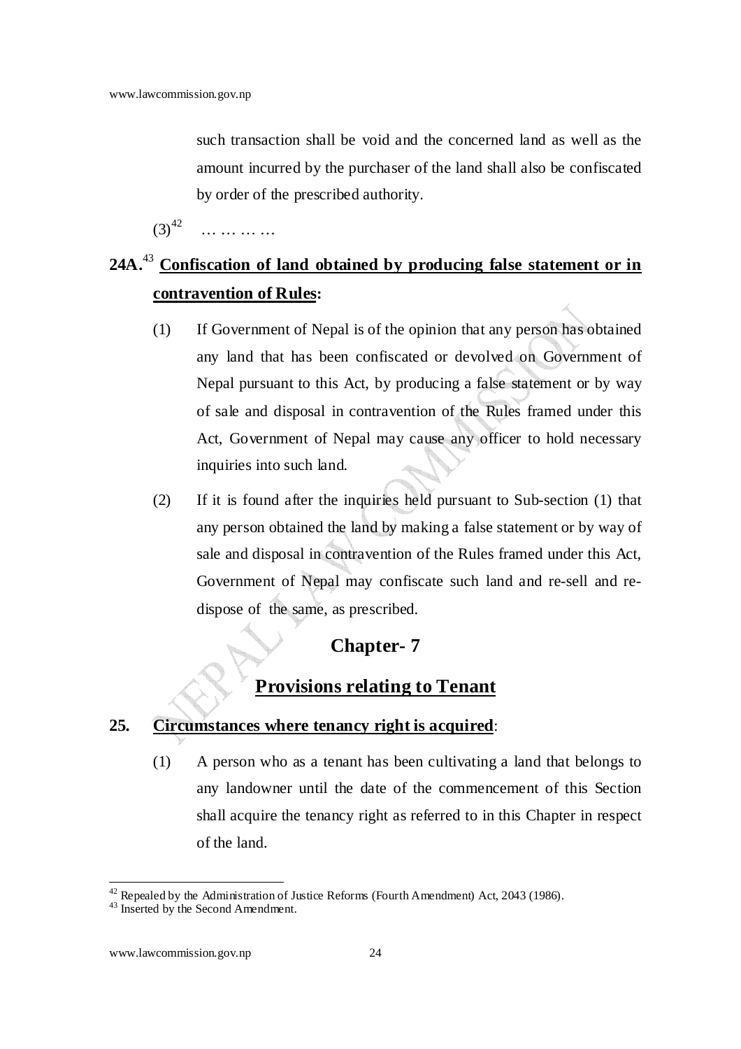such transaction shall be void and the concerned land as well as the amount incurred by the purchaser of the land shall also be confiscated by order of the prescribed authority.

(3)[42] … … … …

**24A.**[43] **Confiscation of land obtained by producing false statement or in contravention of Rules:**

(1) If Government of Nepal is of the opinion that any person has obtained any land that has been confiscated or devolved on Government of Nepal pursuant to this Act, by producing a false statement or by way of sale and disposal in contravention of the Rules framed under this Act, Government of Nepal may cause any officer to hold necessary inquiries into such land.

(2) If it is found after the inquiries held pursuant to Sub-section (1) that any person obtained the land by making a false statement or by way of sale and disposal in contravention of the Rules framed under this Act, Government of Nepal may confiscate such land and re-sell and re-dispose of the same, as prescribed.

## Chapter- 7

## Provisions relating to Tenant

**25. Circumstances where tenancy right is acquired:**

(1) A person who as a tenant has been cultivating a land that belongs to any landowner until the date of the commencement of this Section shall acquire the tenancy right as referred to in this Chapter in respect of the land.

---

[42] Repealed by the Administration of Justice Reforms (Fourth Amendment) Act, 2043 (1986).

[43] Inserted by the Second Amendment.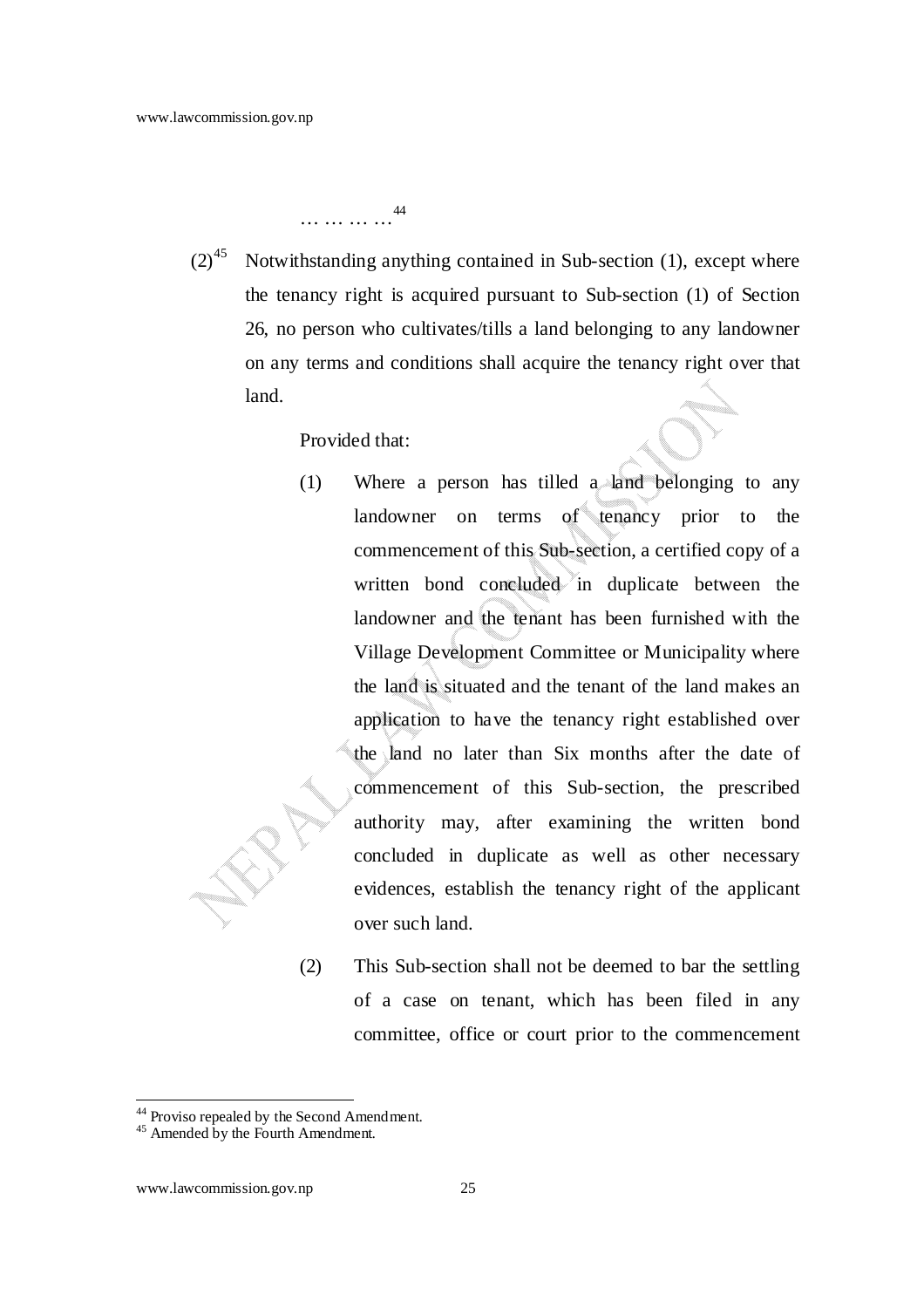………… [44]

(2)[45] Notwithstanding anything contained in Sub-section (1), except where the tenancy right is acquired pursuant to Sub-section (1) of Section 26, no person who cultivates/tills a land belonging to any landowner on any terms and conditions shall acquire the tenancy right over that land.

Provided that:

(1) Where a person has tilled a land belonging to any landowner on terms of tenancy prior to the commencement of this Sub-section, a certified copy of a written bond concluded in duplicate between the landowner and the tenant has been furnished with the Village Development Committee or Municipality where the land is situated and the tenant of the land makes an application to have the tenancy right established over the land no later than Six months after the date of commencement of this Sub-section, the prescribed authority may, after examining the written bond concluded in duplicate as well as other necessary evidences, establish the tenancy right of the applicant over such land.

(2) This Sub-section shall not be deemed to bar the settling of a case on tenant, which has been filed in any committee, office or court prior to the commencement

---

[44] Proviso repealed by the Second Amendment.

[45] Amended by the Fourth Amendment.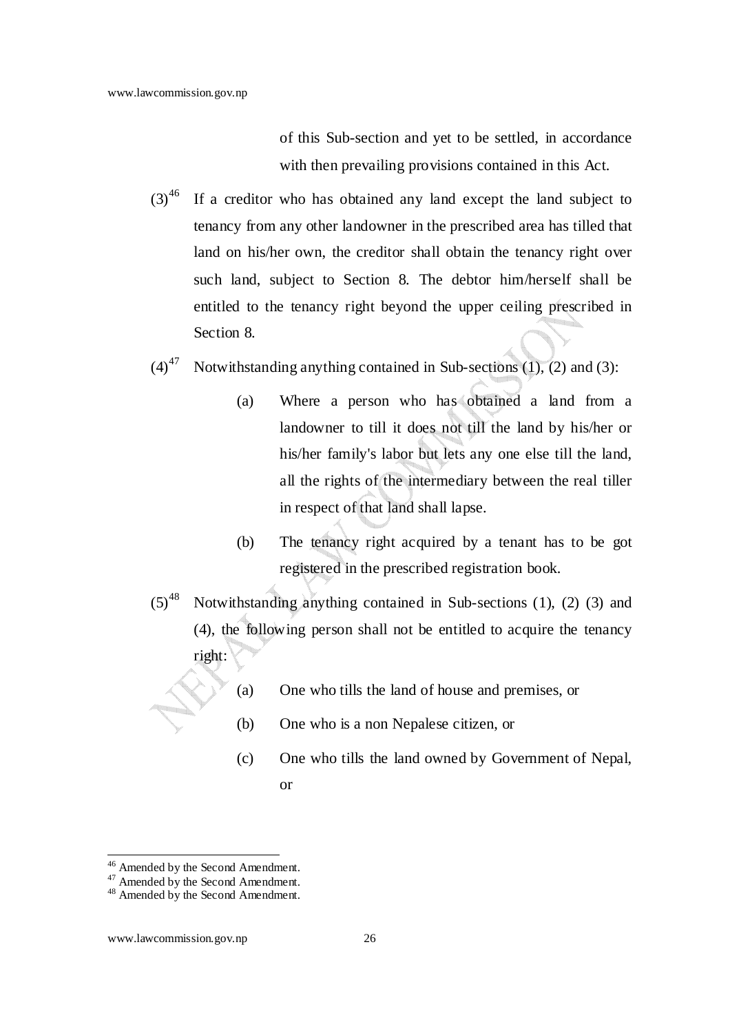of this Sub-section and yet to be settled, in accordance with then prevailing provisions contained in this Act.

(3)[46] If a creditor who has obtained any land except the land subject to tenancy from any other landowner in the prescribed area has tilled that land on his/her own, the creditor shall obtain the tenancy right over such land, subject to Section 8. The debtor him/herself shall be entitled to the tenancy right beyond the upper ceiling prescribed in Section 8.

(4)[47] Notwithstanding anything contained in Sub-sections (1), (2) and (3):

- (a) Where a person who has obtained a land from a landowner to till it does not till the land by his/her or his/her family's labor but lets any one else till the land, all the rights of the intermediary between the real tiller in respect of that land shall lapse.
- (b) The tenancy right acquired by a tenant has to be got registered in the prescribed registration book.

(5)[48] Notwithstanding anything contained in Sub-sections (1), (2) (3) and (4), the following person shall not be entitled to acquire the tenancy right:

- (a) One who tills the land of house and premises, or
- (b) One who is a non Nepalese citizen, or
- (c) One who tills the land owned by Government of Nepal, or

---

[46] Amended by the Second Amendment.

[47] Amended by the Second Amendment.

[48] Amended by the Second Amendment.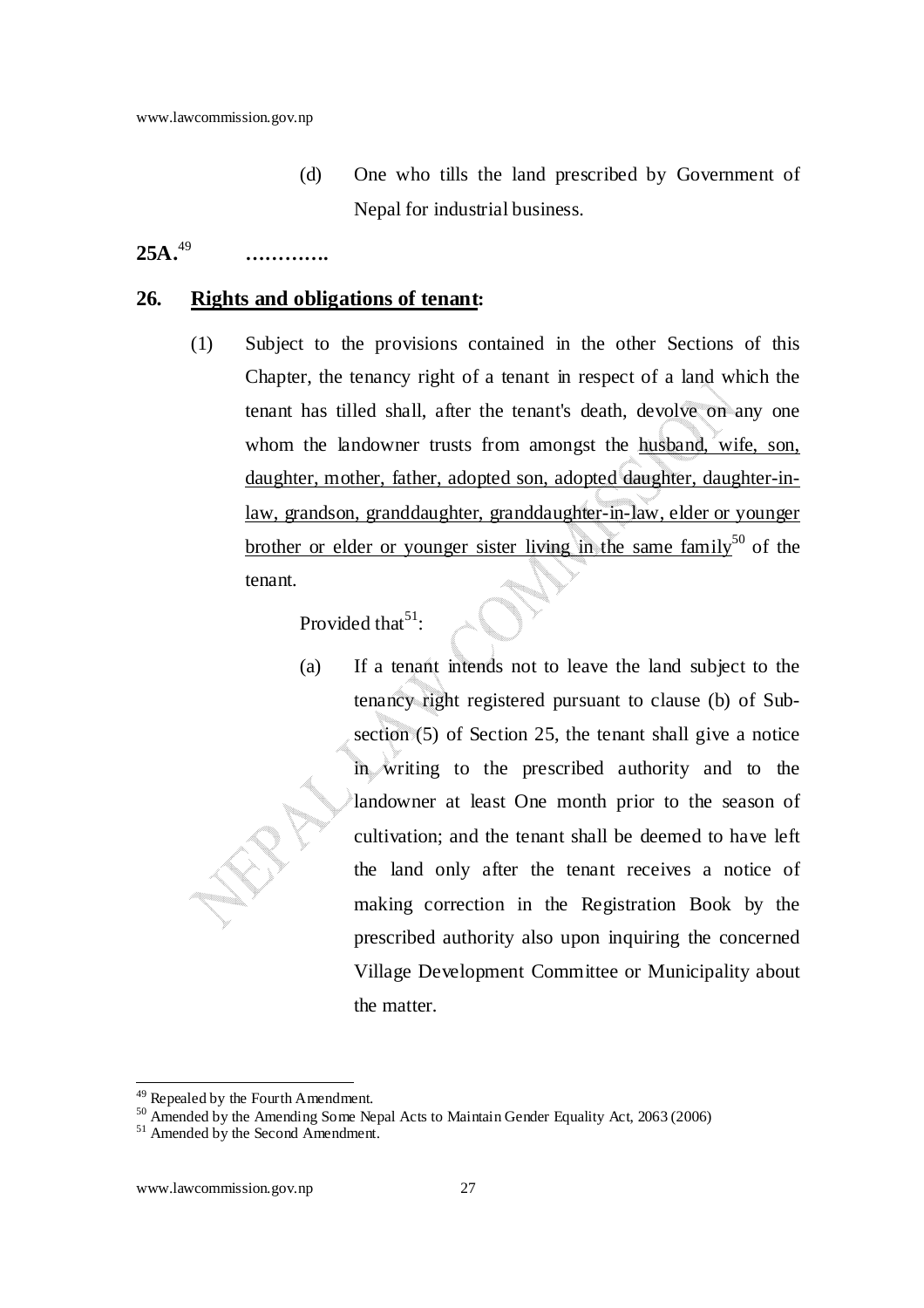(d) One who tills the land prescribed by Government of Nepal for industrial business.

**25A.**[49] **………….**

**26. Rights and obligations of tenant:**

(1) Subject to the provisions contained in the other Sections of this Chapter, the tenancy right of a tenant in respect of a land which the tenant has tilled shall, after the tenant's death, devolve on any one whom the landowner trusts from amongst the husband, wife, son, daughter, mother, father, adopted son, adopted daughter, daughter-in-law, grandson, granddaughter, granddaughter-in-law, elder or younger brother or elder or younger sister living in the same family[50] of the tenant.

Provided that[51]:

(a) If a tenant intends not to leave the land subject to the tenancy right registered pursuant to clause (b) of Sub-section (5) of Section 25, the tenant shall give a notice in writing to the prescribed authority and to the landowner at least One month prior to the season of cultivation; and the tenant shall be deemed to have left the land only after the tenant receives a notice of making correction in the Registration Book by the prescribed authority also upon inquiring the concerned Village Development Committee or Municipality about the matter.

---

[49] Repealed by the Fourth Amendment.
[50] Amended by the Amending Some Nepal Acts to Maintain Gender Equality Act, 2063 (2006)
[51] Amended by the Second Amendment.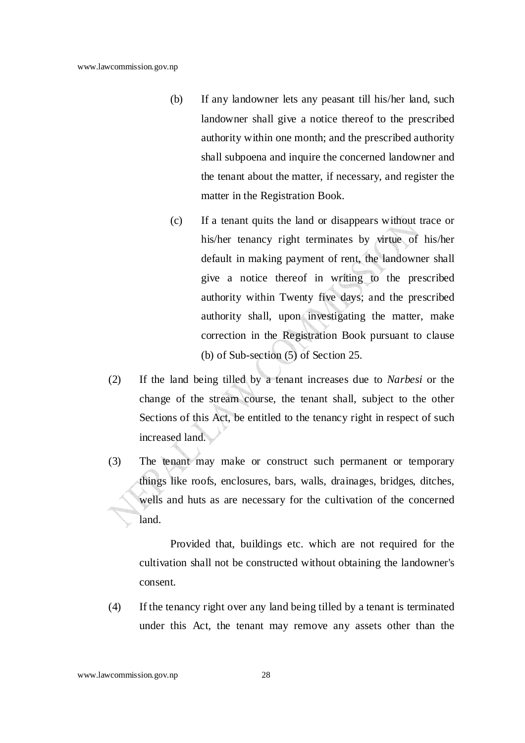(b) If any landowner lets any peasant till his/her land, such landowner shall give a notice thereof to the prescribed authority within one month; and the prescribed authority shall subpoena and inquire the concerned landowner and the tenant about the matter, if necessary, and register the matter in the Registration Book.

(c) If a tenant quits the land or disappears without trace or his/her tenancy right terminates by virtue of his/her default in making payment of rent, the landowner shall give a notice thereof in writing to the prescribed authority within Twenty five days; and the prescribed authority shall, upon investigating the matter, make correction in the Registration Book pursuant to clause (b) of Sub-section (5) of Section 25.

(2) If the land being tilled by a tenant increases due to *Narbesi* or the change of the stream course, the tenant shall, subject to the other Sections of this Act, be entitled to the tenancy right in respect of such increased land.

(3) The tenant may make or construct such permanent or temporary things like roofs, enclosures, bars, walls, drainages, bridges, ditches, wells and huts as are necessary for the cultivation of the concerned land.

Provided that, buildings etc. which are not required for the cultivation shall not be constructed without obtaining the landowner's consent.

(4) If the tenancy right over any land being tilled by a tenant is terminated under this Act, the tenant may remove any assets other than the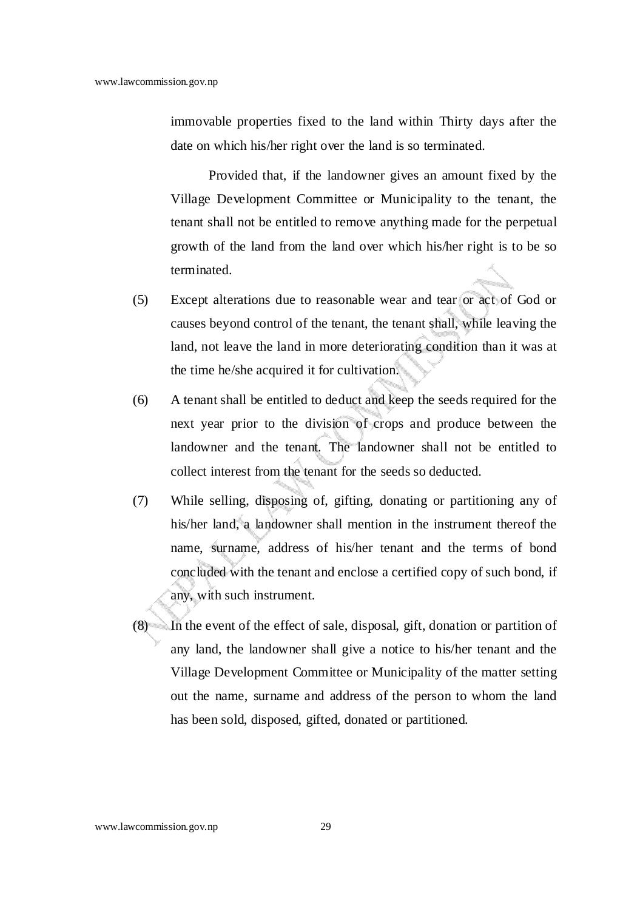immovable properties fixed to the land within Thirty days after the date on which his/her right over the land is so terminated.

Provided that, if the landowner gives an amount fixed by the Village Development Committee or Municipality to the tenant, the tenant shall not be entitled to remove anything made for the perpetual growth of the land from the land over which his/her right is to be so terminated.

(5) Except alterations due to reasonable wear and tear or act of God or causes beyond control of the tenant, the tenant shall, while leaving the land, not leave the land in more deteriorating condition than it was at the time he/she acquired it for cultivation.

(6) A tenant shall be entitled to deduct and keep the seeds required for the next year prior to the division of crops and produce between the landowner and the tenant. The landowner shall not be entitled to collect interest from the tenant for the seeds so deducted.

(7) While selling, disposing of, gifting, donating or partitioning any of his/her land, a landowner shall mention in the instrument thereof the name, surname, address of his/her tenant and the terms of bond concluded with the tenant and enclose a certified copy of such bond, if any, with such instrument.

(8) In the event of the effect of sale, disposal, gift, donation or partition of any land, the landowner shall give a notice to his/her tenant and the Village Development Committee or Municipality of the matter setting out the name, surname and address of the person to whom the land has been sold, disposed, gifted, donated or partitioned.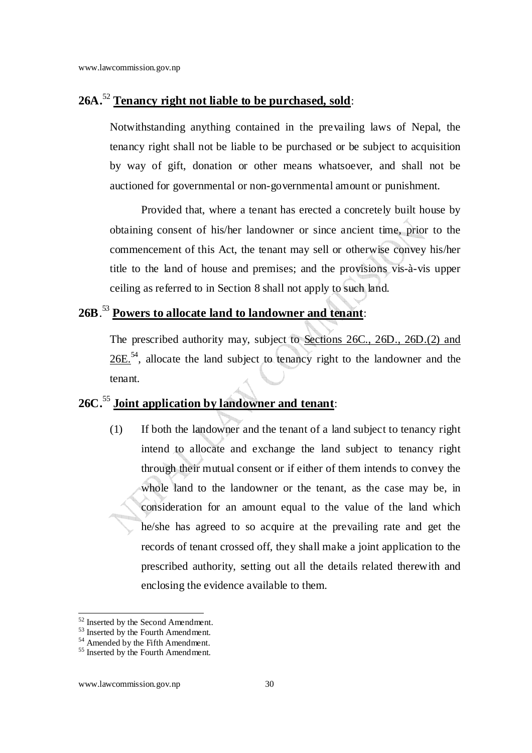## 26A.[52] **Tenancy right not liable to be purchased, sold**:

Notwithstanding anything contained in the prevailing laws of Nepal, the tenancy right shall not be liable to be purchased or be subject to acquisition by way of gift, donation or other means whatsoever, and shall not be auctioned for governmental or non-governmental amount or punishment.

Provided that, where a tenant has erected a concretely built house by obtaining consent of his/her landowner or since ancient time, prior to the commencement of this Act, the tenant may sell or otherwise convey his/her title to the land of house and premises; and the provisions vis-à-vis upper ceiling as referred to in Section 8 shall not apply to such land.

## 26B.[53] **Powers to allocate land to landowner and tenant**:

The prescribed authority may, subject to Sections 26C., 26D., 26D.(2) and 26E.[54], allocate the land subject to tenancy right to the landowner and the tenant.

## 26C.[55] **Joint application by landowner and tenant**:

(1) If both the landowner and the tenant of a land subject to tenancy right intend to allocate and exchange the land subject to tenancy right through their mutual consent or if either of them intends to convey the whole land to the landowner or the tenant, as the case may be, in consideration for an amount equal to the value of the land which he/she has agreed to so acquire at the prevailing rate and get the records of tenant crossed off, they shall make a joint application to the prescribed authority, setting out all the details related therewith and enclosing the evidence available to them.

---

[52] Inserted by the Second Amendment.
[53] Inserted by the Fourth Amendment.
[54] Amended by the Fifth Amendment.
[55] Inserted by the Fourth Amendment.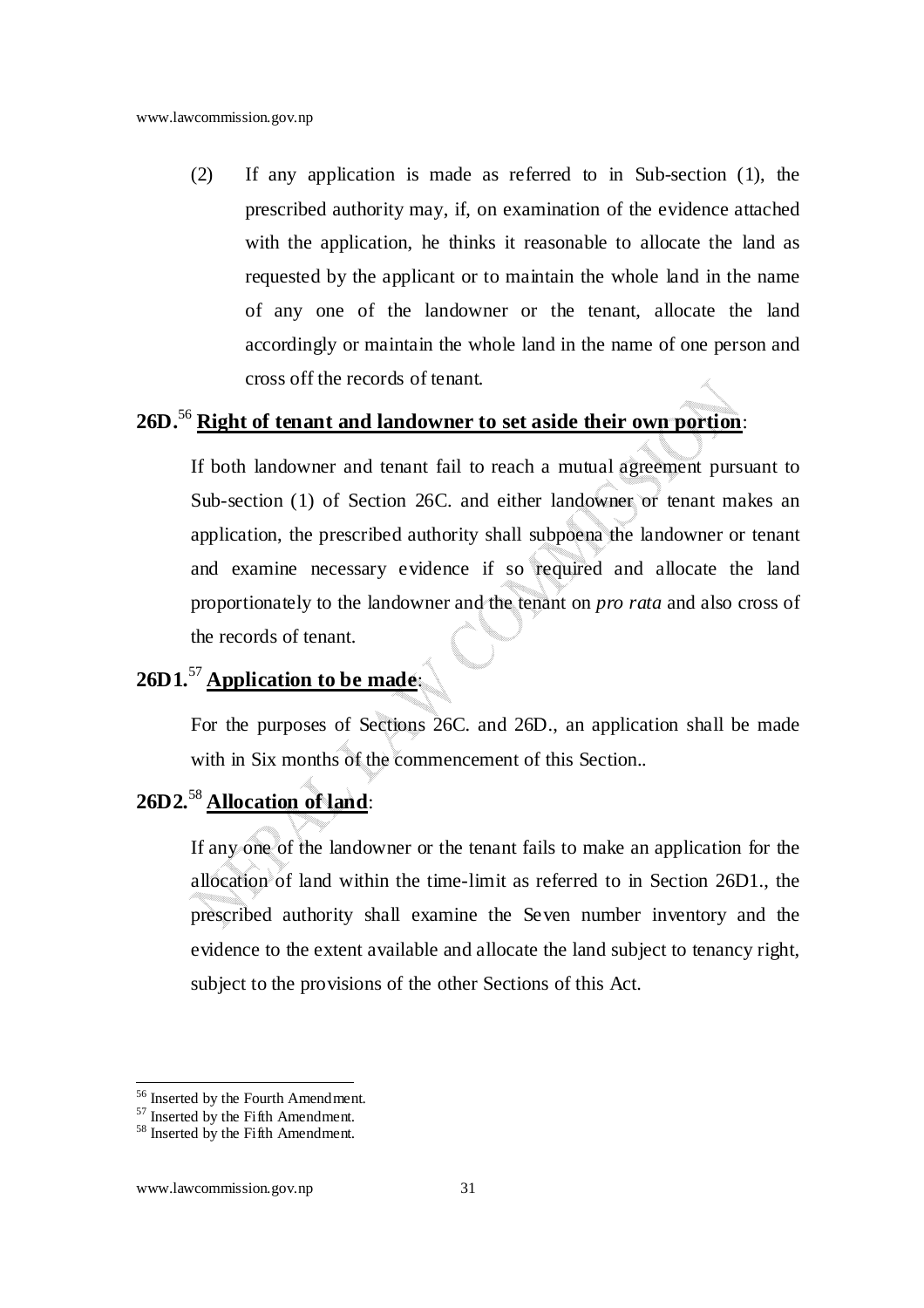(2) If any application is made as referred to in Sub-section (1), the prescribed authority may, if, on examination of the evidence attached with the application, he thinks it reasonable to allocate the land as requested by the applicant or to maintain the whole land in the name of any one of the landowner or the tenant, allocate the land accordingly or maintain the whole land in the name of one person and cross off the records of tenant.

**26D.**[56] **Right of tenant and landowner to set aside their own portion**:

If both landowner and tenant fail to reach a mutual agreement pursuant to Sub-section (1) of Section 26C. and either landowner or tenant makes an application, the prescribed authority shall subpoena the landowner or tenant and examine necessary evidence if so required and allocate the land proportionately to the landowner and the tenant on *pro rata* and also cross of the records of tenant.

**26D1.**[57] **Application to be made**:

For the purposes of Sections 26C. and 26D., an application shall be made with in Six months of the commencement of this Section..

**26D2.**[58] **Allocation of land**:

If any one of the landowner or the tenant fails to make an application for the allocation of land within the time-limit as referred to in Section 26D1., the prescribed authority shall examine the Seven number inventory and the evidence to the extent available and allocate the land subject to tenancy right, subject to the provisions of the other Sections of this Act.

---

[56] Inserted by the Fourth Amendment.
[57] Inserted by the Fifth Amendment.
[58] Inserted by the Fifth Amendment.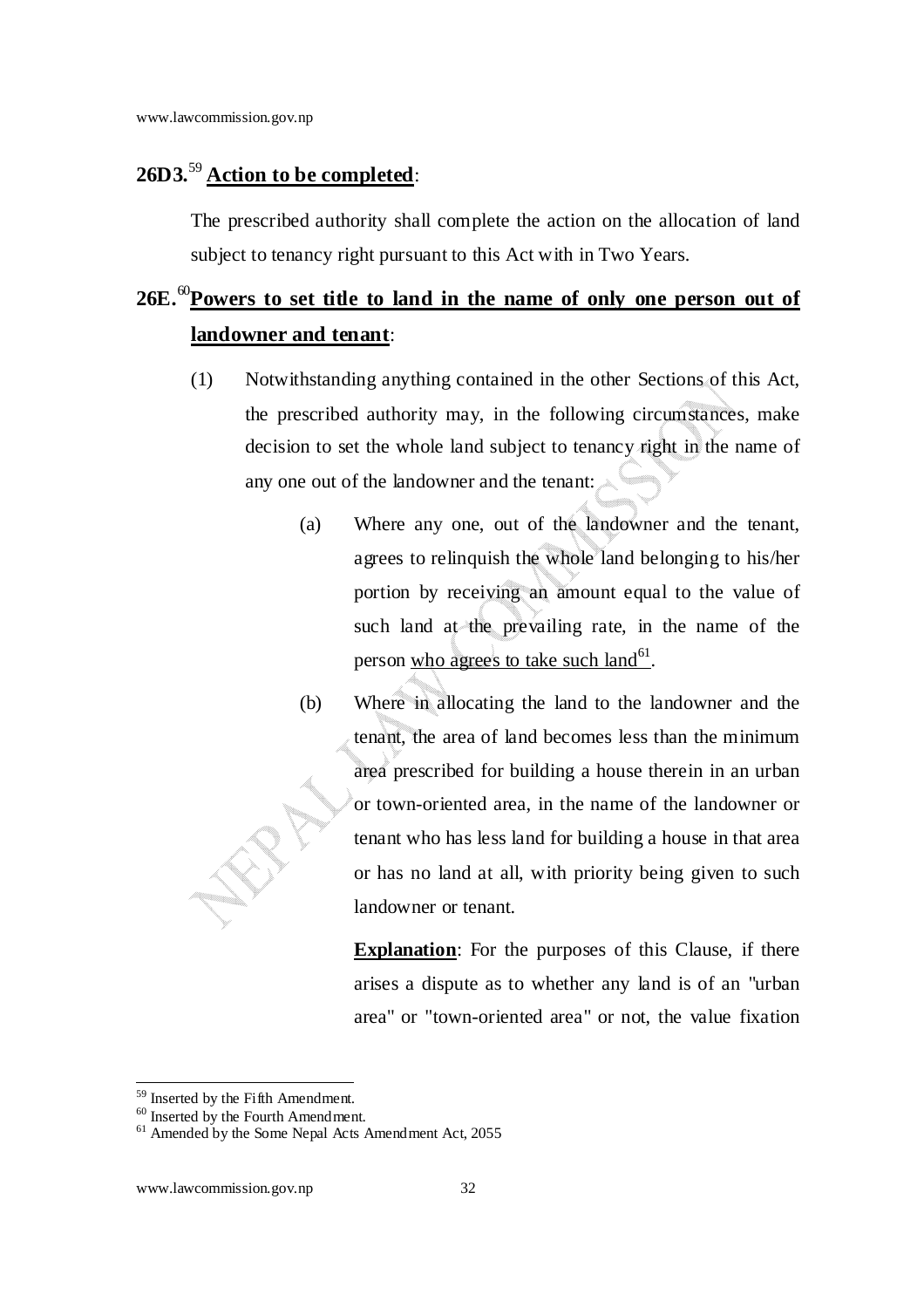## 26D3.[59] Action to be completed:

The prescribed authority shall complete the action on the allocation of land subject to tenancy right pursuant to this Act with in Two Years.

## 26E.[60] Powers to set title to land in the name of only one person out of landowner and tenant:

(1) Notwithstanding anything contained in the other Sections of this Act, the prescribed authority may, in the following circumstances, make decision to set the whole land subject to tenancy right in the name of any one out of the landowner and the tenant:

(a) Where any one, out of the landowner and the tenant, agrees to relinquish the whole land belonging to his/her portion by receiving an amount equal to the value of such land at the prevailing rate, in the name of the person who agrees to take such land[61].

(b) Where in allocating the land to the landowner and the tenant, the area of land becomes less than the minimum area prescribed for building a house therein in an urban or town-oriented area, in the name of the landowner or tenant who has less land for building a house in that area or has no land at all, with priority being given to such landowner or tenant.

**Explanation**: For the purposes of this Clause, if there arises a dispute as to whether any land is of an "urban area" or "town-oriented area" or not, the value fixation

---

[59] Inserted by the Fifth Amendment.

[60] Inserted by the Fourth Amendment.

[61] Amended by the Some Nepal Acts Amendment Act, 2055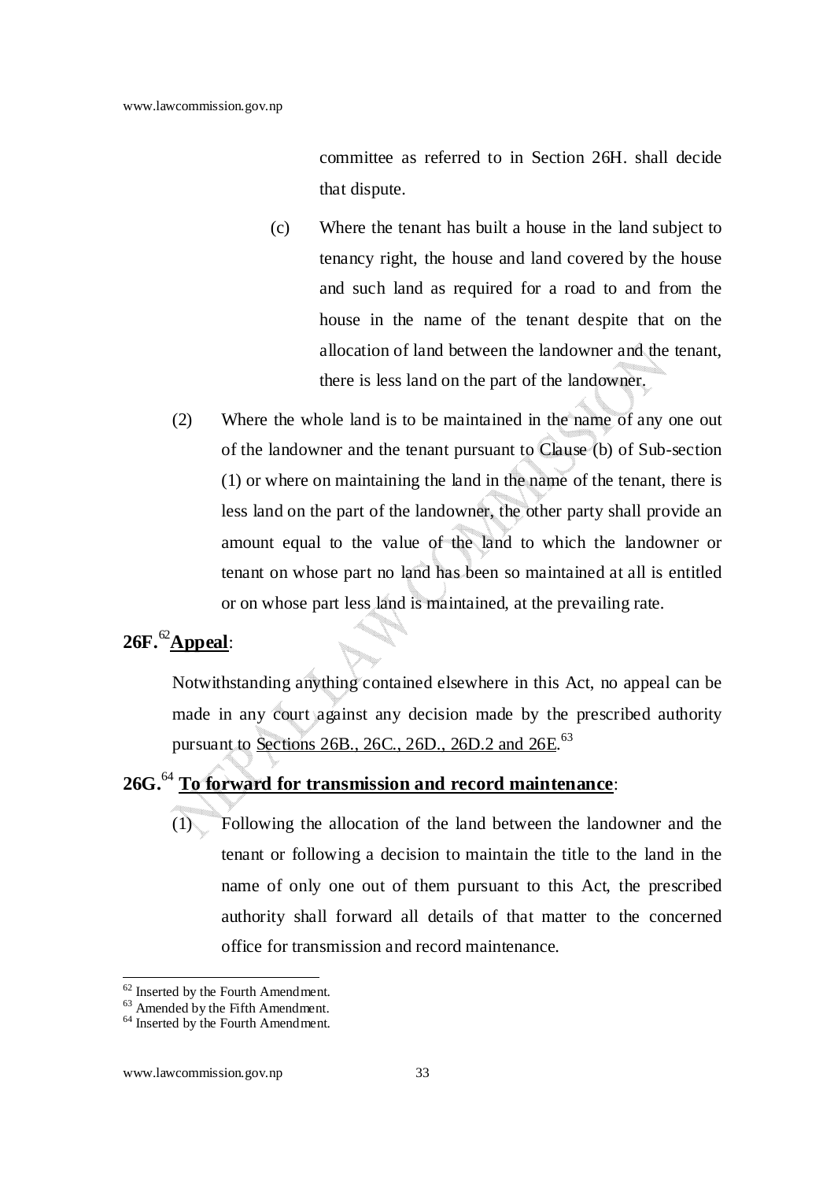committee as referred to in Section 26H. shall decide that dispute.

(c) Where the tenant has built a house in the land subject to tenancy right, the house and land covered by the house and such land as required for a road to and from the house in the name of the tenant despite that on the allocation of land between the landowner and the tenant, there is less land on the part of the landowner.

(2) Where the whole land is to be maintained in the name of any one out of the landowner and the tenant pursuant to Clause (b) of Sub-section (1) or where on maintaining the land in the name of the tenant, there is less land on the part of the landowner, the other party shall provide an amount equal to the value of the land to which the landowner or tenant on whose part no land has been so maintained at all is entitled or on whose part less land is maintained, at the prevailing rate.

**26F.** [62] **Appeal**:

Notwithstanding anything contained elsewhere in this Act, no appeal can be made in any court against any decision made by the prescribed authority pursuant to Sections 26B., 26C., 26D., 26D.2 and 26E.[63]

**26G.** [64] **To forward for transmission and record maintenance**:

(1) Following the allocation of the land between the landowner and the tenant or following a decision to maintain the title to the land in the name of only one out of them pursuant to this Act, the prescribed authority shall forward all details of that matter to the concerned office for transmission and record maintenance.

---

[62] Inserted by the Fourth Amendment.

[63] Amended by the Fifth Amendment.

[64] Inserted by the Fourth Amendment.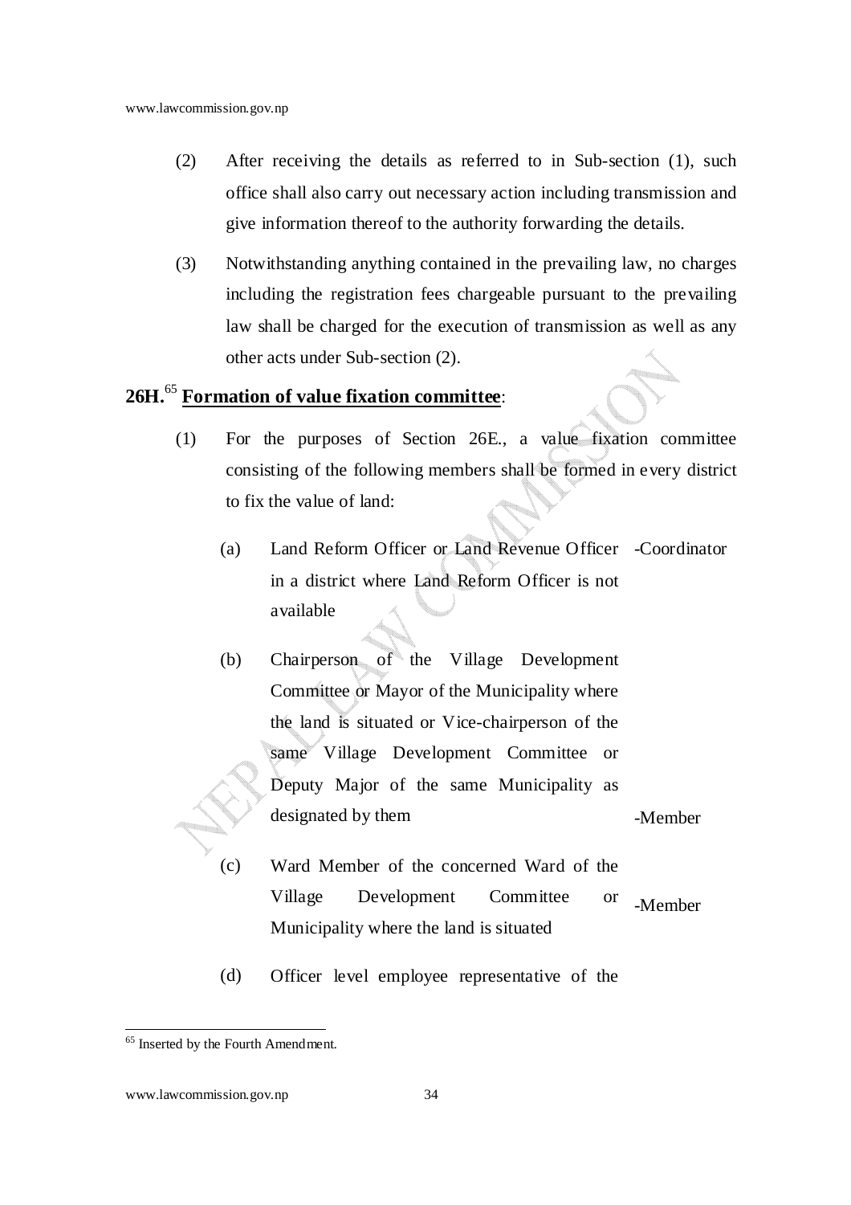(2) After receiving the details as referred to in Sub-section (1), such office shall also carry out necessary action including transmission and give information thereof to the authority forwarding the details.

(3) Notwithstanding anything contained in the prevailing law, no charges including the registration fees chargeable pursuant to the prevailing law shall be charged for the execution of transmission as well as any other acts under Sub-section (2).

**26H.**[65] **Formation of value fixation committee**:

(1) For the purposes of Section 26E., a value fixation committee consisting of the following members shall be formed in every district to fix the value of land:

(a) Land Reform Officer or Land Revenue Officer in a district where Land Reform Officer is not available -Coordinator

(b) Chairperson of the Village Development Committee or Mayor of the Municipality where the land is situated or Vice-chairperson of the same Village Development Committee or Deputy Major of the same Municipality as designated by them -Member

(c) Ward Member of the concerned Ward of the Village Development Committee or Municipality where the land is situated -Member

(d) Officer level employee representative of the

[65] Inserted by the Fourth Amendment.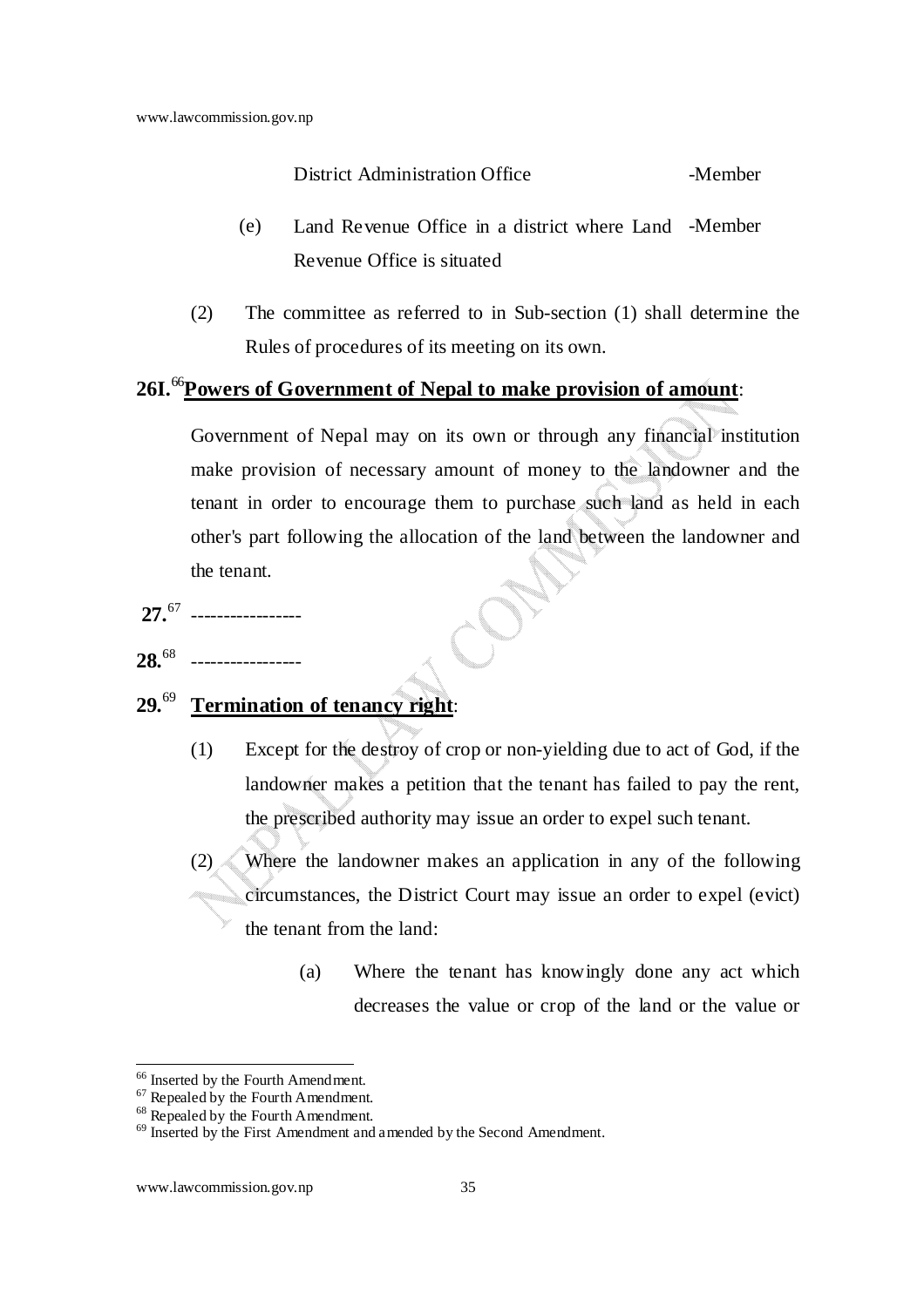District Administration Office -Member

(e) Land Revenue Office in a district where Land Revenue Office is situated -Member

(2) The committee as referred to in Sub-section (1) shall determine the Rules of procedures of its meeting on its own.

**26I.**[66] **Powers of Government of Nepal to make provision of amount**:

Government of Nepal may on its own or through any financial institution make provision of necessary amount of money to the landowner and the tenant in order to encourage them to purchase such land as held in each other's part following the allocation of the land between the landowner and the tenant.

**27.**[67] ----------------

**28.**[68] ----------------

**29.**[69] **Termination of tenancy right**:

(1) Except for the destroy of crop or non-yielding due to act of God, if the landowner makes a petition that the tenant has failed to pay the rent, the prescribed authority may issue an order to expel such tenant.

(2) Where the landowner makes an application in any of the following circumstances, the District Court may issue an order to expel (evict) the tenant from the land:

(a) Where the tenant has knowingly done any act which decreases the value or crop of the land or the value or

---

[66] Inserted by the Fourth Amendment.

[67] Repealed by the Fourth Amendment.

[68] Repealed by the Fourth Amendment.

[69] Inserted by the First Amendment and amended by the Second Amendment.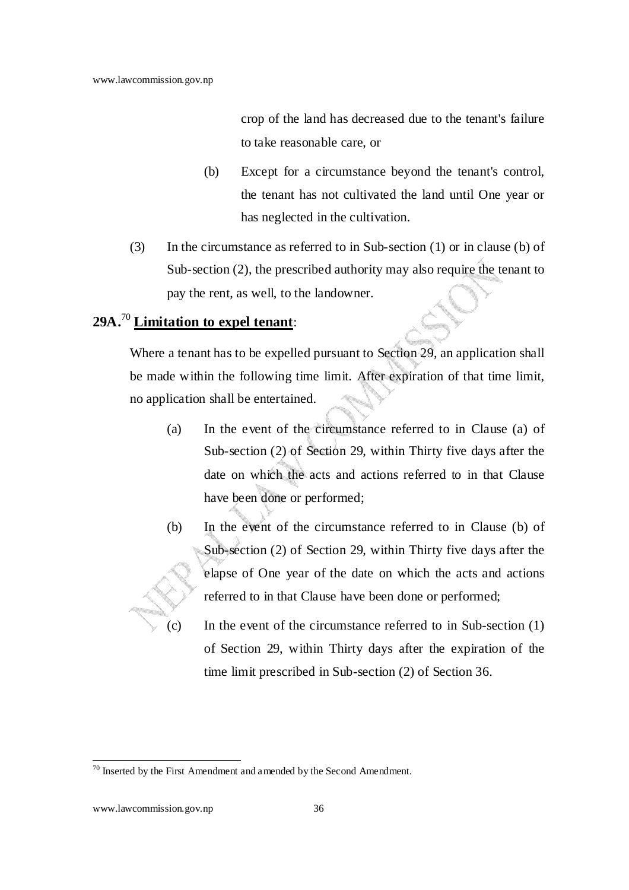crop of the land has decreased due to the tenant's failure to take reasonable care, or

(b) Except for a circumstance beyond the tenant's control, the tenant has not cultivated the land until One year or has neglected in the cultivation.

(3) In the circumstance as referred to in Sub-section (1) or in clause (b) of Sub-section (2), the prescribed authority may also require the tenant to pay the rent, as well, to the landowner.

**29A.**[70] **Limitation to expel tenant**:

Where a tenant has to be expelled pursuant to Section 29, an application shall be made within the following time limit. After expiration of that time limit, no application shall be entertained.

(a) In the event of the circumstance referred to in Clause (a) of Sub-section (2) of Section 29, within Thirty five days after the date on which the acts and actions referred to in that Clause have been done or performed;

(b) In the event of the circumstance referred to in Clause (b) of Sub-section (2) of Section 29, within Thirty five days after the elapse of One year of the date on which the acts and actions referred to in that Clause have been done or performed;

(c) In the event of the circumstance referred to in Sub-section (1) of Section 29, within Thirty days after the expiration of the time limit prescribed in Sub-section (2) of Section 36.

---

[70] Inserted by the First Amendment and amended by the Second Amendment.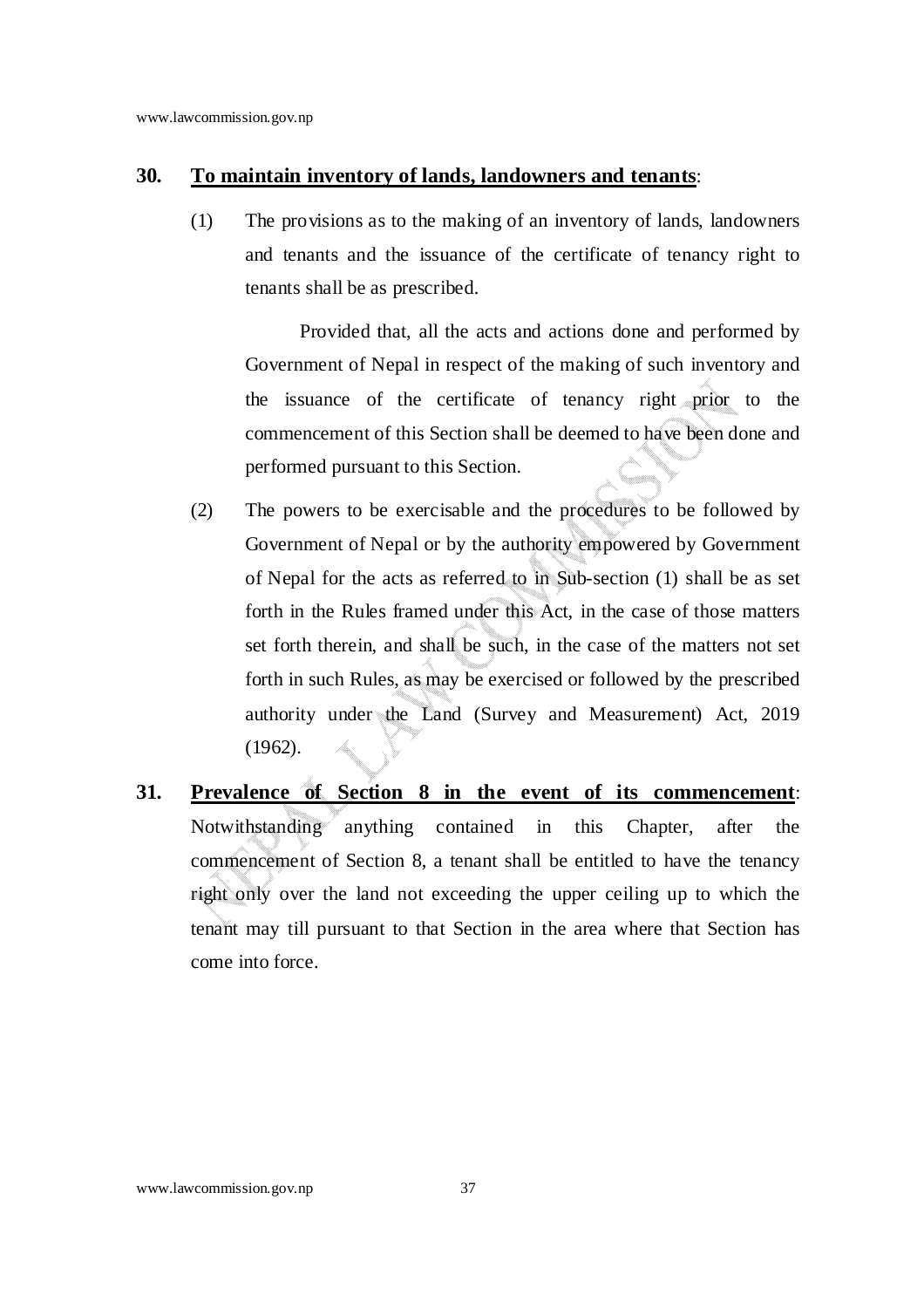**30. To maintain inventory of lands, landowners and tenants**:

(1) The provisions as to the making of an inventory of lands, landowners and tenants and the issuance of the certificate of tenancy right to tenants shall be as prescribed.

Provided that, all the acts and actions done and performed by Government of Nepal in respect of the making of such inventory and the issuance of the certificate of tenancy right prior to the commencement of this Section shall be deemed to have been done and performed pursuant to this Section.

(2) The powers to be exercisable and the procedures to be followed by Government of Nepal or by the authority empowered by Government of Nepal for the acts as referred to in Sub-section (1) shall be as set forth in the Rules framed under this Act, in the case of those matters set forth therein, and shall be such, in the case of the matters not set forth in such Rules, as may be exercised or followed by the prescribed authority under the Land (Survey and Measurement) Act, 2019 (1962).

**31. Prevalence of Section 8 in the event of its commencement**: Notwithstanding anything contained in this Chapter, after the commencement of Section 8, a tenant shall be entitled to have the tenancy right only over the land not exceeding the upper ceiling up to which the tenant may till pursuant to that Section in the area where that Section has come into force.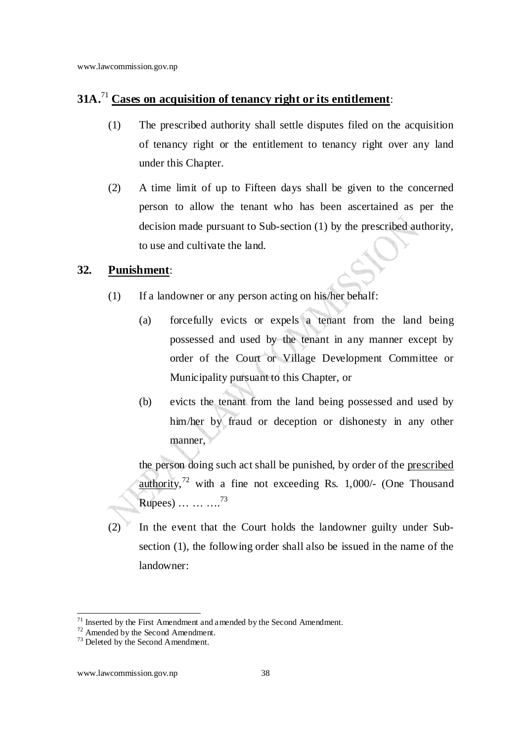**31A.**[71] **Cases on acquisition of tenancy right or its entitlement**:

(1) The prescribed authority shall settle disputes filed on the acquisition of tenancy right or the entitlement to tenancy right over any land under this Chapter.

(2) A time limit of up to Fifteen days shall be given to the concerned person to allow the tenant who has been ascertained as per the decision made pursuant to Sub-section (1) by the prescribed authority, to use and cultivate the land.

**32. Punishment**:

(1) If a landowner or any person acting on his/her behalf:

(a) forcefully evicts or expels a tenant from the land being possessed and used by the tenant in any manner except by order of the Court or Village Development Committee or Municipality pursuant to this Chapter, or

(b) evicts the tenant from the land being possessed and used by him/her by fraud or deception or dishonesty in any other manner,

the person doing such act shall be punished, by order of the prescribed authority,[72] with a fine not exceeding Rs. 1,000/- (One Thousand Rupees) … … ….[73]

(2) In the event that the Court holds the landowner guilty under Sub-section (1), the following order shall also be issued in the name of the landowner:

---

[71] Inserted by the First Amendment and amended by the Second Amendment.

[72] Amended by the Second Amendment.

[73] Deleted by the Second Amendment.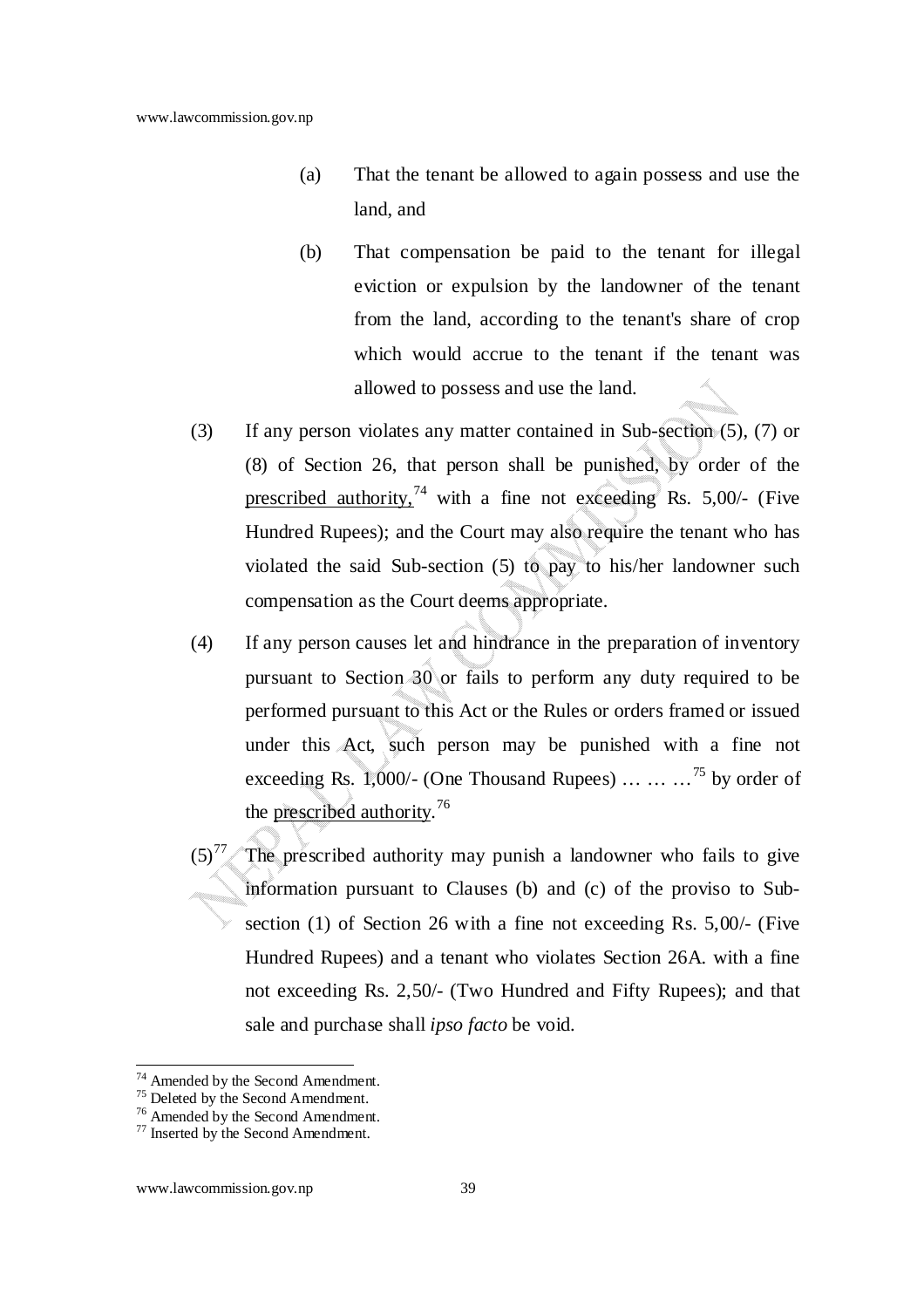(a) That the tenant be allowed to again possess and use the land, and

(b) That compensation be paid to the tenant for illegal eviction or expulsion by the landowner of the tenant from the land, according to the tenant's share of crop which would accrue to the tenant if the tenant was allowed to possess and use the land.

(3) If any person violates any matter contained in Sub-section (5), (7) or (8) of Section 26, that person shall be punished, by order of the prescribed authority,[74] with a fine not exceeding Rs. 5,00/- (Five Hundred Rupees); and the Court may also require the tenant who has violated the said Sub-section (5) to pay to his/her landowner such compensation as the Court deems appropriate.

(4) If any person causes let and hindrance in the preparation of inventory pursuant to Section 30 or fails to perform any duty required to be performed pursuant to this Act or the Rules or orders framed or issued under this Act, such person may be punished with a fine not exceeding Rs. 1,000/- (One Thousand Rupees) … … …[75] by order of the prescribed authority.[76]

(5)[77] The prescribed authority may punish a landowner who fails to give information pursuant to Clauses (b) and (c) of the proviso to Sub-section (1) of Section 26 with a fine not exceeding Rs. 5,00/- (Five Hundred Rupees) and a tenant who violates Section 26A. with a fine not exceeding Rs. 2,50/- (Two Hundred and Fifty Rupees); and that sale and purchase shall *ipso facto* be void.

---

[74] Amended by the Second Amendment.
[75] Deleted by the Second Amendment.
[76] Amended by the Second Amendment.
[77] Inserted by the Second Amendment.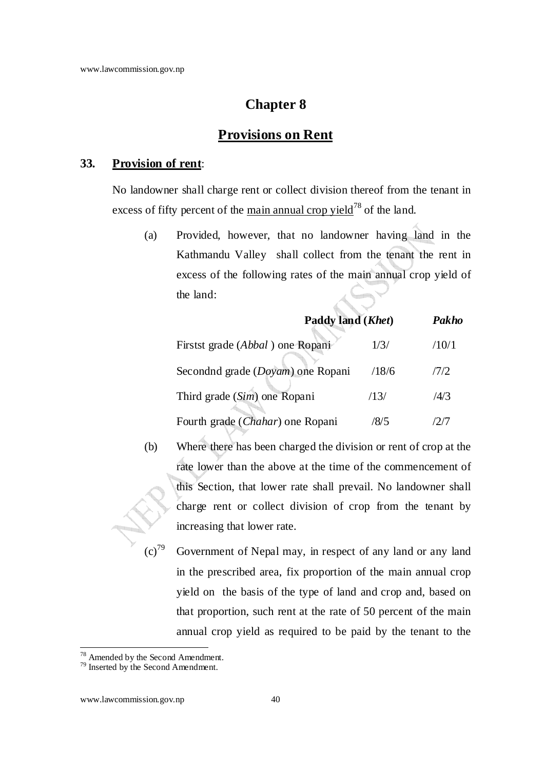# Chapter 8

## Provisions on Rent

### 33. Provision of rent:

No landowner shall charge rent or collect division thereof from the tenant in excess of fifty percent of the main annual crop yield[78] of the land.

(a) Provided, however, that no landowner having land in the Kathmandu Valley shall collect from the tenant the rent in excess of the following rates of the main annual crop yield of the land:

| | Paddy land (*Khet*) | *Pakho* |
|---|---|---|
| Firstst grade (*Abbal* ) one Ropani | 1/3/ | /10/1 |
| Secondnd grade (*Doyam*) one Ropani | /18/6 | /7/2 |
| Third grade (*Sim*) one Ropani | /13/ | /4/3 |
| Fourth grade (*Chahar*) one Ropani | /8/5 | /2/7 |

(b) Where there has been charged the division or rent of crop at the rate lower than the above at the time of the commencement of this Section, that lower rate shall prevail. No landowner shall charge rent or collect division of crop from the tenant by increasing that lower rate.

(c)[79] Government of Nepal may, in respect of any land or any land in the prescribed area, fix proportion of the main annual crop yield on the basis of the type of land and crop and, based on that proportion, such rent at the rate of 50 percent of the main annual crop yield as required to be paid by the tenant to the

---

[78] Amended by the Second Amendment.

[79] Inserted by the Second Amendment.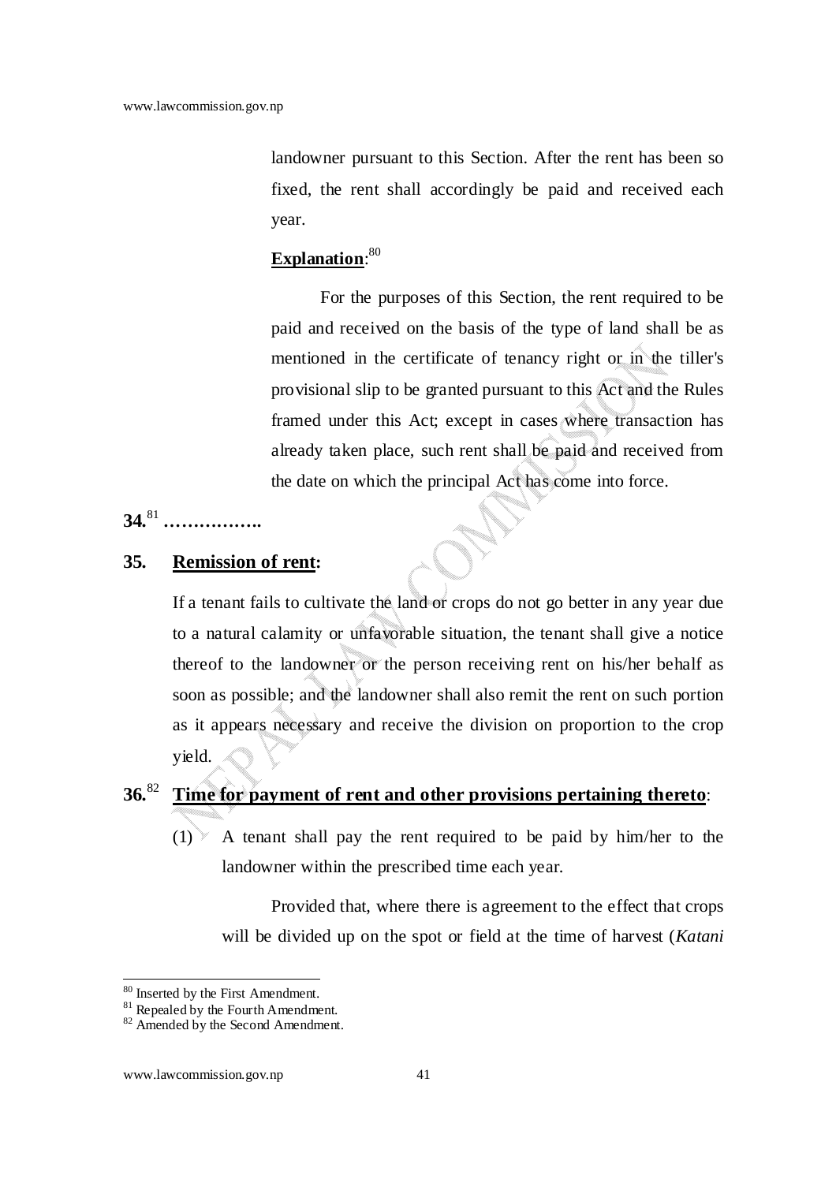landowner pursuant to this Section. After the rent has been so fixed, the rent shall accordingly be paid and received each year.

**Explanation**:[80]

For the purposes of this Section, the rent required to be paid and received on the basis of the type of land shall be as mentioned in the certificate of tenancy right or in the tiller's provisional slip to be granted pursuant to this Act and the Rules framed under this Act; except in cases where transaction has already taken place, such rent shall be paid and received from the date on which the principal Act has come into force.

**34.**[81] **…………….**

**35. Remission of rent:**

If a tenant fails to cultivate the land or crops do not go better in any year due to a natural calamity or unfavorable situation, the tenant shall give a notice thereof to the landowner or the person receiving rent on his/her behalf as soon as possible; and the landowner shall also remit the rent on such portion as it appears necessary and receive the division on proportion to the crop yield.

**36.**[82] **Time for payment of rent and other provisions pertaining thereto**:

(1) A tenant shall pay the rent required to be paid by him/her to the landowner within the prescribed time each year.

Provided that, where there is agreement to the effect that crops will be divided up on the spot or field at the time of harvest (*Katani*

---

[80] Inserted by the First Amendment.

[81] Repealed by the Fourth Amendment.

[82] Amended by the Second Amendment.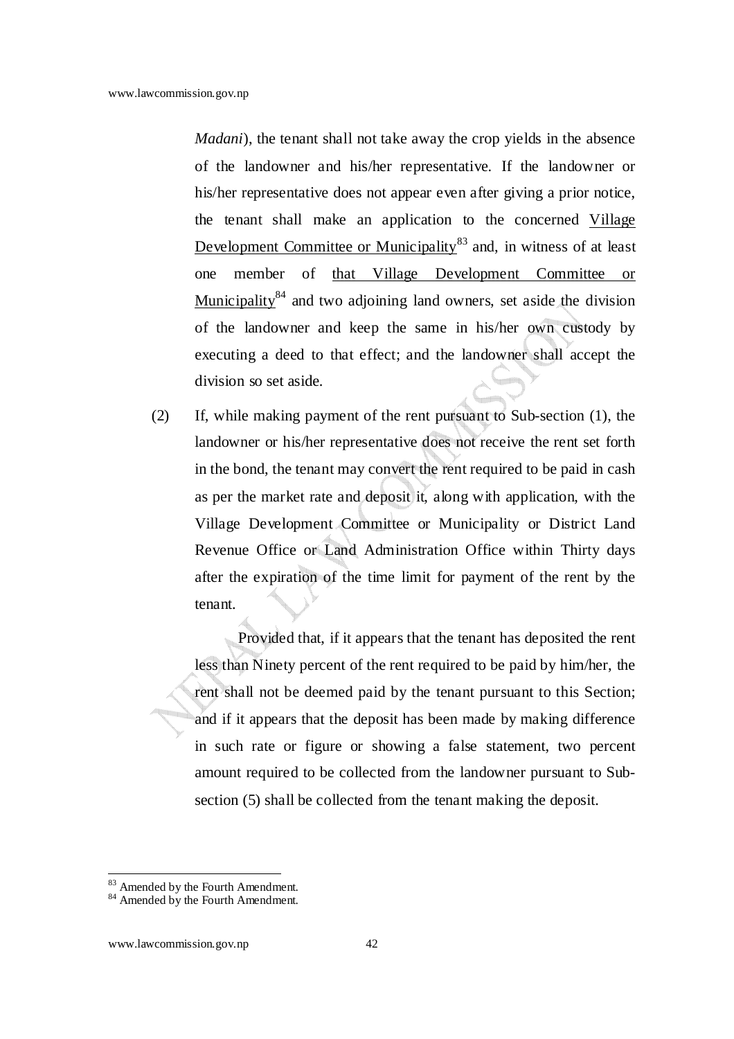*Madani*), the tenant shall not take away the crop yields in the absence of the landowner and his/her representative. If the landowner or his/her representative does not appear even after giving a prior notice, the tenant shall make an application to the concerned Village Development Committee or Municipality[83] and, in witness of at least one member of that Village Development Committee or Municipality[84] and two adjoining land owners, set aside the division of the landowner and keep the same in his/her own custody by executing a deed to that effect; and the landowner shall accept the division so set aside.

(2) If, while making payment of the rent pursuant to Sub-section (1), the landowner or his/her representative does not receive the rent set forth in the bond, the tenant may convert the rent required to be paid in cash as per the market rate and deposit it, along with application, with the Village Development Committee or Municipality or District Land Revenue Office or Land Administration Office within Thirty days after the expiration of the time limit for payment of the rent by the tenant.

Provided that, if it appears that the tenant has deposited the rent less than Ninety percent of the rent required to be paid by him/her, the rent shall not be deemed paid by the tenant pursuant to this Section; and if it appears that the deposit has been made by making difference in such rate or figure or showing a false statement, two percent amount required to be collected from the landowner pursuant to Sub-section (5) shall be collected from the tenant making the deposit.

---

[83] Amended by the Fourth Amendment.

[84] Amended by the Fourth Amendment.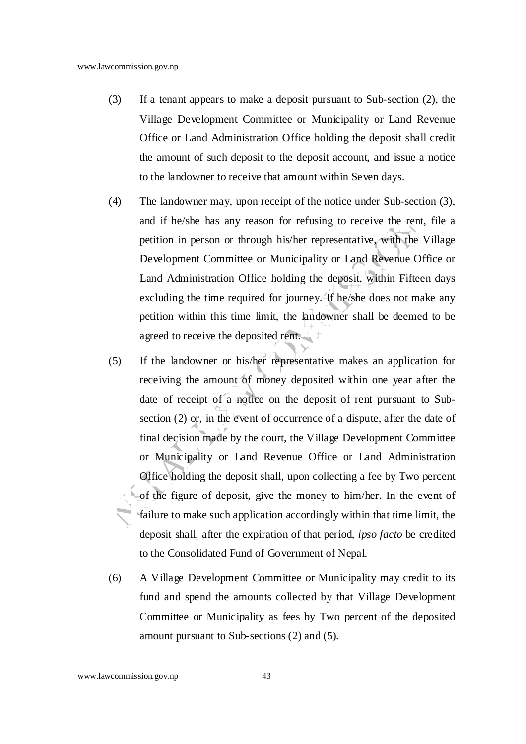(3) If a tenant appears to make a deposit pursuant to Sub-section (2), the Village Development Committee or Municipality or Land Revenue Office or Land Administration Office holding the deposit shall credit the amount of such deposit to the deposit account, and issue a notice to the landowner to receive that amount within Seven days.

(4) The landowner may, upon receipt of the notice under Sub-section (3), and if he/she has any reason for refusing to receive the rent, file a petition in person or through his/her representative, with the Village Development Committee or Municipality or Land Revenue Office or Land Administration Office holding the deposit, within Fifteen days excluding the time required for journey. If he/she does not make any petition within this time limit, the landowner shall be deemed to be agreed to receive the deposited rent.

(5) If the landowner or his/her representative makes an application for receiving the amount of money deposited within one year after the date of receipt of a notice on the deposit of rent pursuant to Sub-section (2) or, in the event of occurrence of a dispute, after the date of final decision made by the court, the Village Development Committee or Municipality or Land Revenue Office or Land Administration Office holding the deposit shall, upon collecting a fee by Two percent of the figure of deposit, give the money to him/her. In the event of failure to make such application accordingly within that time limit, the deposit shall, after the expiration of that period, *ipso facto* be credited to the Consolidated Fund of Government of Nepal.

(6) A Village Development Committee or Municipality may credit to its fund and spend the amounts collected by that Village Development Committee or Municipality as fees by Two percent of the deposited amount pursuant to Sub-sections (2) and (5).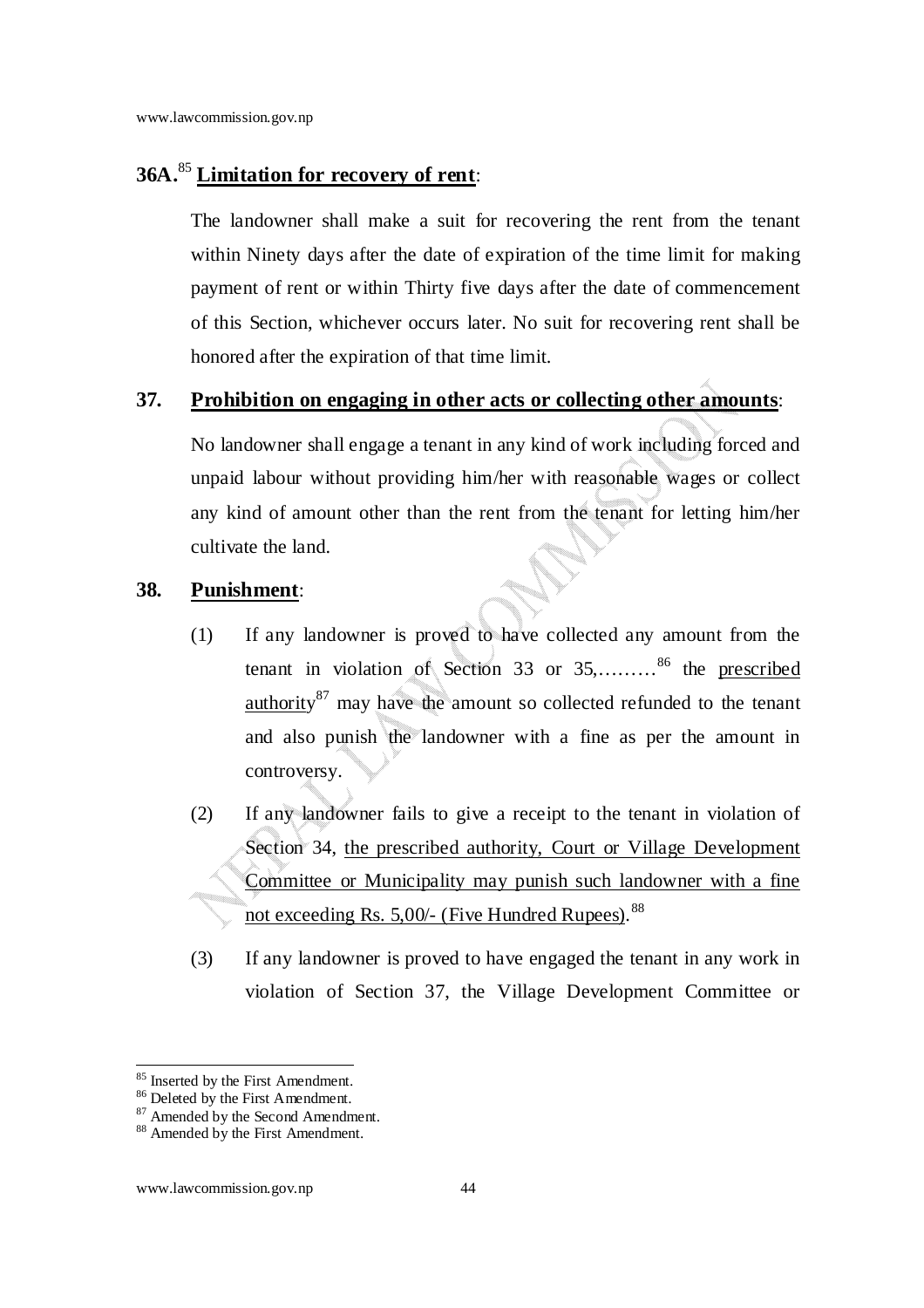**36A.**[85] **Limitation for recovery of rent**:

The landowner shall make a suit for recovering the rent from the tenant within Ninety days after the date of expiration of the time limit for making payment of rent or within Thirty five days after the date of commencement of this Section, whichever occurs later. No suit for recovering rent shall be honored after the expiration of that time limit.

**37. Prohibition on engaging in other acts or collecting other amounts**:

No landowner shall engage a tenant in any kind of work including forced and unpaid labour without providing him/her with reasonable wages or collect any kind of amount other than the rent from the tenant for letting him/her cultivate the land.

**38. Punishment**:

(1) If any landowner is proved to have collected any amount from the tenant in violation of Section 33 or 35,.........[86] the prescribed authority[87] may have the amount so collected refunded to the tenant and also punish the landowner with a fine as per the amount in controversy.

(2) If any landowner fails to give a receipt to the tenant in violation of Section 34, the prescribed authority, Court or Village Development Committee or Municipality may punish such landowner with a fine not exceeding Rs. 5,00/- (Five Hundred Rupees).[88]

(3) If any landowner is proved to have engaged the tenant in any work in violation of Section 37, the Village Development Committee or

---

[85] Inserted by the First Amendment.
[86] Deleted by the First Amendment.
[87] Amended by the Second Amendment.
[88] Amended by the First Amendment.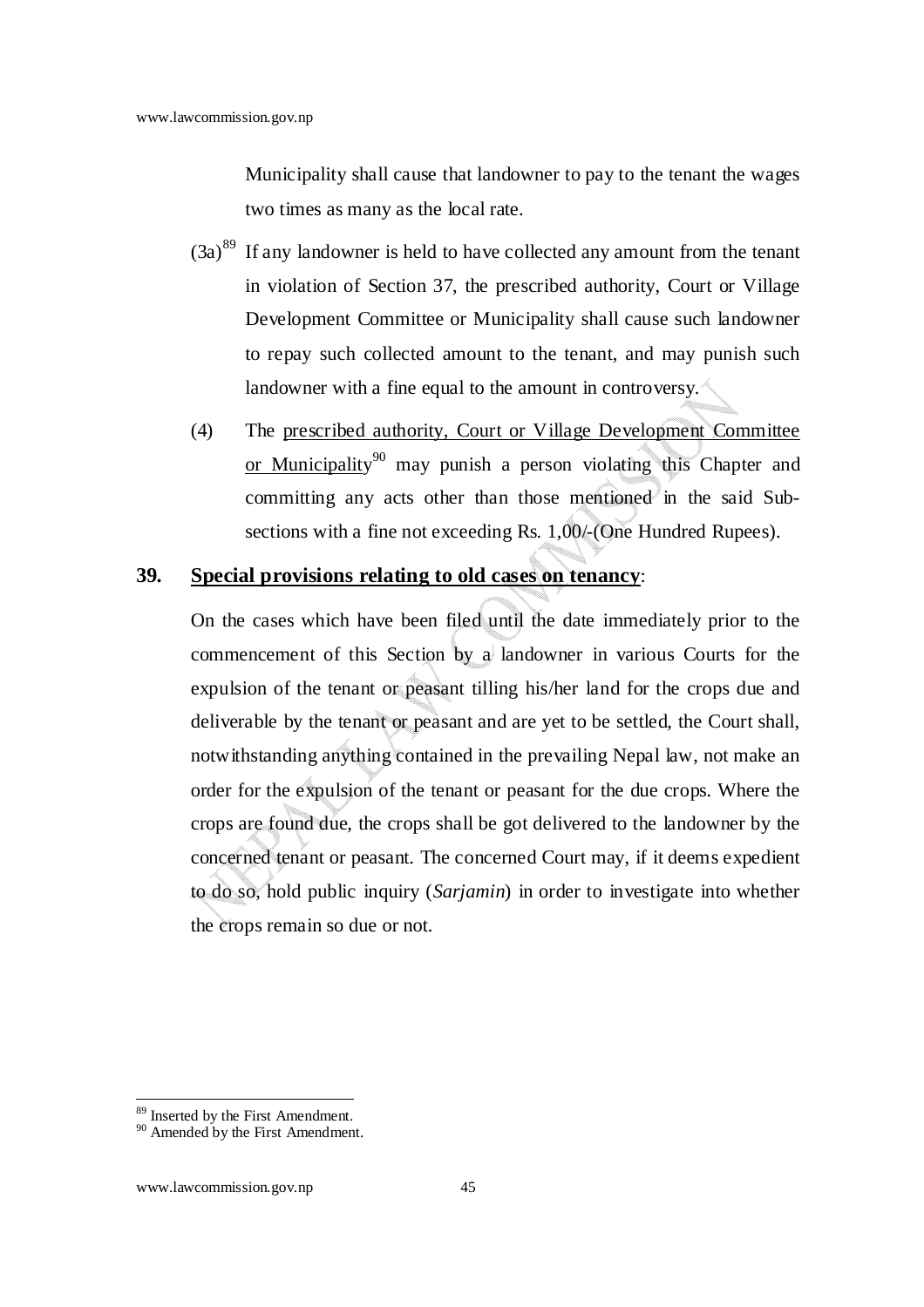Municipality shall cause that landowner to pay to the tenant the wages two times as many as the local rate.

(3a)[89] If any landowner is held to have collected any amount from the tenant in violation of Section 37, the prescribed authority, Court or Village Development Committee or Municipality shall cause such landowner to repay such collected amount to the tenant, and may punish such landowner with a fine equal to the amount in controversy.

(4) The prescribed authority, Court or Village Development Committee or Municipality[90] may punish a person violating this Chapter and committing any acts other than those mentioned in the said Sub-sections with a fine not exceeding Rs. 1,00/-(One Hundred Rupees).

**39. Special provisions relating to old cases on tenancy:**

On the cases which have been filed until the date immediately prior to the commencement of this Section by a landowner in various Courts for the expulsion of the tenant or peasant tilling his/her land for the crops due and deliverable by the tenant or peasant and are yet to be settled, the Court shall, notwithstanding anything contained in the prevailing Nepal law, not make an order for the expulsion of the tenant or peasant for the due crops. Where the crops are found due, the crops shall be got delivered to the landowner by the concerned tenant or peasant. The concerned Court may, if it deems expedient to do so, hold public inquiry (*Sarjamin*) in order to investigate into whether the crops remain so due or not.

---

[89] Inserted by the First Amendment.

[90] Amended by the First Amendment.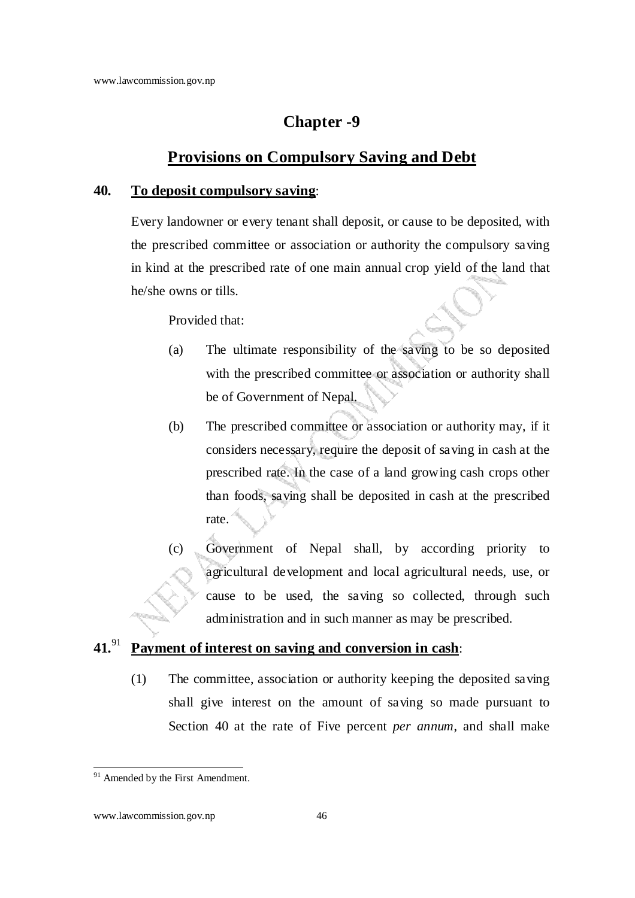# Chapter -9

## Provisions on Compulsory Saving and Debt

**40. To deposit compulsory saving**:

Every landowner or every tenant shall deposit, or cause to be deposited, with the prescribed committee or association or authority the compulsory saving in kind at the prescribed rate of one main annual crop yield of the land that he/she owns or tills.

Provided that:

(a) The ultimate responsibility of the saving to be so deposited with the prescribed committee or association or authority shall be of Government of Nepal.

(b) The prescribed committee or association or authority may, if it considers necessary, require the deposit of saving in cash at the prescribed rate. In the case of a land growing cash crops other than foods, saving shall be deposited in cash at the prescribed rate.

(c) Government of Nepal shall, by according priority to agricultural development and local agricultural needs, use, or cause to be used, the saving so collected, through such administration and in such manner as may be prescribed.

**41.**[91] **Payment of interest on saving and conversion in cash**:

(1) The committee, association or authority keeping the deposited saving shall give interest on the amount of saving so made pursuant to Section 40 at the rate of Five percent *per annum*, and shall make

---

[91] Amended by the First Amendment.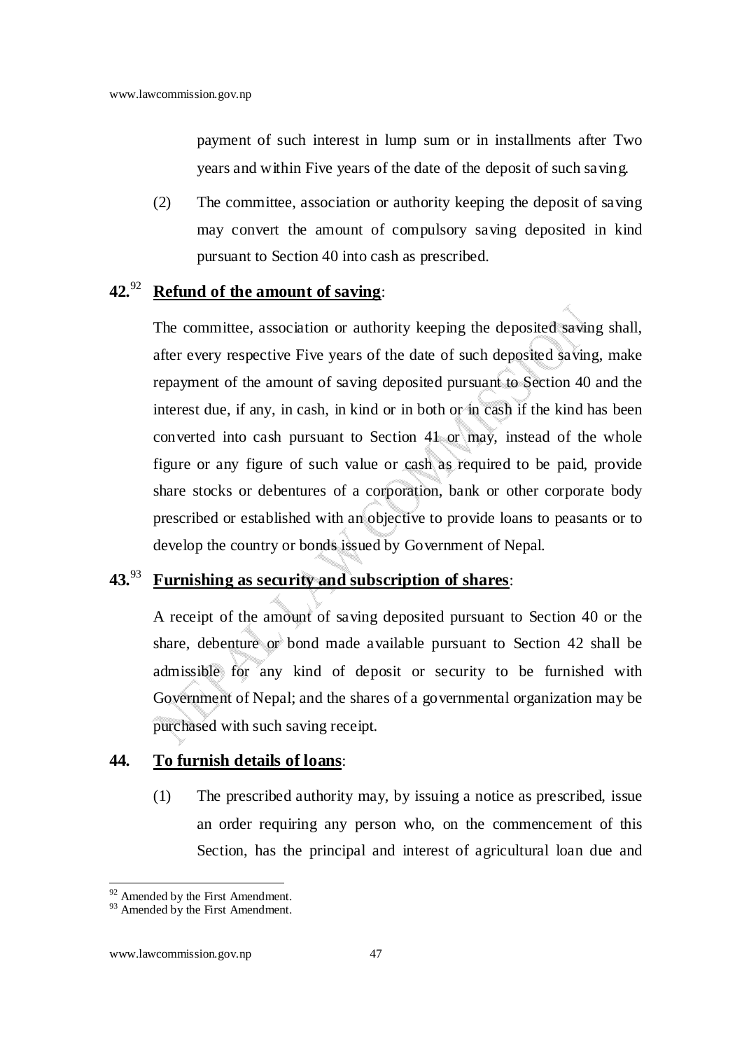payment of such interest in lump sum or in installments after Two years and within Five years of the date of the deposit of such saving.

(2) The committee, association or authority keeping the deposit of saving may convert the amount of compulsory saving deposited in kind pursuant to Section 40 into cash as prescribed.

**42.**[92] **Refund of the amount of saving**:

The committee, association or authority keeping the deposited saving shall, after every respective Five years of the date of such deposited saving, make repayment of the amount of saving deposited pursuant to Section 40 and the interest due, if any, in cash, in kind or in both or in cash if the kind has been converted into cash pursuant to Section 41 or may, instead of the whole figure or any figure of such value or cash as required to be paid, provide share stocks or debentures of a corporation, bank or other corporate body prescribed or established with an objective to provide loans to peasants or to develop the country or bonds issued by Government of Nepal.

**43.**[93] **Furnishing as security and subscription of shares**:

A receipt of the amount of saving deposited pursuant to Section 40 or the share, debenture or bond made available pursuant to Section 42 shall be admissible for any kind of deposit or security to be furnished with Government of Nepal; and the shares of a governmental organization may be purchased with such saving receipt.

**44. To furnish details of loans**:

(1) The prescribed authority may, by issuing a notice as prescribed, issue an order requiring any person who, on the commencement of this Section, has the principal and interest of agricultural loan due and

---

[92] Amended by the First Amendment.

[93] Amended by the First Amendment.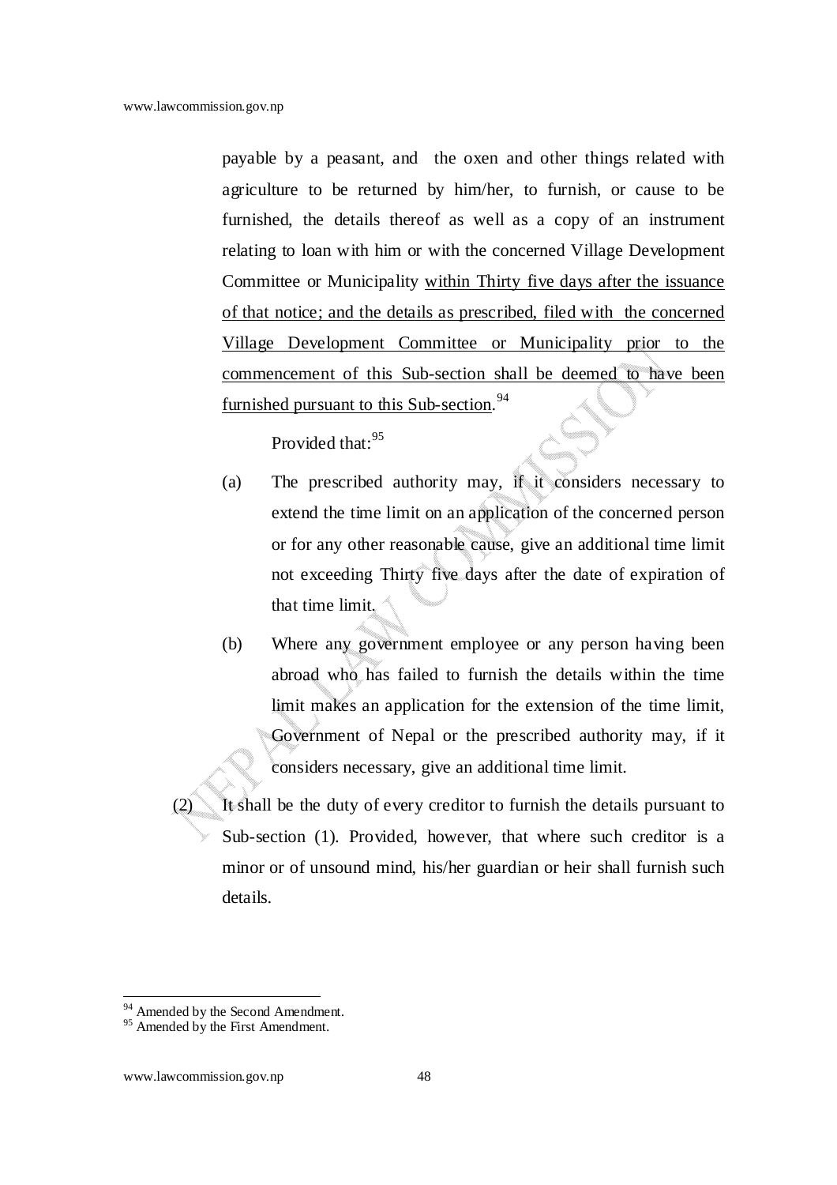payable by a peasant, and the oxen and other things related with agriculture to be returned by him/her, to furnish, or cause to be furnished, the details thereof as well as a copy of an instrument relating to loan with him or with the concerned Village Development Committee or Municipality <u>within Thirty five days after the issuance of that notice; and the details as prescribed, filed with the concerned Village Development Committee or Municipality prior to the commencement of this Sub-section shall be deemed to have been furnished pursuant to this Sub-section</u>.[94]

Provided that:[95]

(a) The prescribed authority may, if it considers necessary to extend the time limit on an application of the concerned person or for any other reasonable cause, give an additional time limit not exceeding Thirty five days after the date of expiration of that time limit.

(b) Where any government employee or any person having been abroad who has failed to furnish the details within the time limit makes an application for the extension of the time limit, Government of Nepal or the prescribed authority may, if it considers necessary, give an additional time limit.

(2) It shall be the duty of every creditor to furnish the details pursuant to Sub-section (1). Provided, however, that where such creditor is a minor or of unsound mind, his/her guardian or heir shall furnish such details.

---

[94] Amended by the Second Amendment.

[95] Amended by the First Amendment.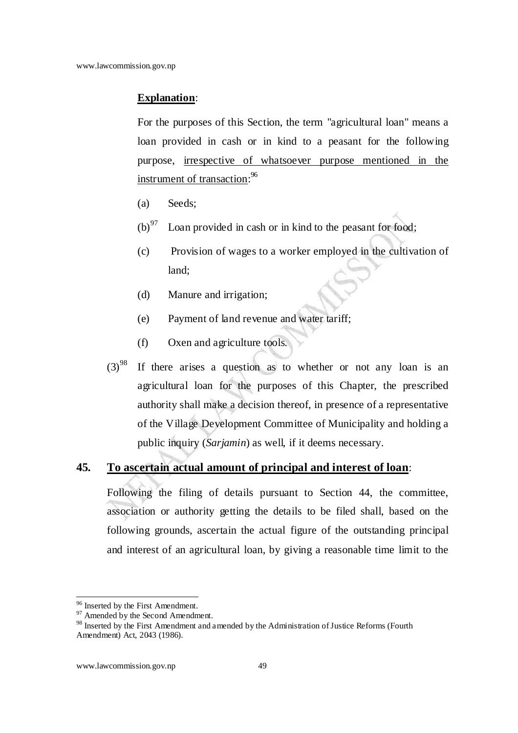**Explanation**:

For the purposes of this Section, the term "agricultural loan" means a loan provided in cash or in kind to a peasant for the following purpose, irrespective of whatsoever purpose mentioned in the instrument of transaction:[96]

(a) Seeds;

(b)[97] Loan provided in cash or in kind to the peasant for food;

(c) Provision of wages to a worker employed in the cultivation of land;

(d) Manure and irrigation;

(e) Payment of land revenue and water tariff;

(f) Oxen and agriculture tools.

(3)[98] If there arises a question as to whether or not any loan is an agricultural loan for the purposes of this Chapter, the prescribed authority shall make a decision thereof, in presence of a representative of the Village Development Committee of Municipality and holding a public inquiry (*Sarjamin*) as well, if it deems necessary.

## 45. To ascertain actual amount of principal and interest of loan:

Following the filing of details pursuant to Section 44, the committee, association or authority getting the details to be filed shall, based on the following grounds, ascertain the actual figure of the outstanding principal and interest of an agricultural loan, by giving a reasonable time limit to the

---

[96] Inserted by the First Amendment.

[97] Amended by the Second Amendment.

[98] Inserted by the First Amendment and amended by the Administration of Justice Reforms (Fourth Amendment) Act, 2043 (1986).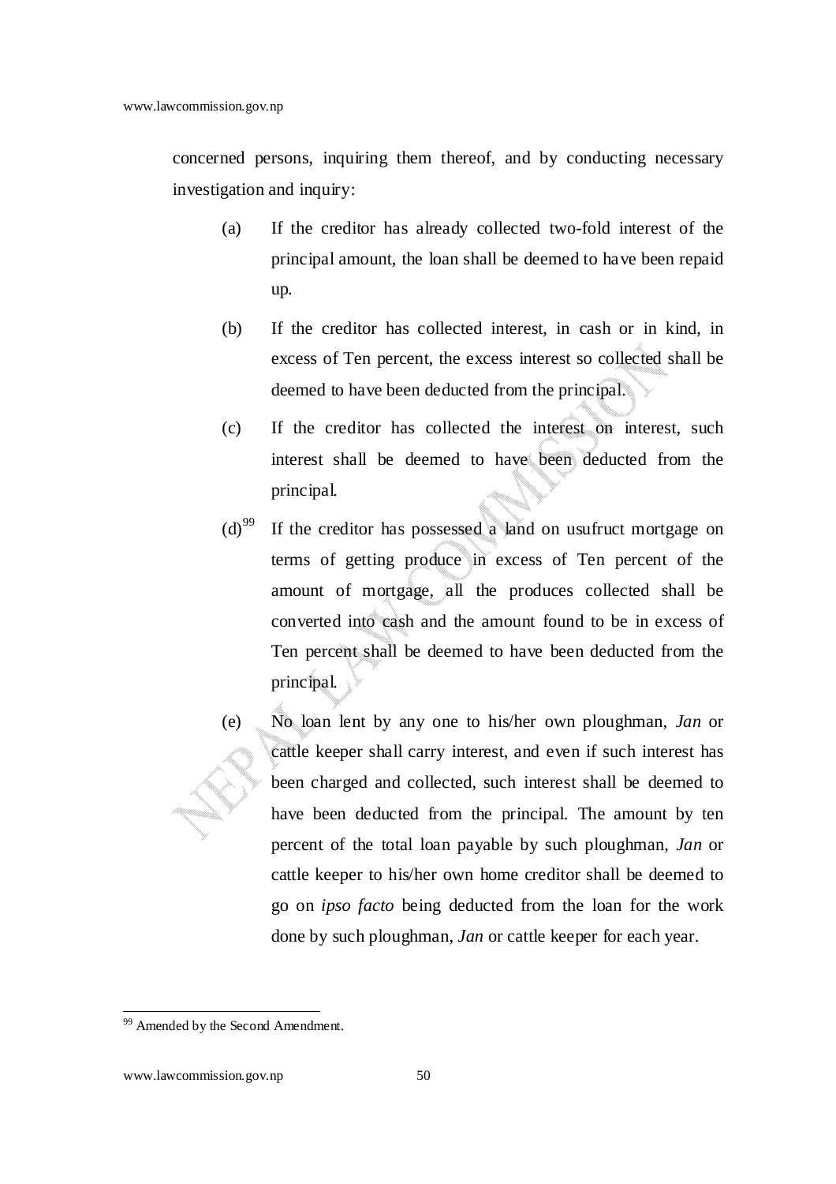concerned persons, inquiring them thereof, and by conducting necessary investigation and inquiry:

(a) If the creditor has already collected two-fold interest of the principal amount, the loan shall be deemed to have been repaid up.

(b) If the creditor has collected interest, in cash or in kind, in excess of Ten percent, the excess interest so collected shall be deemed to have been deducted from the principal.

(c) If the creditor has collected the interest on interest, such interest shall be deemed to have been deducted from the principal.

(d)[99] If the creditor has possessed a land on usufruct mortgage on terms of getting produce in excess of Ten percent of the amount of mortgage, all the produces collected shall be converted into cash and the amount found to be in excess of Ten percent shall be deemed to have been deducted from the principal.

(e) No loan lent by any one to his/her own ploughman, *Jan* or cattle keeper shall carry interest, and even if such interest has been charged and collected, such interest shall be deemed to have been deducted from the principal. The amount by ten percent of the total loan payable by such ploughman, *Jan* or cattle keeper to his/her own home creditor shall be deemed to go on *ipso facto* being deducted from the loan for the work done by such ploughman, *Jan* or cattle keeper for each year.

---

[99] Amended by the Second Amendment.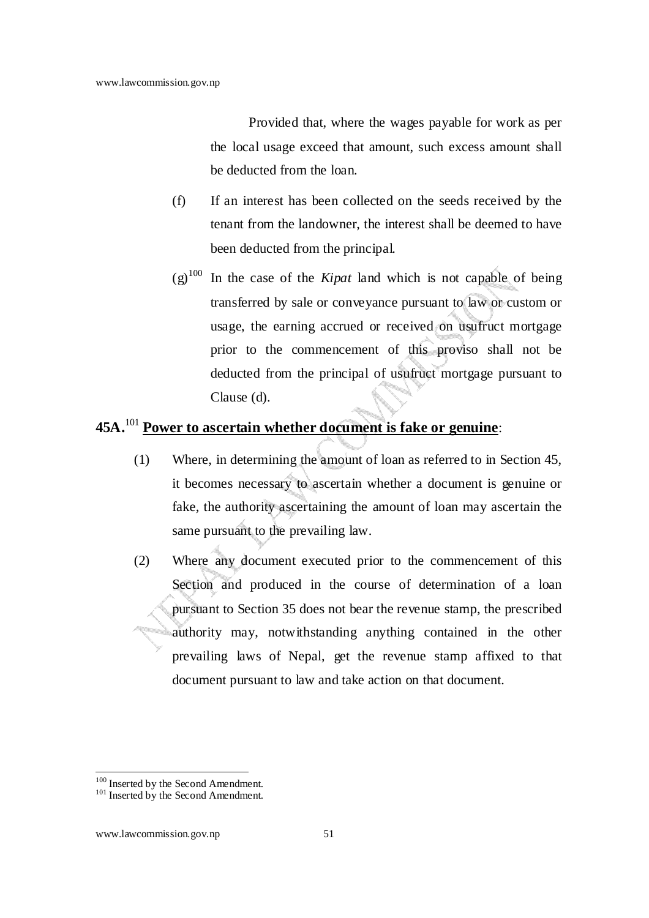Provided that, where the wages payable for work as per the local usage exceed that amount, such excess amount shall be deducted from the loan.

(f) If an interest has been collected on the seeds received by the tenant from the landowner, the interest shall be deemed to have been deducted from the principal.

(g)[100] In the case of the *Kipat* land which is not capable of being transferred by sale or conveyance pursuant to law or custom or usage, the earning accrued or received on usufruct mortgage prior to the commencement of this proviso shall not be deducted from the principal of usufruct mortgage pursuant to Clause (d).

**45A.**[101] **Power to ascertain whether document is fake or genuine**:

(1) Where, in determining the amount of loan as referred to in Section 45, it becomes necessary to ascertain whether a document is genuine or fake, the authority ascertaining the amount of loan may ascertain the same pursuant to the prevailing law.

(2) Where any document executed prior to the commencement of this Section and produced in the course of determination of a loan pursuant to Section 35 does not bear the revenue stamp, the prescribed authority may, notwithstanding anything contained in the other prevailing laws of Nepal, get the revenue stamp affixed to that document pursuant to law and take action on that document.

---

[100] Inserted by the Second Amendment.

[101] Inserted by the Second Amendment.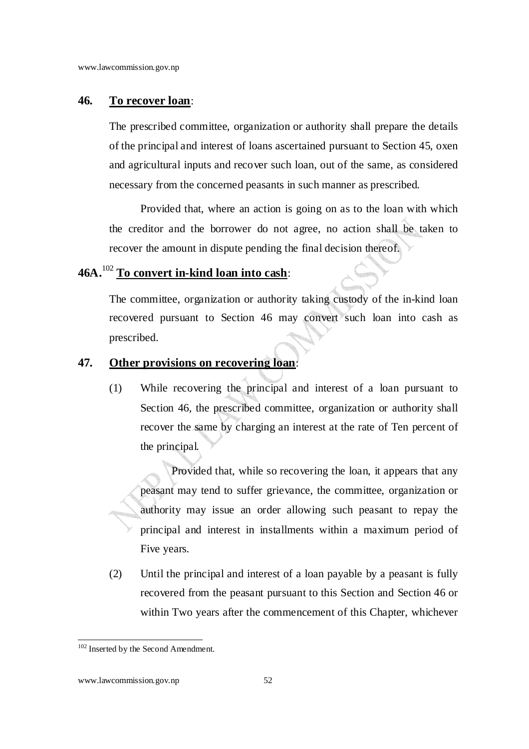**46. To recover loan:**

The prescribed committee, organization or authority shall prepare the details of the principal and interest of loans ascertained pursuant to Section 45, oxen and agricultural inputs and recover such loan, out of the same, as considered necessary from the concerned peasants in such manner as prescribed.

Provided that, where an action is going on as to the loan with which the creditor and the borrower do not agree, no action shall be taken to recover the amount in dispute pending the final decision thereof.

**46A.**[102] **To convert in-kind loan into cash:**

The committee, organization or authority taking custody of the in-kind loan recovered pursuant to Section 46 may convert such loan into cash as prescribed.

**47. Other provisions on recovering loan:**

(1) While recovering the principal and interest of a loan pursuant to Section 46, the prescribed committee, organization or authority shall recover the same by charging an interest at the rate of Ten percent of the principal.

Provided that, while so recovering the loan, it appears that any peasant may tend to suffer grievance, the committee, organization or authority may issue an order allowing such peasant to repay the principal and interest in installments within a maximum period of Five years.

(2) Until the principal and interest of a loan payable by a peasant is fully recovered from the peasant pursuant to this Section and Section 46 or within Two years after the commencement of this Chapter, whichever

---

[102] Inserted by the Second Amendment.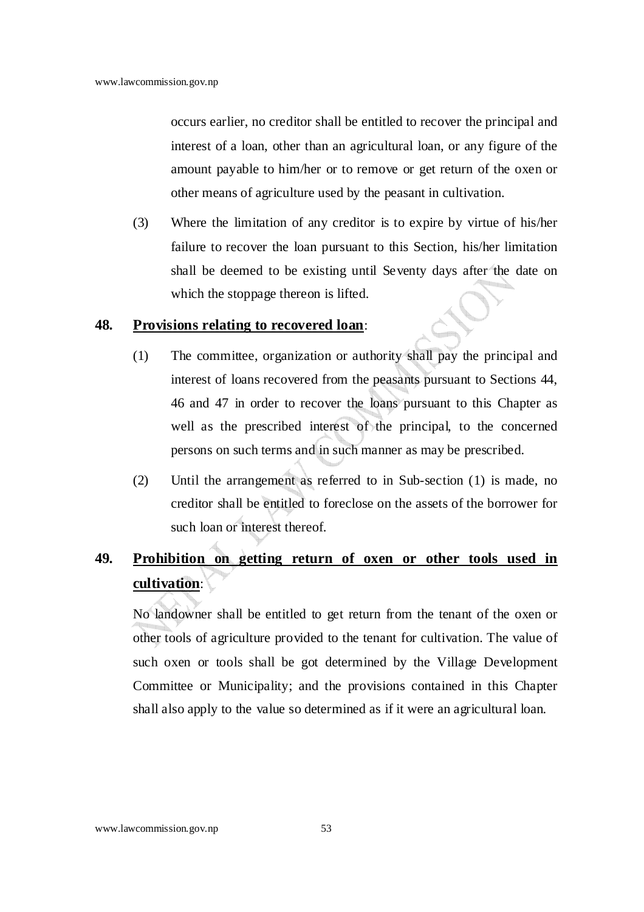occurs earlier, no creditor shall be entitled to recover the principal and interest of a loan, other than an agricultural loan, or any figure of the amount payable to him/her or to remove or get return of the oxen or other means of agriculture used by the peasant in cultivation.

(3) Where the limitation of any creditor is to expire by virtue of his/her failure to recover the loan pursuant to this Section, his/her limitation shall be deemed to be existing until Seventy days after the date on which the stoppage thereon is lifted.

**48. Provisions relating to recovered loan**:

(1) The committee, organization or authority shall pay the principal and interest of loans recovered from the peasants pursuant to Sections 44, 46 and 47 in order to recover the loans pursuant to this Chapter as well as the prescribed interest of the principal, to the concerned persons on such terms and in such manner as may be prescribed.

(2) Until the arrangement as referred to in Sub-section (1) is made, no creditor shall be entitled to foreclose on the assets of the borrower for such loan or interest thereof.

**49. Prohibition on getting return of oxen or other tools used in cultivation**:

No landowner shall be entitled to get return from the tenant of the oxen or other tools of agriculture provided to the tenant for cultivation. The value of such oxen or tools shall be got determined by the Village Development Committee or Municipality; and the provisions contained in this Chapter shall also apply to the value so determined as if it were an agricultural loan.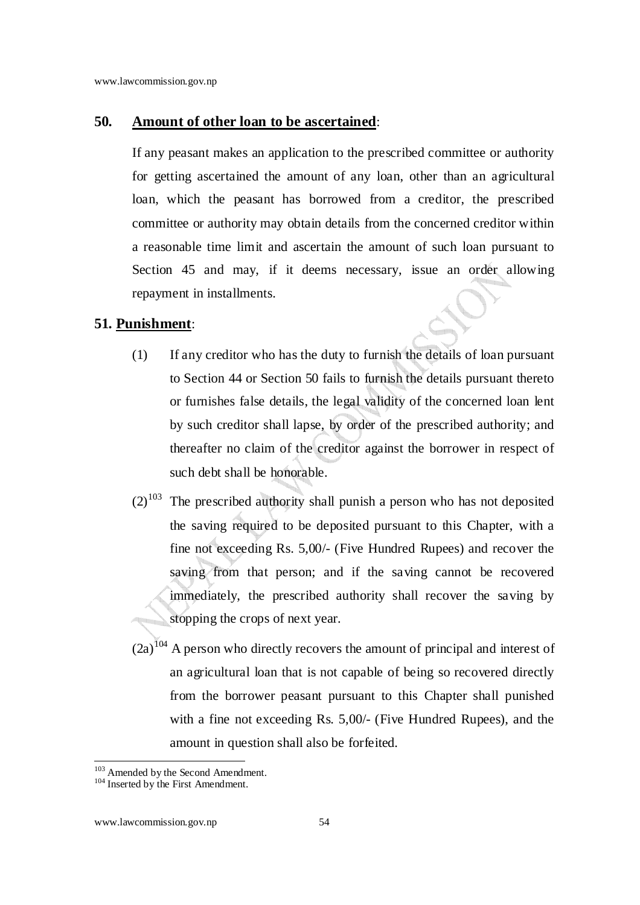**50. Amount of other loan to be ascertained:**

If any peasant makes an application to the prescribed committee or authority for getting ascertained the amount of any loan, other than an agricultural loan, which the peasant has borrowed from a creditor, the prescribed committee or authority may obtain details from the concerned creditor within a reasonable time limit and ascertain the amount of such loan pursuant to Section 45 and may, if it deems necessary, issue an order allowing repayment in installments.

**51. Punishment:**

(1) If any creditor who has the duty to furnish the details of loan pursuant to Section 44 or Section 50 fails to furnish the details pursuant thereto or furnishes false details, the legal validity of the concerned loan lent by such creditor shall lapse, by order of the prescribed authority; and thereafter no claim of the creditor against the borrower in respect of such debt shall be honorable.

(2)[103] The prescribed authority shall punish a person who has not deposited the saving required to be deposited pursuant to this Chapter, with a fine not exceeding Rs. 5,00/- (Five Hundred Rupees) and recover the saving from that person; and if the saving cannot be recovered immediately, the prescribed authority shall recover the saving by stopping the crops of next year.

(2a)[104] A person who directly recovers the amount of principal and interest of an agricultural loan that is not capable of being so recovered directly from the borrower peasant pursuant to this Chapter shall punished with a fine not exceeding Rs. 5,00/- (Five Hundred Rupees), and the amount in question shall also be forfeited.

---

[103] Amended by the Second Amendment.

[104] Inserted by the First Amendment.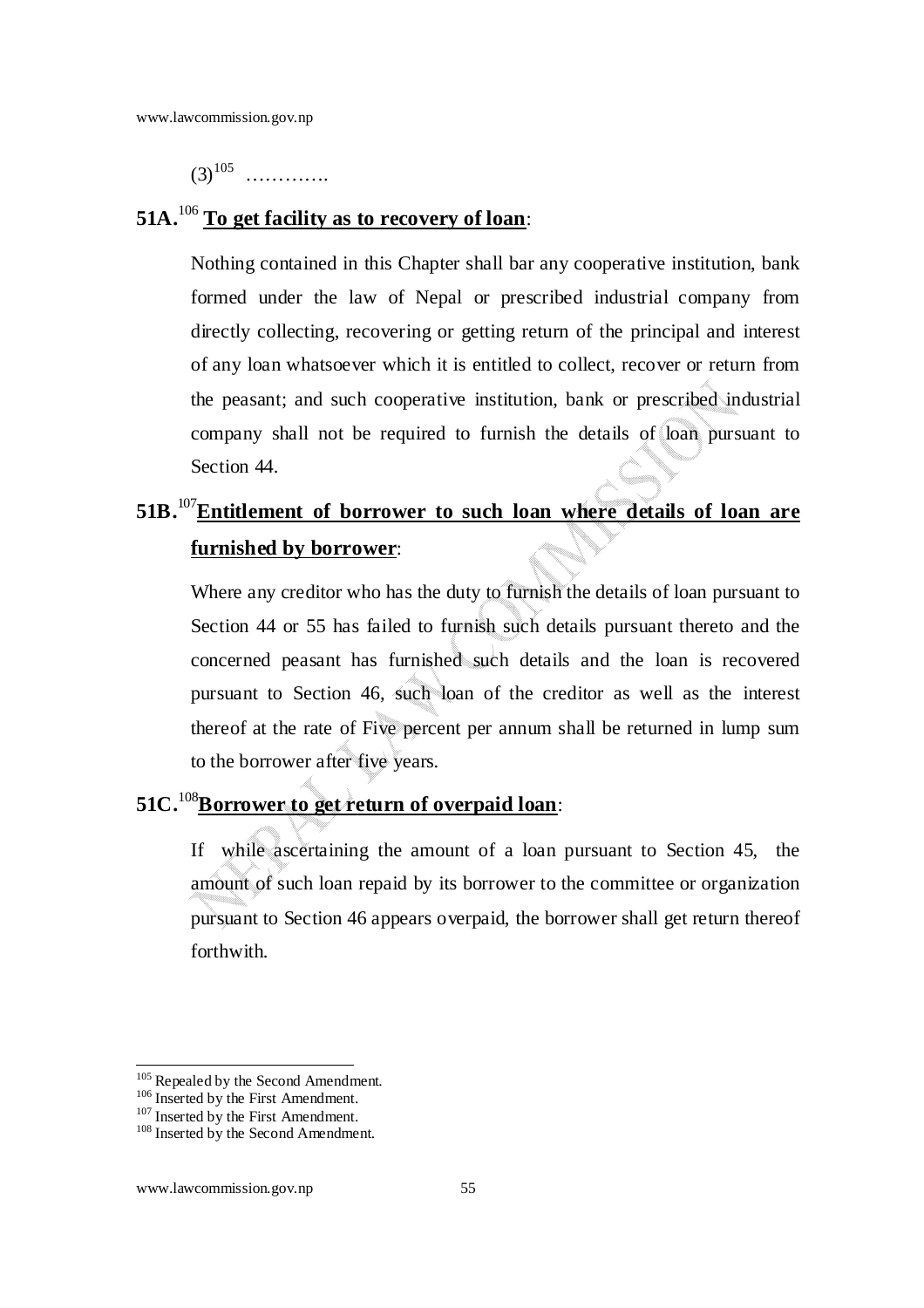(3)[105] ………….

**51A.**[106] **To get facility as to recovery of loan**:

Nothing contained in this Chapter shall bar any cooperative institution, bank formed under the law of Nepal or prescribed industrial company from directly collecting, recovering or getting return of the principal and interest of any loan whatsoever which it is entitled to collect, recover or return from the peasant; and such cooperative institution, bank or prescribed industrial company shall not be required to furnish the details of loan pursuant to Section 44.

**51B.**[107] **Entitlement of borrower to such loan where details of loan are furnished by borrower**:

Where any creditor who has the duty to furnish the details of loan pursuant to Section 44 or 55 has failed to furnish such details pursuant thereto and the concerned peasant has furnished such details and the loan is recovered pursuant to Section 46, such loan of the creditor as well as the interest thereof at the rate of Five percent per annum shall be returned in lump sum to the borrower after five years.

**51C.**[108] **Borrower to get return of overpaid loan**:

If while ascertaining the amount of a loan pursuant to Section 45, the amount of such loan repaid by its borrower to the committee or organization pursuant to Section 46 appears overpaid, the borrower shall get return thereof forthwith.

---

[105] Repealed by the Second Amendment.
[106] Inserted by the First Amendment.
[107] Inserted by the First Amendment.
[108] Inserted by the Second Amendment.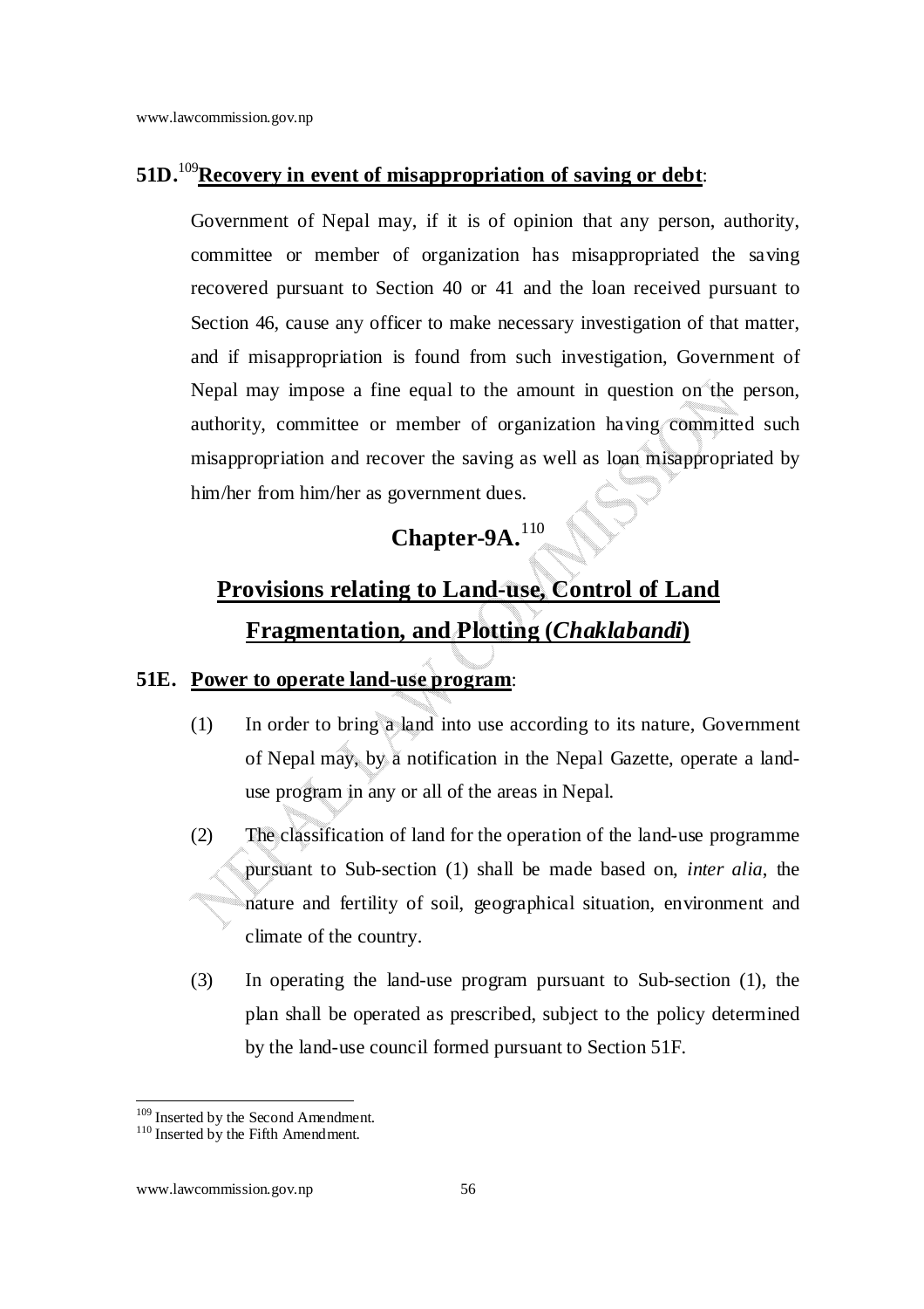**51D.**[109]**Recovery in event of misappropriation of saving or debt**:

Government of Nepal may, if it is of opinion that any person, authority, committee or member of organization has misappropriated the saving recovered pursuant to Section 40 or 41 and the loan received pursuant to Section 46, cause any officer to make necessary investigation of that matter, and if misappropriation is found from such investigation, Government of Nepal may impose a fine equal to the amount in question on the person, authority, committee or member of organization having committed such misappropriation and recover the saving as well as loan misappropriated by him/her from him/her as government dues.

## Chapter-9A.[110]

## Provisions relating to Land-use, Control of Land Fragmentation, and Plotting (*Chaklabandi*)

**51E. Power to operate land-use program**:

(1) In order to bring a land into use according to its nature, Government of Nepal may, by a notification in the Nepal Gazette, operate a land-use program in any or all of the areas in Nepal.

(2) The classification of land for the operation of the land-use programme pursuant to Sub-section (1) shall be made based on, *inter alia*, the nature and fertility of soil, geographical situation, environment and climate of the country.

(3) In operating the land-use program pursuant to Sub-section (1), the plan shall be operated as prescribed, subject to the policy determined by the land-use council formed pursuant to Section 51F.

---

[109] Inserted by the Second Amendment.
[110] Inserted by the Fifth Amendment.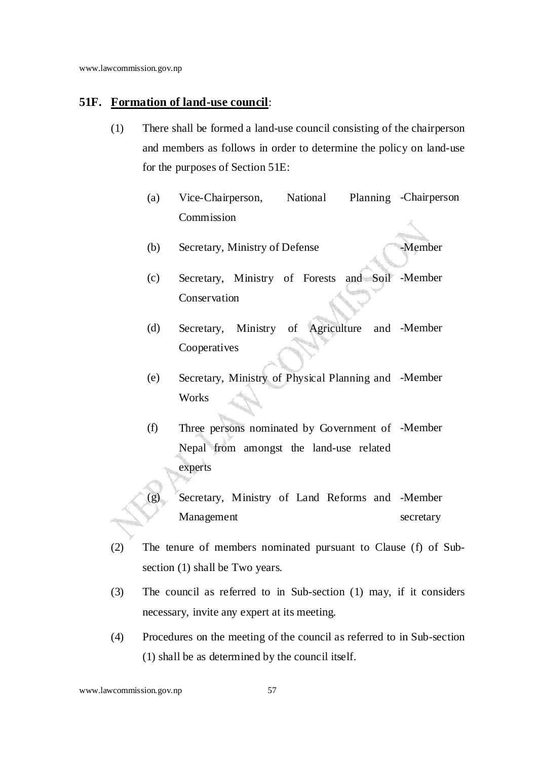**51F. Formation of land-use council**:

(1) There shall be formed a land-use council consisting of the chairperson and members as follows in order to determine the policy on land-use for the purposes of Section 51E:

| | | |
|---|---|---|
| (a) | Vice-Chairperson, National Planning Commission | -Chairperson |
| (b) | Secretary, Ministry of Defense | -Member |
| (c) | Secretary, Ministry of Forests and Soil Conservation | -Member |
| (d) | Secretary, Ministry of Agriculture and Cooperatives | -Member |
| (e) | Secretary, Ministry of Physical Planning and Works | -Member |
| (f) | Three persons nominated by Government of Nepal from amongst the land-use related experts | -Member |
| (g) | Secretary, Ministry of Land Reforms and Management | -Member secretary |

(2) The tenure of members nominated pursuant to Clause (f) of Sub-section (1) shall be Two years.

(3) The council as referred to in Sub-section (1) may, if it considers necessary, invite any expert at its meeting.

(4) Procedures on the meeting of the council as referred to in Sub-section (1) shall be as determined by the council itself.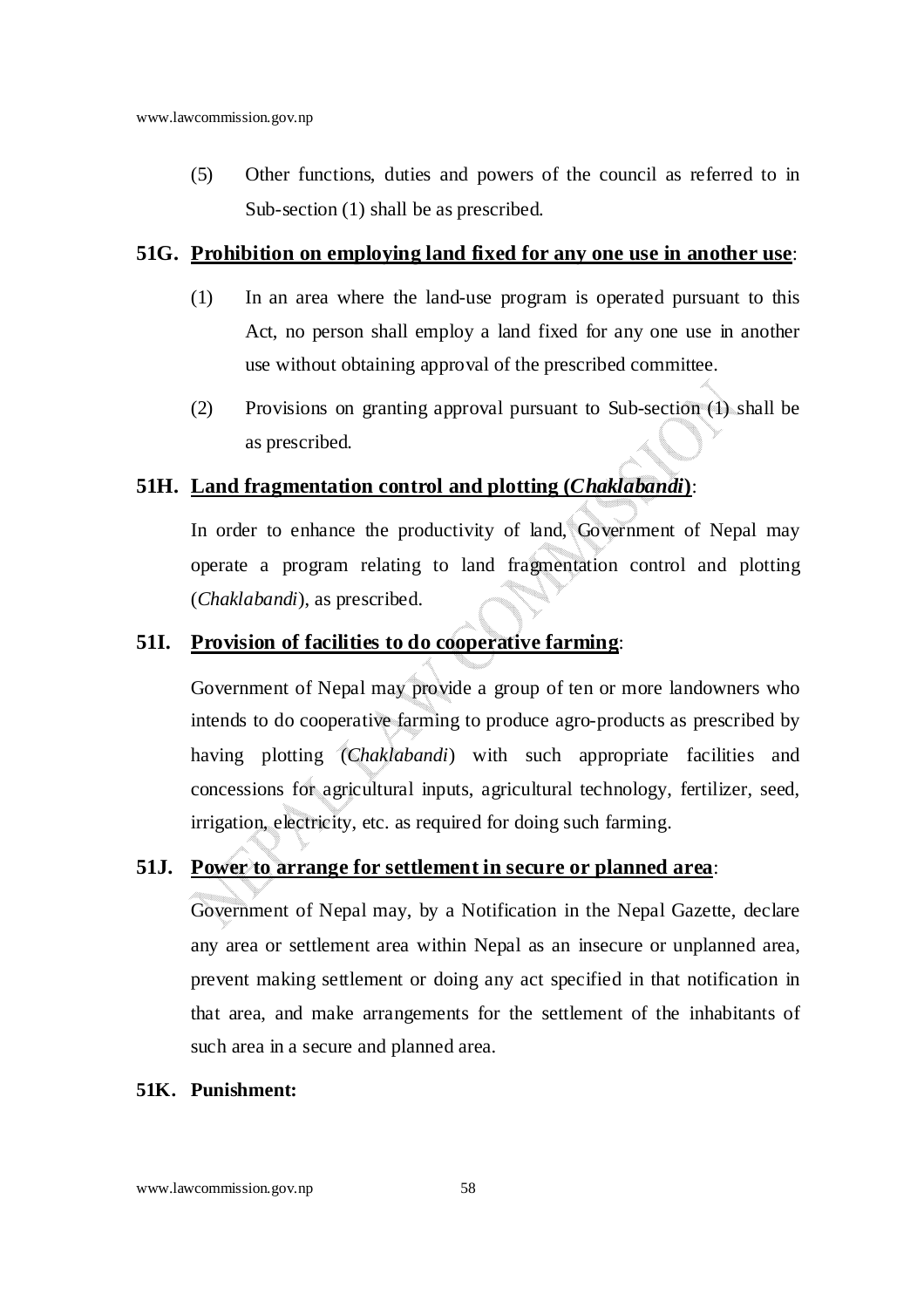(5) Other functions, duties and powers of the council as referred to in Sub-section (1) shall be as prescribed.

**51G. <u>Prohibition on employing land fixed for any one use in another use</u>:**

(1) In an area where the land-use program is operated pursuant to this Act, no person shall employ a land fixed for any one use in another use without obtaining approval of the prescribed committee.

(2) Provisions on granting approval pursuant to Sub-section (1) shall be as prescribed.

**51H. <u>Land fragmentation control and plotting (*Chaklabandi*)</u>:**

In order to enhance the productivity of land, Government of Nepal may operate a program relating to land fragmentation control and plotting (*Chaklabandi*), as prescribed.

**51I. <u>Provision of facilities to do cooperative farming</u>:**

Government of Nepal may provide a group of ten or more landowners who intends to do cooperative farming to produce agro-products as prescribed by having plotting (*Chaklabandi*) with such appropriate facilities and concessions for agricultural inputs, agricultural technology, fertilizer, seed, irrigation, electricity, etc. as required for doing such farming.

**51J. <u>Power to arrange for settlement in secure or planned area</u>:**

Government of Nepal may, by a Notification in the Nepal Gazette, declare any area or settlement area within Nepal as an insecure or unplanned area, prevent making settlement or doing any act specified in that notification in that area, and make arrangements for the settlement of the inhabitants of such area in a secure and planned area.

**51K. Punishment:**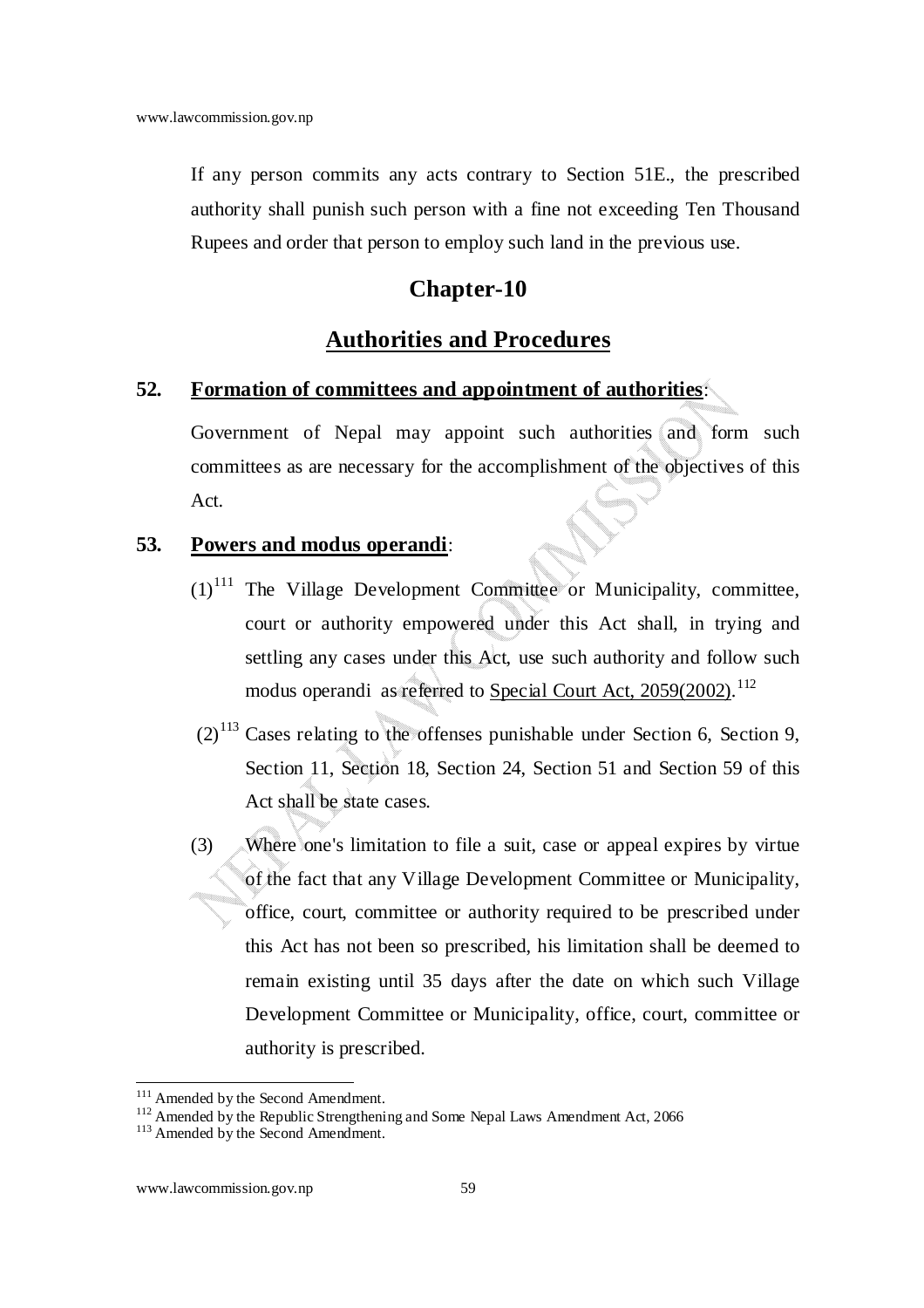If any person commits any acts contrary to Section 51E., the prescribed authority shall punish such person with a fine not exceeding Ten Thousand Rupees and order that person to employ such land in the previous use.

## Chapter-10

## Authorities and Procedures

**52. Formation of committees and appointment of authorities**:

Government of Nepal may appoint such authorities and form such committees as are necessary for the accomplishment of the objectives of this Act.

**53. Powers and modus operandi**:

(1)[111] The Village Development Committee or Municipality, committee, court or authority empowered under this Act shall, in trying and settling any cases under this Act, use such authority and follow such modus operandi as referred to Special Court Act, 2059(2002).[112]

(2)[113] Cases relating to the offenses punishable under Section 6, Section 9, Section 11, Section 18, Section 24, Section 51 and Section 59 of this Act shall be state cases.

(3) Where one's limitation to file a suit, case or appeal expires by virtue of the fact that any Village Development Committee or Municipality, office, court, committee or authority required to be prescribed under this Act has not been so prescribed, his limitation shall be deemed to remain existing until 35 days after the date on which such Village Development Committee or Municipality, office, court, committee or authority is prescribed.

---

[111] Amended by the Second Amendment.

[112] Amended by the Republic Strengthening and Some Nepal Laws Amendment Act, 2066

[113] Amended by the Second Amendment.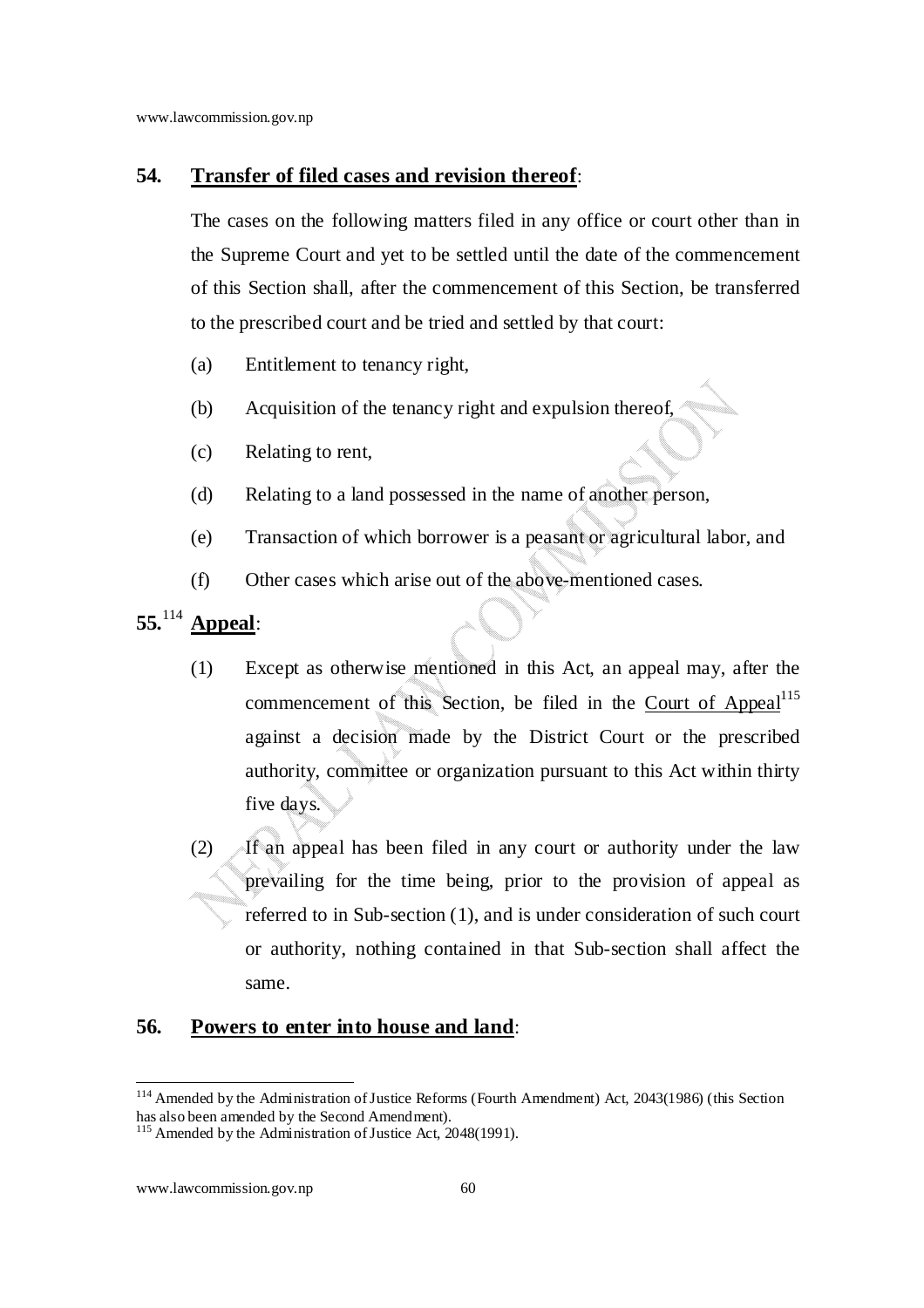## 54. Transfer of filed cases and revision thereof:

The cases on the following matters filed in any office or court other than in the Supreme Court and yet to be settled until the date of the commencement of this Section shall, after the commencement of this Section, be transferred to the prescribed court and be tried and settled by that court:

(a) Entitlement to tenancy right,

(b) Acquisition of the tenancy right and expulsion thereof,

(c) Relating to rent,

(d) Relating to a land possessed in the name of another person,

(e) Transaction of which borrower is a peasant or agricultural labor, and

(f) Other cases which arise out of the above-mentioned cases.

## 55.[114] Appeal:

(1) Except as otherwise mentioned in this Act, an appeal may, after the commencement of this Section, be filed in the Court of Appeal[115] against a decision made by the District Court or the prescribed authority, committee or organization pursuant to this Act within thirty five days.

(2) If an appeal has been filed in any court or authority under the law prevailing for the time being, prior to the provision of appeal as referred to in Sub-section (1), and is under consideration of such court or authority, nothing contained in that Sub-section shall affect the same.

## 56. Powers to enter into house and land:

---

[114] Amended by the Administration of Justice Reforms (Fourth Amendment) Act, 2043(1986) (this Section has also been amended by the Second Amendment).

[115] Amended by the Administration of Justice Act, 2048(1991).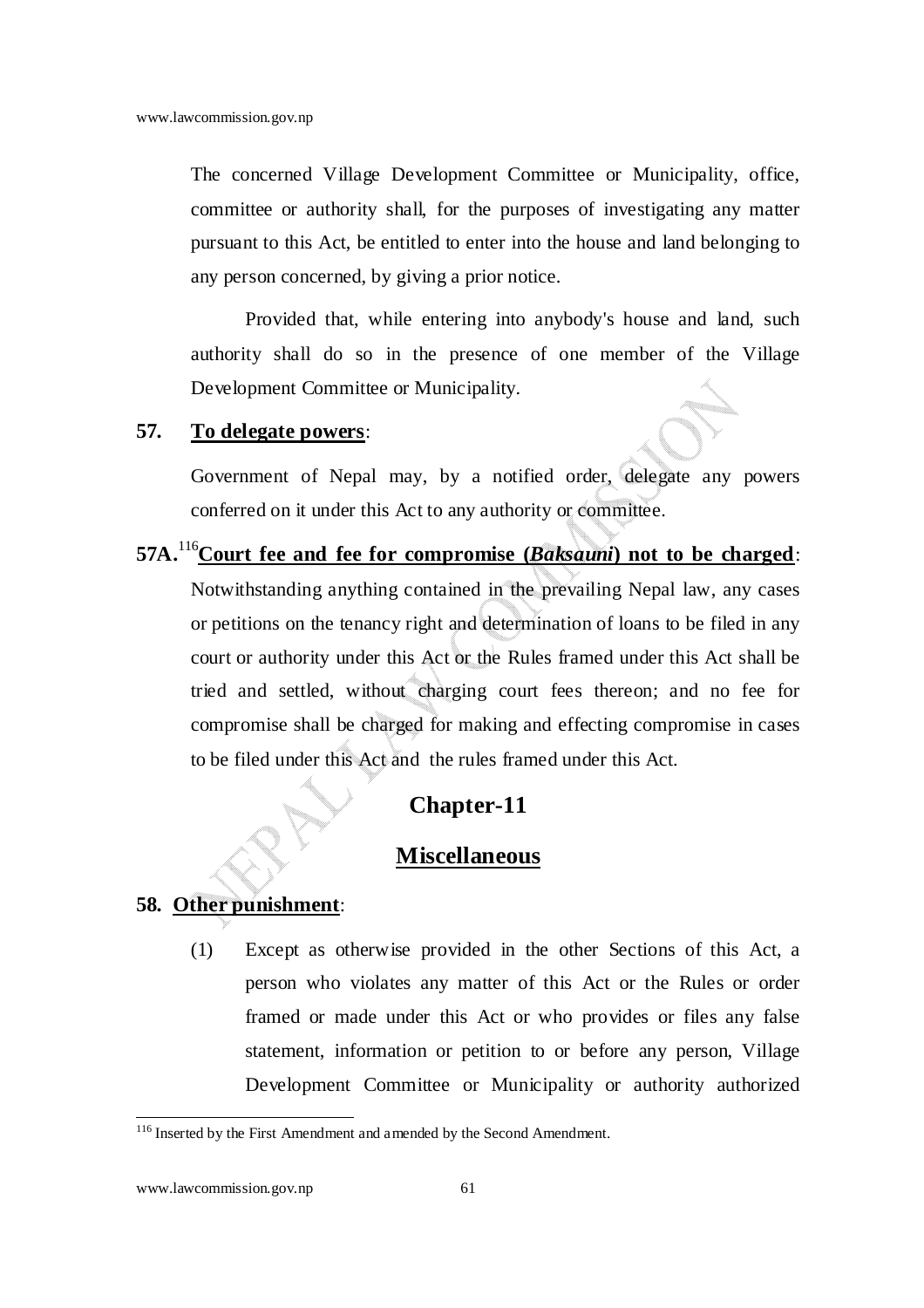The concerned Village Development Committee or Municipality, office, committee or authority shall, for the purposes of investigating any matter pursuant to this Act, be entitled to enter into the house and land belonging to any person concerned, by giving a prior notice.

Provided that, while entering into anybody's house and land, such authority shall do so in the presence of one member of the Village Development Committee or Municipality.

**57. To delegate powers**:

Government of Nepal may, by a notified order, delegate any powers conferred on it under this Act to any authority or committee.

**57A.**[116]**Court fee and fee for compromise (*Baksauni*) not to be charged**: Notwithstanding anything contained in the prevailing Nepal law, any cases or petitions on the tenancy right and determination of loans to be filed in any court or authority under this Act or the Rules framed under this Act shall be tried and settled, without charging court fees thereon; and no fee for compromise shall be charged for making and effecting compromise in cases to be filed under this Act and the rules framed under this Act.

## Chapter-11

## Miscellaneous

**58. Other punishment**:

(1) Except as otherwise provided in the other Sections of this Act, a person who violates any matter of this Act or the Rules or order framed or made under this Act or who provides or files any false statement, information or petition to or before any person, Village Development Committee or Municipality or authority authorized

---

[116] Inserted by the First Amendment and amended by the Second Amendment.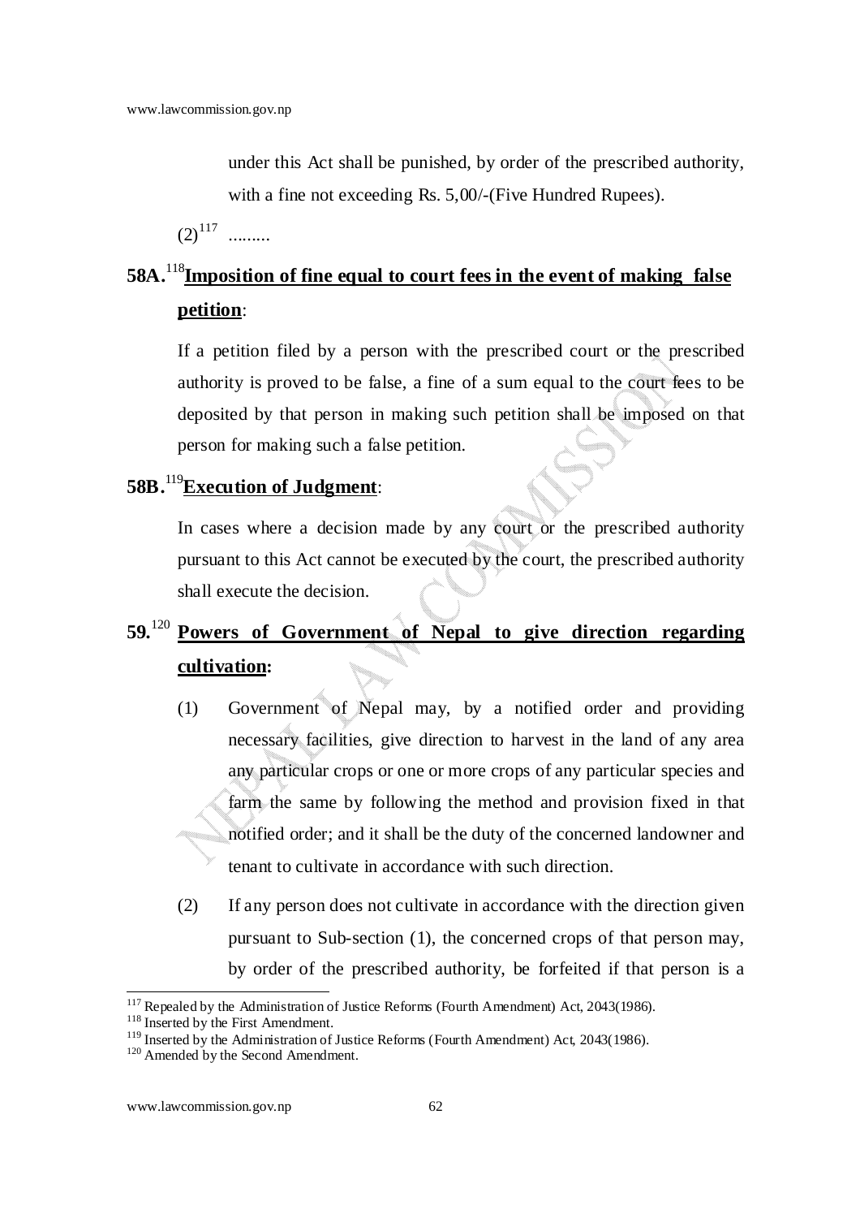under this Act shall be punished, by order of the prescribed authority, with a fine not exceeding Rs. 5,00/-(Five Hundred Rupees).

(2)[117] .........

**58A.**[118] **Imposition of fine equal to court fees in the event of making false petition**:

If a petition filed by a person with the prescribed court or the prescribed authority is proved to be false, a fine of a sum equal to the court fees to be deposited by that person in making such petition shall be imposed on that person for making such a false petition.

**58B.**[119] **Execution of Judgment**:

In cases where a decision made by any court or the prescribed authority pursuant to this Act cannot be executed by the court, the prescribed authority shall execute the decision.

**59.**[120] **Powers of Government of Nepal to give direction regarding cultivation:**

(1) Government of Nepal may, by a notified order and providing necessary facilities, give direction to harvest in the land of any area any particular crops or one or more crops of any particular species and farm the same by following the method and provision fixed in that notified order; and it shall be the duty of the concerned landowner and tenant to cultivate in accordance with such direction.

(2) If any person does not cultivate in accordance with the direction given pursuant to Sub-section (1), the concerned crops of that person may, by order of the prescribed authority, be forfeited if that person is a

---

[117] Repealed by the Administration of Justice Reforms (Fourth Amendment) Act, 2043(1986).

[118] Inserted by the First Amendment.

[119] Inserted by the Administration of Justice Reforms (Fourth Amendment) Act, 2043(1986).

[120] Amended by the Second Amendment.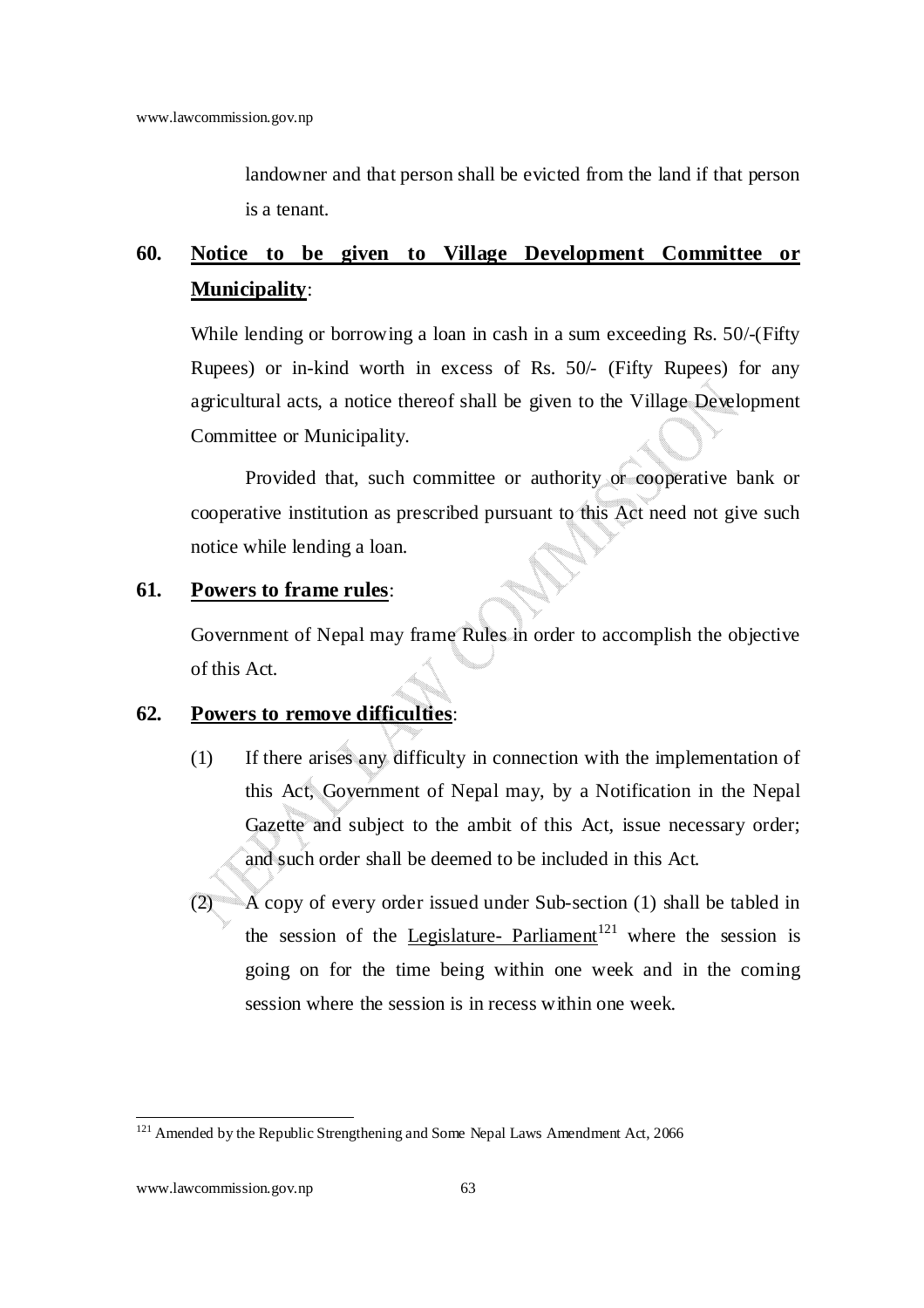landowner and that person shall be evicted from the land if that person is a tenant.

**60. Notice to be given to Village Development Committee or Municipality**:

While lending or borrowing a loan in cash in a sum exceeding Rs. 50/-(Fifty Rupees) or in-kind worth in excess of Rs. 50/- (Fifty Rupees) for any agricultural acts, a notice thereof shall be given to the Village Development Committee or Municipality.

Provided that, such committee or authority or cooperative bank or cooperative institution as prescribed pursuant to this Act need not give such notice while lending a loan.

**61. Powers to frame rules**:

Government of Nepal may frame Rules in order to accomplish the objective of this Act.

**62. Powers to remove difficulties**:

(1) If there arises any difficulty in connection with the implementation of this Act, Government of Nepal may, by a Notification in the Nepal Gazette and subject to the ambit of this Act, issue necessary order; and such order shall be deemed to be included in this Act.

(2) A copy of every order issued under Sub-section (1) shall be tabled in the session of the Legislature- Parliament[121] where the session is going on for the time being within one week and in the coming session where the session is in recess within one week.

---

[121] Amended by the Republic Strengthening and Some Nepal Laws Amendment Act, 2066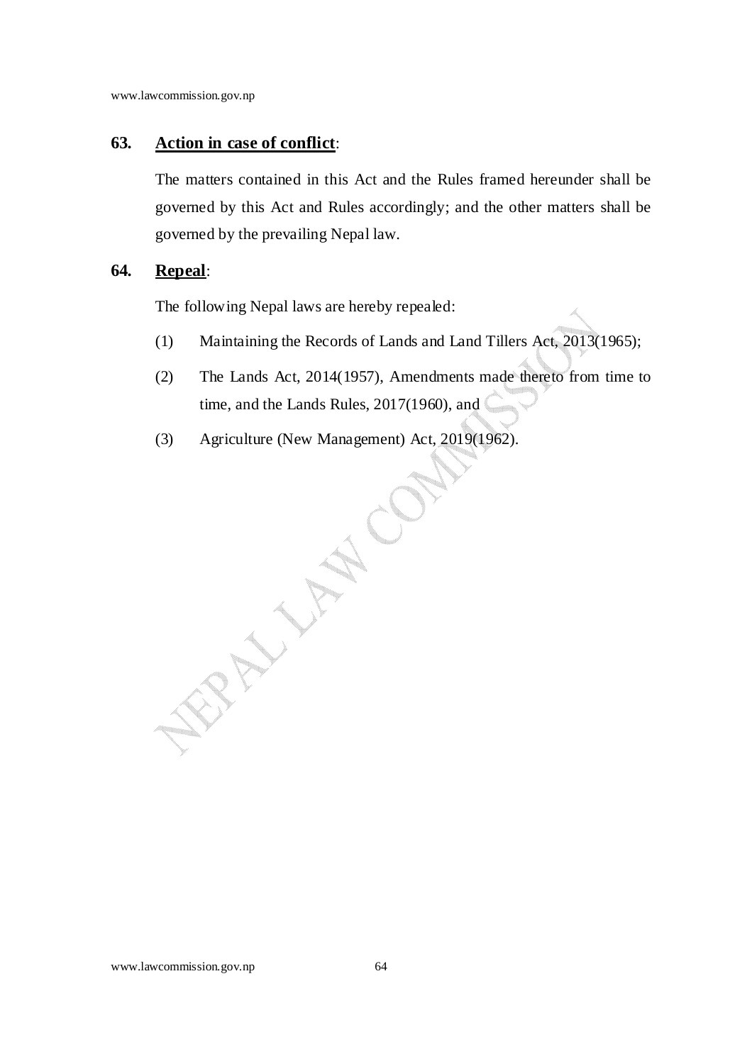**63. Action in case of conflict:**

The matters contained in this Act and the Rules framed hereunder shall be governed by this Act and Rules accordingly; and the other matters shall be governed by the prevailing Nepal law.

**64. Repeal:**

The following Nepal laws are hereby repealed:

(1) Maintaining the Records of Lands and Land Tillers Act, 2013(1965);

(2) The Lands Act, 2014(1957), Amendments made thereto from time to time, and the Lands Rules, 2017(1960), and

(3) Agriculture (New Management) Act, 2019(1962).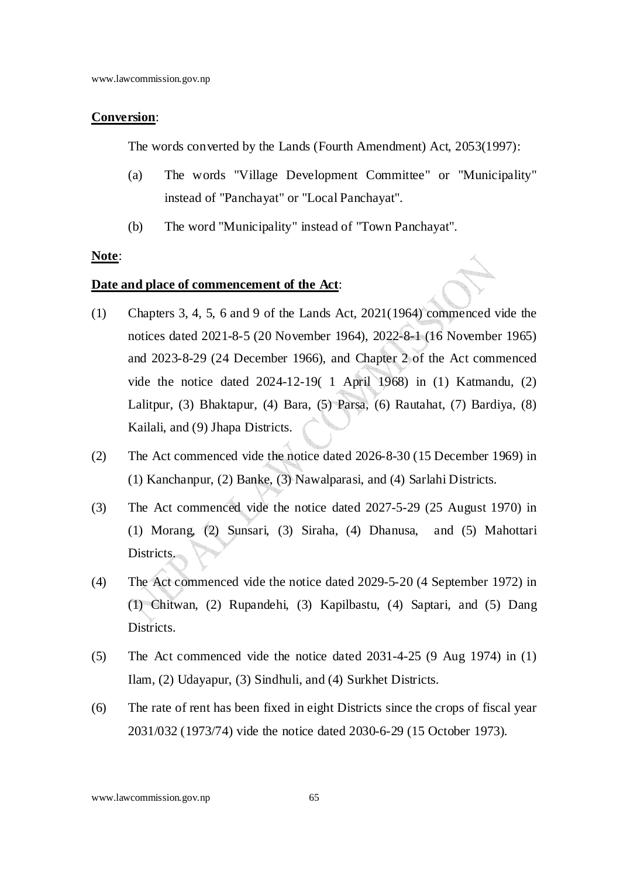**Conversion**:

The words converted by the Lands (Fourth Amendment) Act, 2053(1997):

(a) The words "Village Development Committee" or "Municipality" instead of "Panchayat" or "Local Panchayat".

(b) The word "Municipality" instead of "Town Panchayat".

**Note**:

**Date and place of commencement of the Act**:

(1) Chapters 3, 4, 5, 6 and 9 of the Lands Act, 2021(1964) commenced vide the notices dated 2021-8-5 (20 November 1964), 2022-8-1 (16 November 1965) and 2023-8-29 (24 December 1966), and Chapter 2 of the Act commenced vide the notice dated 2024-12-19( 1 April 1968) in (1) Katmandu, (2) Lalitpur, (3) Bhaktapur, (4) Bara, (5) Parsa, (6) Rautahat, (7) Bardiya, (8) Kailali, and (9) Jhapa Districts.

(2) The Act commenced vide the notice dated 2026-8-30 (15 December 1969) in (1) Kanchanpur, (2) Banke, (3) Nawalparasi, and (4) Sarlahi Districts.

(3) The Act commenced vide the notice dated 2027-5-29 (25 August 1970) in (1) Morang, (2) Sunsari, (3) Siraha, (4) Dhanusa, and (5) Mahottari Districts.

(4) The Act commenced vide the notice dated 2029-5-20 (4 September 1972) in (1) Chitwan, (2) Rupandehi, (3) Kapilbastu, (4) Saptari, and (5) Dang Districts.

(5) The Act commenced vide the notice dated 2031-4-25 (9 Aug 1974) in (1) Ilam, (2) Udayapur, (3) Sindhuli, and (4) Surkhet Districts.

(6) The rate of rent has been fixed in eight Districts since the crops of fiscal year 2031/032 (1973/74) vide the notice dated 2030-6-29 (15 October 1973).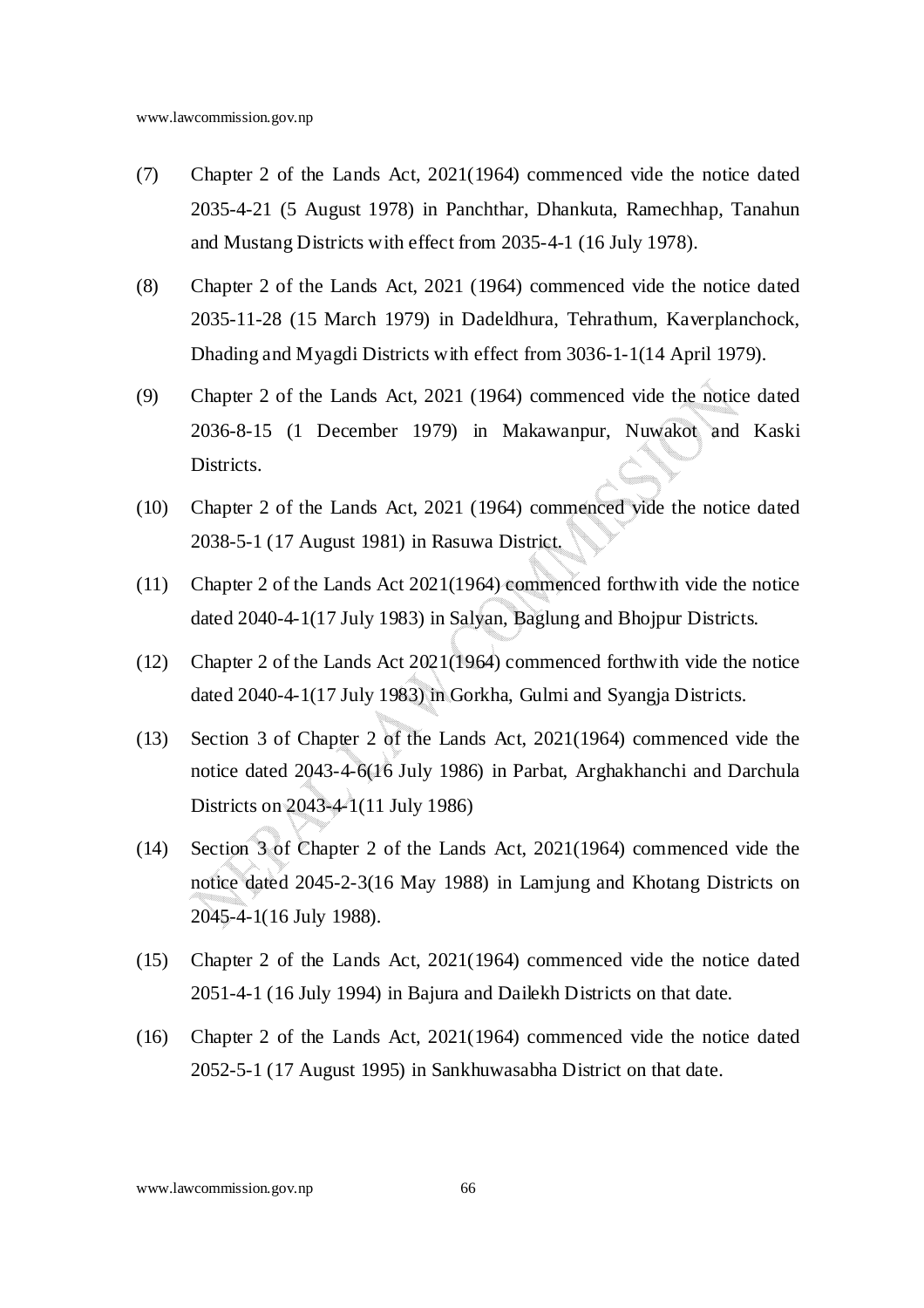(7) Chapter 2 of the Lands Act, 2021(1964) commenced vide the notice dated 2035-4-21 (5 August 1978) in Panchthar, Dhankuta, Ramechhap, Tanahun and Mustang Districts with effect from 2035-4-1 (16 July 1978).

(8) Chapter 2 of the Lands Act, 2021 (1964) commenced vide the notice dated 2035-11-28 (15 March 1979) in Dadeldhura, Tehrathum, Kaverplanchock, Dhading and Myagdi Districts with effect from 3036-1-1(14 April 1979).

(9) Chapter 2 of the Lands Act, 2021 (1964) commenced vide the notice dated 2036-8-15 (1 December 1979) in Makawanpur, Nuwakot and Kaski Districts.

(10) Chapter 2 of the Lands Act, 2021 (1964) commenced vide the notice dated 2038-5-1 (17 August 1981) in Rasuwa District.

(11) Chapter 2 of the Lands Act 2021(1964) commenced forthwith vide the notice dated 2040-4-1(17 July 1983) in Salyan, Baglung and Bhojpur Districts.

(12) Chapter 2 of the Lands Act 2021(1964) commenced forthwith vide the notice dated 2040-4-1(17 July 1983) in Gorkha, Gulmi and Syangja Districts.

(13) Section 3 of Chapter 2 of the Lands Act, 2021(1964) commenced vide the notice dated 2043-4-6(16 July 1986) in Parbat, Arghakhanchi and Darchula Districts on 2043-4-1(11 July 1986)

(14) Section 3 of Chapter 2 of the Lands Act, 2021(1964) commenced vide the notice dated 2045-2-3(16 May 1988) in Lamjung and Khotang Districts on 2045-4-1(16 July 1988).

(15) Chapter 2 of the Lands Act, 2021(1964) commenced vide the notice dated 2051-4-1 (16 July 1994) in Bajura and Dailekh Districts on that date.

(16) Chapter 2 of the Lands Act, 2021(1964) commenced vide the notice dated 2052-5-1 (17 August 1995) in Sankhuwasabha District on that date.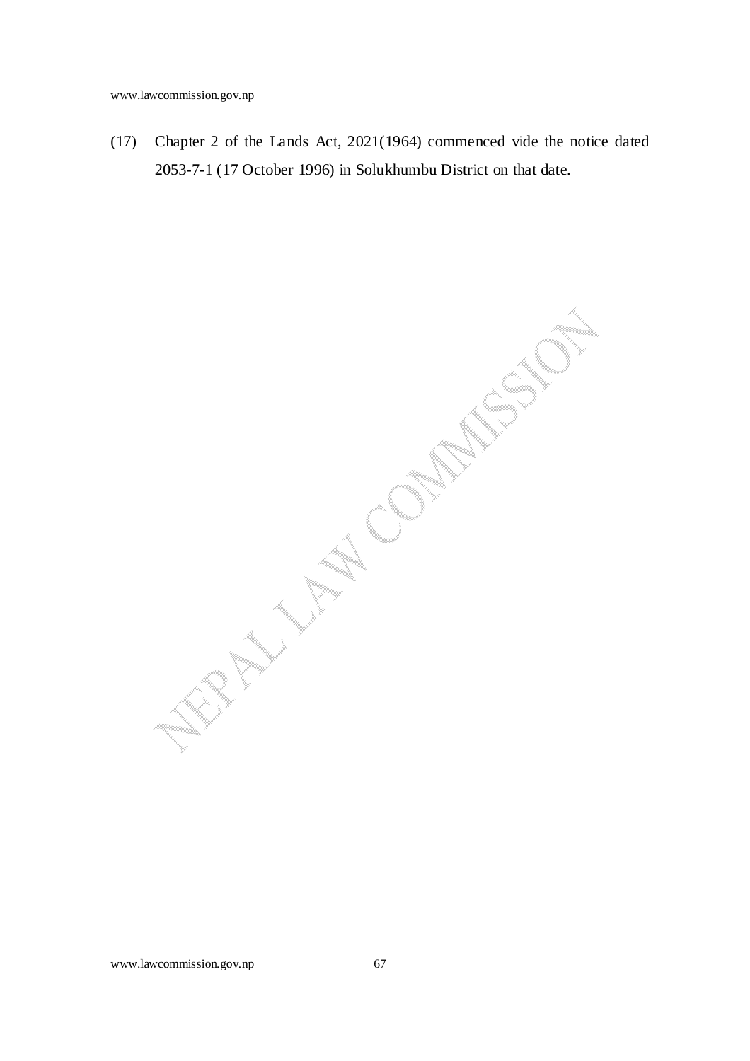(17) Chapter 2 of the Lands Act, 2021(1964) commenced vide the notice dated 2053-7-1 (17 October 1996) in Solukhumbu District on that date.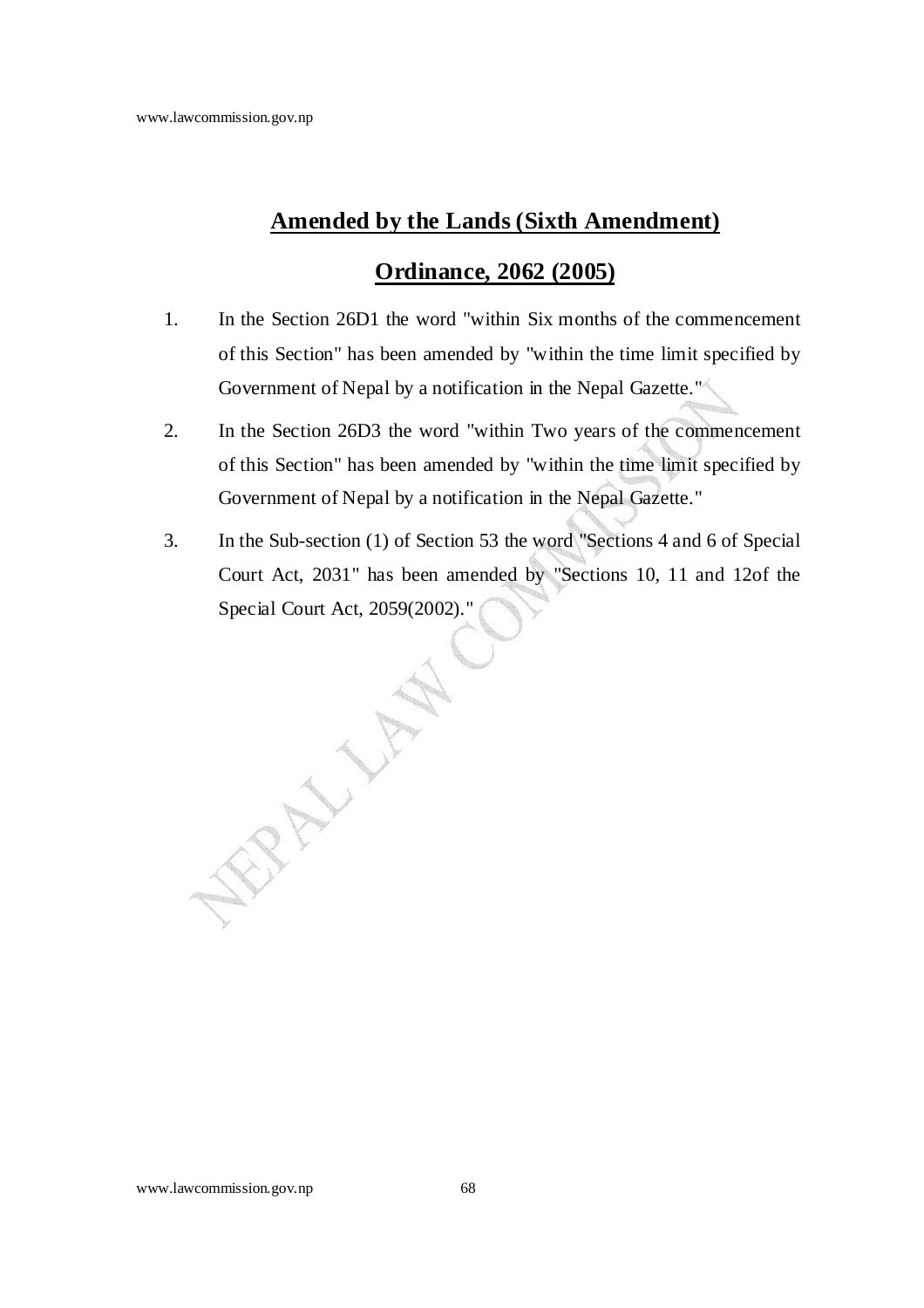## Amended by the Lands (Sixth Amendment) Ordinance, 2062 (2005)

1. In the Section 26D1 the word "within Six months of the commencement of this Section" has been amended by "within the time limit specified by Government of Nepal by a notification in the Nepal Gazette."
2. In the Section 26D3 the word "within Two years of the commencement of this Section" has been amended by "within the time limit specified by Government of Nepal by a notification in the Nepal Gazette."
3. In the Sub-section (1) of Section 53 the word "Sections 4 and 6 of Special Court Act, 2031" has been amended by "Sections 10, 11 and 12of the Special Court Act, 2059(2002)."